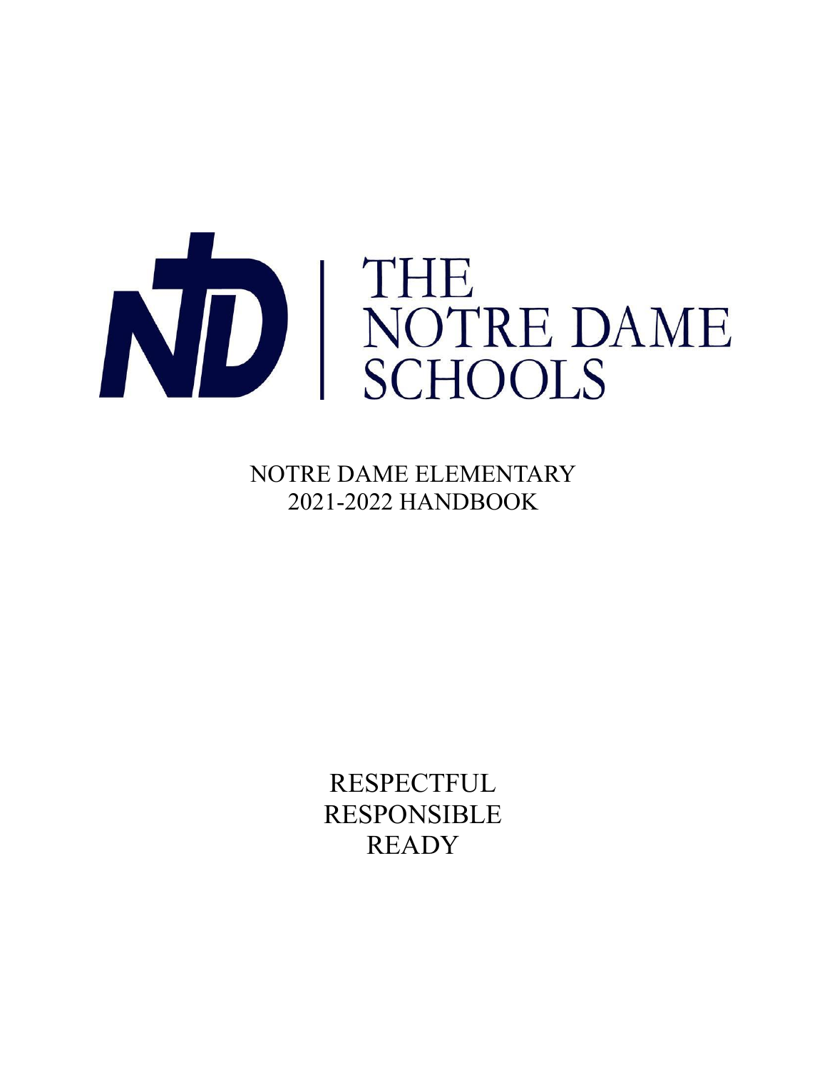# THE NOTRE DAME SCHOOLS

NOTRE DAME ELEMENTARY
2021-2022 HANDBOOK

RESPECTFUL
RESPONSIBLE
READY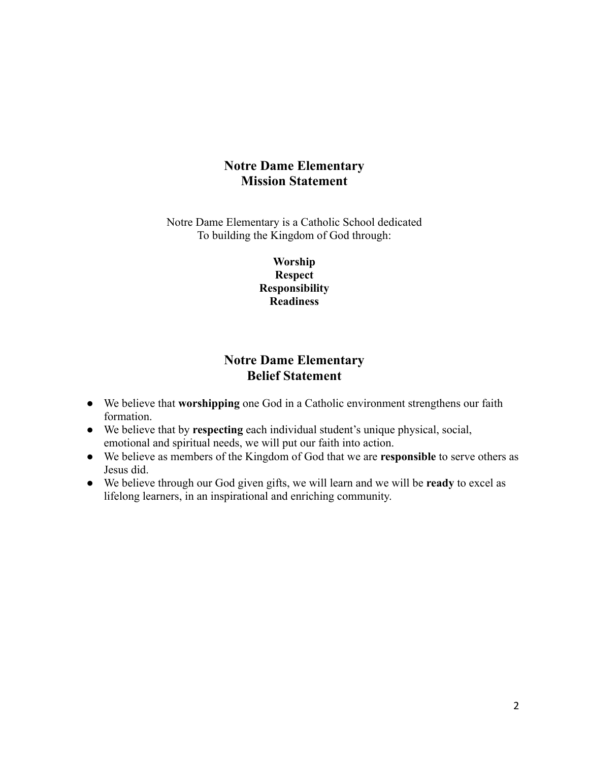## Notre Dame Elementary
## Mission Statement

Notre Dame Elementary is a Catholic School dedicated
To building the Kingdom of God through:

**Worship**
**Respect**
**Responsibility**
**Readiness**

## Notre Dame Elementary
## Belief Statement

- We believe that **worshipping** one God in a Catholic environment strengthens our faith formation.
- We believe that by **respecting** each individual student's unique physical, social, emotional and spiritual needs, we will put our faith into action.
- We believe as members of the Kingdom of God that we are **responsible** to serve others as Jesus did.
- We believe through our God given gifts, we will learn and we will be **ready** to excel as lifelong learners, in an inspirational and enriching community.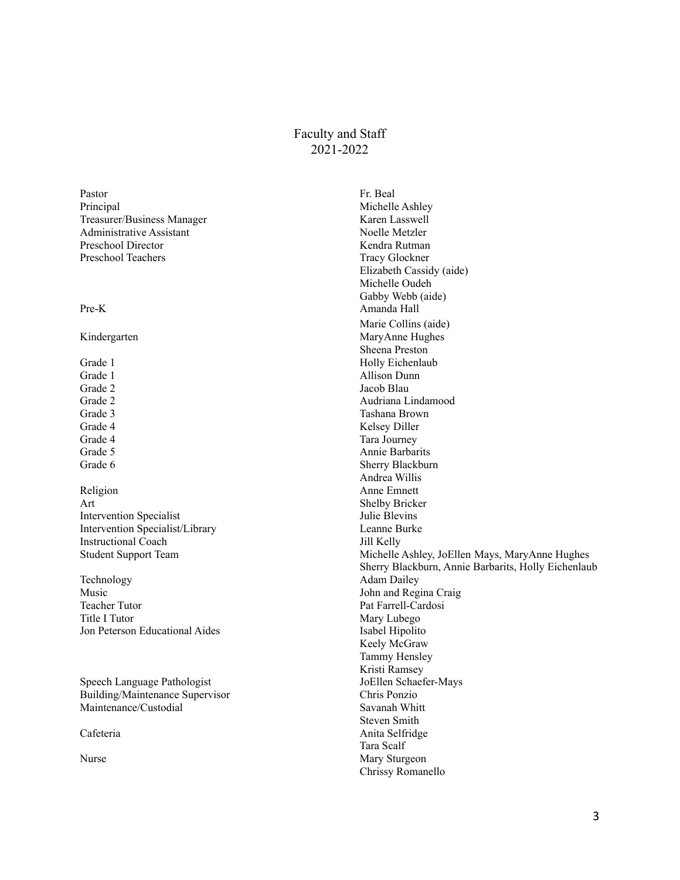# Faculty and Staff
## 2021-2022

| Role | Name |
|---|---|
| Pastor | Fr. Beal |
| Principal | Michelle Ashley |
| Treasurer/Business Manager | Karen Lasswell |
| Administrative Assistant | Noelle Metzler |
| Preschool Director | Kendra Rutman |
| Preschool Teachers | Tracy Glockner |
| | Elizabeth Cassidy (aide) |
| | Michelle Oudeh |
| | Gabby Webb (aide) |
| Pre-K | Amanda Hall |
| | Marie Collins (aide) |
| Kindergarten | MaryAnne Hughes |
| | Sheena Preston |
| Grade 1 | Holly Eichenlaub |
| Grade 1 | Allison Dunn |
| Grade 2 | Jacob Blau |
| Grade 2 | Audriana Lindamood |
| Grade 3 | Tashana Brown |
| Grade 4 | Kelsey Diller |
| Grade 4 | Tara Journey |
| Grade 5 | Annie Barbarits |
| Grade 6 | Sherry Blackburn |
| | Andrea Willis |
| Religion | Anne Emnett |
| Art | Shelby Bricker |
| Intervention Specialist | Julie Blevins |
| Intervention Specialist/Library | Leanne Burke |
| Instructional Coach | Jill Kelly |
| Student Support Team | Michelle Ashley, JoEllen Mays, MaryAnne Hughes |
| | Sherry Blackburn, Annie Barbarits, Holly Eichenlaub |
| Technology | Adam Dailey |
| Music | John and Regina Craig |
| Teacher Tutor | Pat Farrell-Cardosi |
| Title I Tutor | Mary Lubego |
| Jon Peterson Educational Aides | Isabel Hipolito |
| | Keely McGraw |
| | Tammy Hensley |
| | Kristi Ramsey |
| Speech Language Pathologist | JoEllen Schaefer-Mays |
| Building/Maintenance Supervisor | Chris Ponzio |
| Maintenance/Custodial | Savanah Whitt |
| | Steven Smith |
| Cafeteria | Anita Selfridge |
| | Tara Scalf |
| Nurse | Mary Sturgeon |
| | Chrissy Romanello |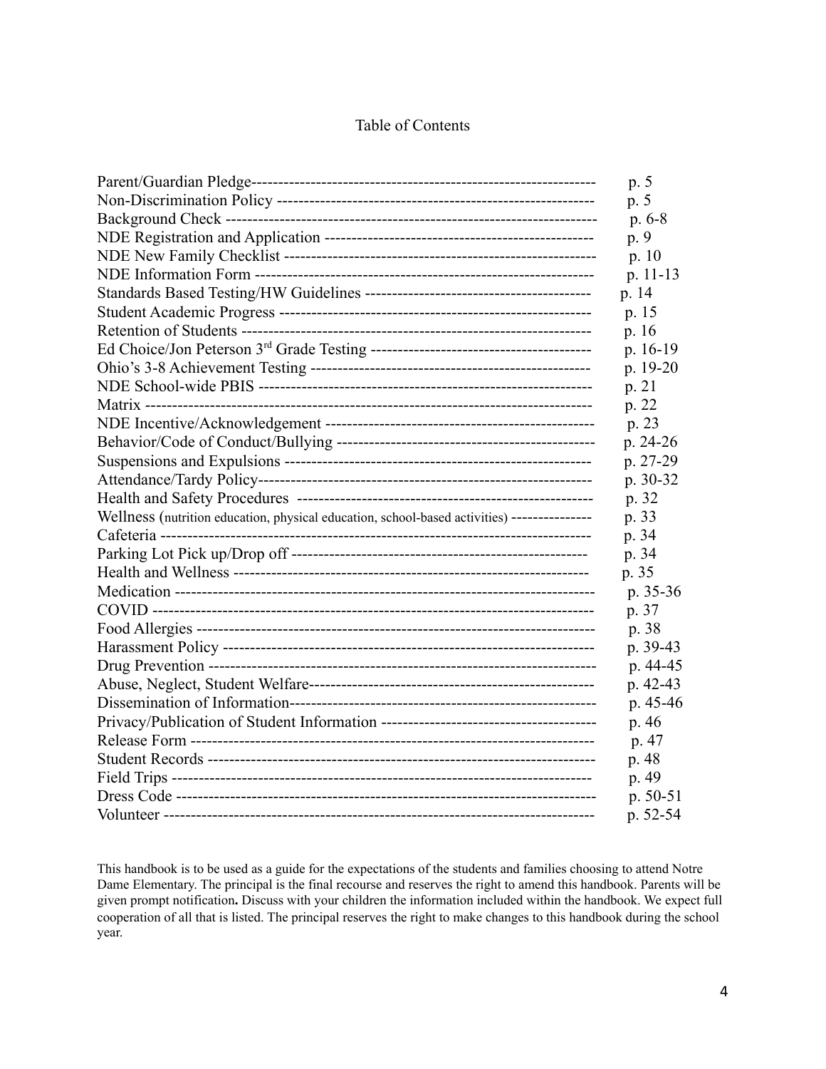# Table of Contents

| Section | Page |
|---|---|
| Parent/Guardian Pledge | p. 5 |
| Non-Discrimination Policy | p. 5 |
| Background Check | p. 6-8 |
| NDE Registration and Application | p. 9 |
| NDE New Family Checklist | p. 10 |
| NDE Information Form | p. 11-13 |
| Standards Based Testing/HW Guidelines | p. 14 |
| Student Academic Progress | p. 15 |
| Retention of Students | p. 16 |
| Ed Choice/Jon Peterson 3rd Grade Testing | p. 16-19 |
| Ohio's 3-8 Achievement Testing | p. 19-20 |
| NDE School-wide PBIS | p. 21 |
| Matrix | p. 22 |
| NDE Incentive/Acknowledgement | p. 23 |
| Behavior/Code of Conduct/Bullying | p. 24-26 |
| Suspensions and Expulsions | p. 27-29 |
| Attendance/Tardy Policy | p. 30-32 |
| Health and Safety Procedures | p. 32 |
| Wellness (nutrition education, physical education, school-based activities) | p. 33 |
| Cafeteria | p. 34 |
| Parking Lot Pick up/Drop off | p. 34 |
| Health and Wellness | p. 35 |
| Medication | p. 35-36 |
| COVID | p. 37 |
| Food Allergies | p. 38 |
| Harassment Policy | p. 39-43 |
| Drug Prevention | p. 44-45 |
| Abuse, Neglect, Student Welfare | p. 42-43 |
| Dissemination of Information | p. 45-46 |
| Privacy/Publication of Student Information | p. 46 |
| Release Form | p. 47 |
| Student Records | p. 48 |
| Field Trips | p. 49 |
| Dress Code | p. 50-51 |
| Volunteer | p. 52-54 |

This handbook is to be used as a guide for the expectations of the students and families choosing to attend Notre Dame Elementary. The principal is the final recourse and reserves the right to amend this handbook. Parents will be given prompt notification**.** Discuss with your children the information included within the handbook. We expect full cooperation of all that is listed. The principal reserves the right to make changes to this handbook during the school year.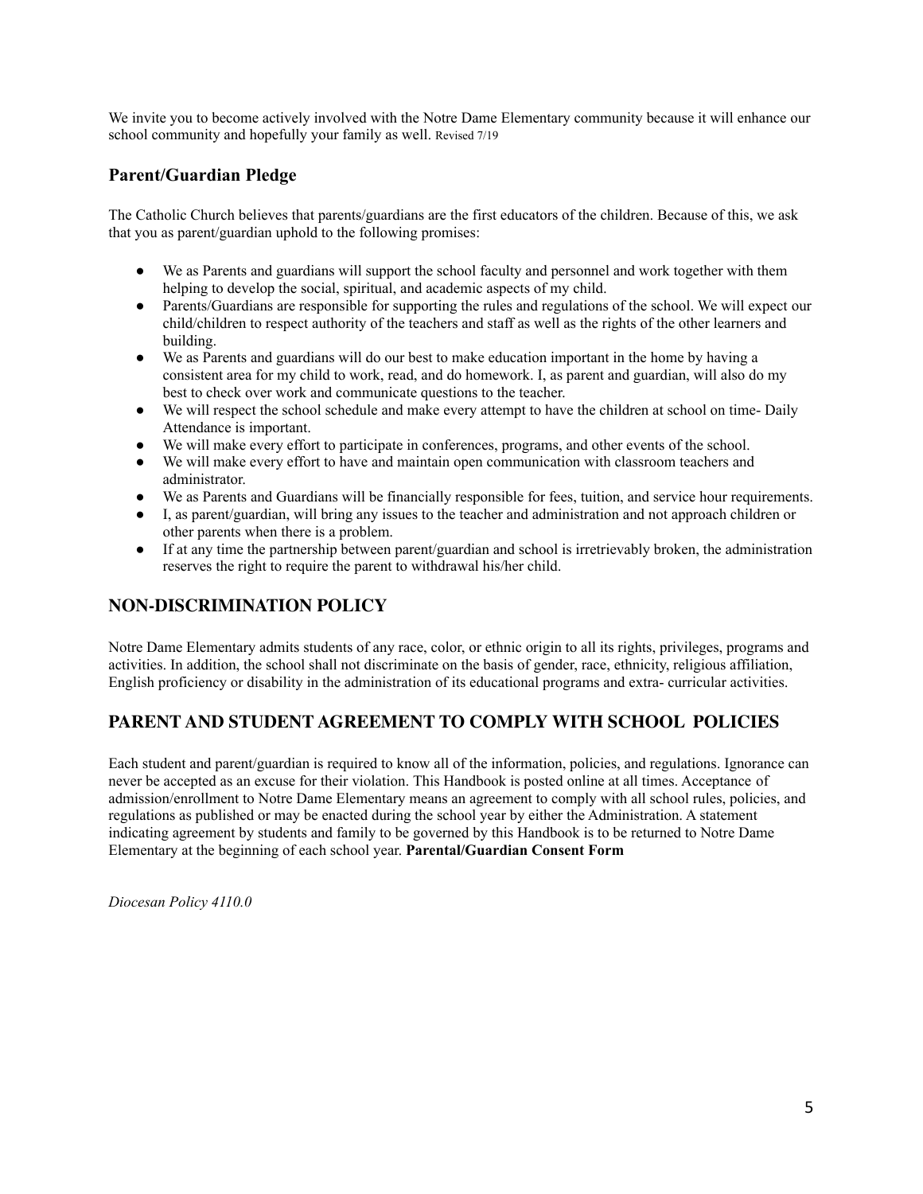We invite you to become actively involved with the Notre Dame Elementary community because it will enhance our school community and hopefully your family as well. Revised 7/19

### Parent/Guardian Pledge

The Catholic Church believes that parents/guardians are the first educators of the children. Because of this, we ask that you as parent/guardian uphold to the following promises:

- We as Parents and guardians will support the school faculty and personnel and work together with them helping to develop the social, spiritual, and academic aspects of my child.
- Parents/Guardians are responsible for supporting the rules and regulations of the school. We will expect our child/children to respect authority of the teachers and staff as well as the rights of the other learners and building.
- We as Parents and guardians will do our best to make education important in the home by having a consistent area for my child to work, read, and do homework. I, as parent and guardian, will also do my best to check over work and communicate questions to the teacher.
- We will respect the school schedule and make every attempt to have the children at school on time- Daily Attendance is important.
- We will make every effort to participate in conferences, programs, and other events of the school.
- We will make every effort to have and maintain open communication with classroom teachers and administrator.
- We as Parents and Guardians will be financially responsible for fees, tuition, and service hour requirements.
- I, as parent/guardian, will bring any issues to the teacher and administration and not approach children or other parents when there is a problem.
- If at any time the partnership between parent/guardian and school is irretrievably broken, the administration reserves the right to require the parent to withdrawal his/her child.

## NON-DISCRIMINATION POLICY

Notre Dame Elementary admits students of any race, color, or ethnic origin to all its rights, privileges, programs and activities. In addition, the school shall not discriminate on the basis of gender, race, ethnicity, religious affiliation, English proficiency or disability in the administration of its educational programs and extra- curricular activities.

## PARENT AND STUDENT AGREEMENT TO COMPLY WITH SCHOOL POLICIES

Each student and parent/guardian is required to know all of the information, policies, and regulations. Ignorance can never be accepted as an excuse for their violation. This Handbook is posted online at all times. Acceptance of admission/enrollment to Notre Dame Elementary means an agreement to comply with all school rules, policies, and regulations as published or may be enacted during the school year by either the Administration. A statement indicating agreement by students and family to be governed by this Handbook is to be returned to Notre Dame Elementary at the beginning of each school year. **Parental/Guardian Consent Form**

*Diocesan Policy 4110.0*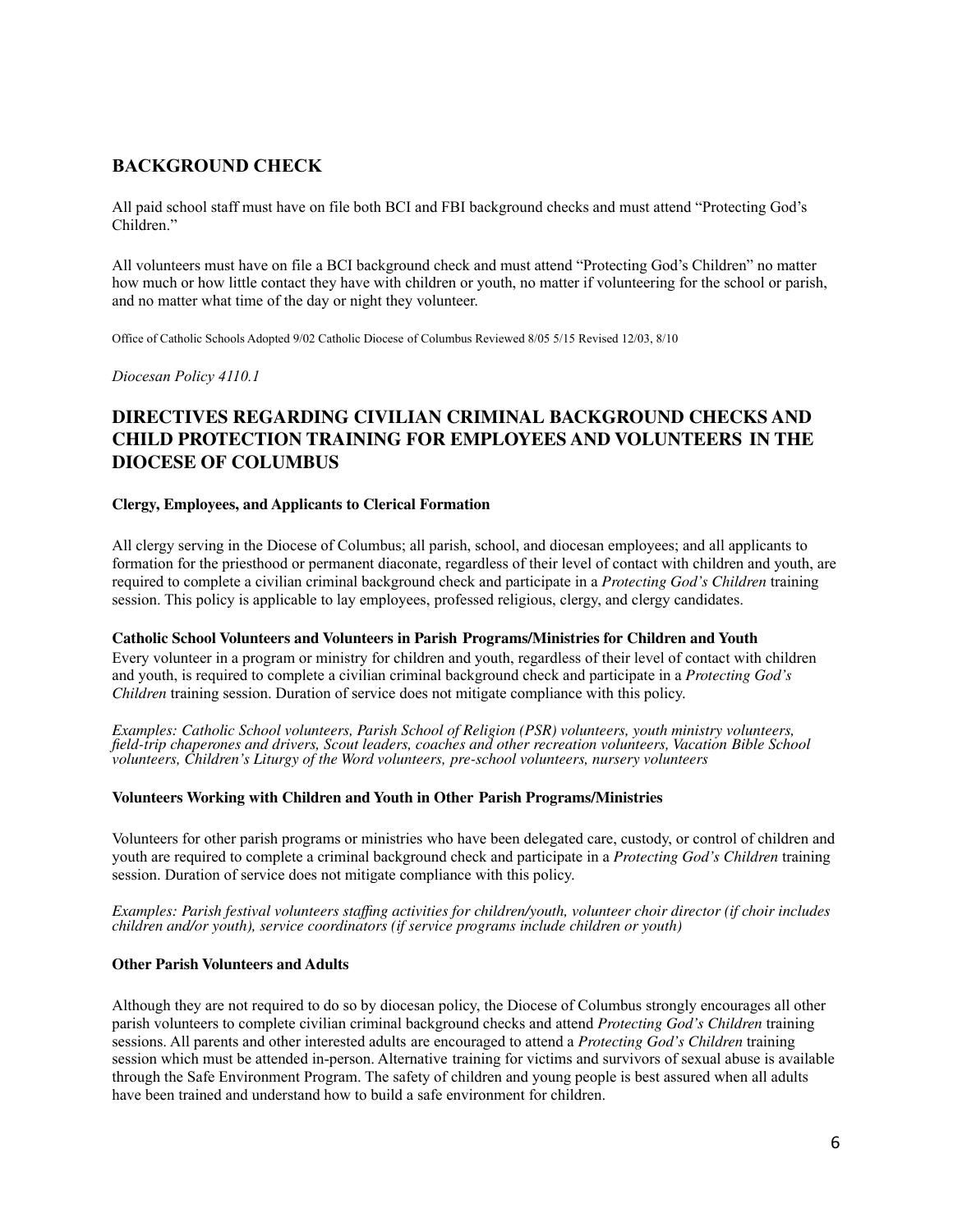## BACKGROUND CHECK

All paid school staff must have on file both BCI and FBI background checks and must attend "Protecting God's Children."

All volunteers must have on file a BCI background check and must attend "Protecting God's Children" no matter how much or how little contact they have with children or youth, no matter if volunteering for the school or parish, and no matter what time of the day or night they volunteer.

Office of Catholic Schools Adopted 9/02 Catholic Diocese of Columbus Reviewed 8/05 5/15 Revised 12/03, 8/10

*Diocesan Policy 4110.1*

## DIRECTIVES REGARDING CIVILIAN CRIMINAL BACKGROUND CHECKS AND CHILD PROTECTION TRAINING FOR EMPLOYEES AND VOLUNTEERS IN THE DIOCESE OF COLUMBUS

**Clergy, Employees, and Applicants to Clerical Formation**

All clergy serving in the Diocese of Columbus; all parish, school, and diocesan employees; and all applicants to formation for the priesthood or permanent diaconate, regardless of their level of contact with children and youth, are required to complete a civilian criminal background check and participate in a *Protecting God's Children* training session. This policy is applicable to lay employees, professed religious, clergy, and clergy candidates.

**Catholic School Volunteers and Volunteers in Parish Programs/Ministries for Children and Youth**

Every volunteer in a program or ministry for children and youth, regardless of their level of contact with children and youth, is required to complete a civilian criminal background check and participate in a *Protecting God's Children* training session. Duration of service does not mitigate compliance with this policy.

*Examples: Catholic School volunteers, Parish School of Religion (PSR) volunteers, youth ministry volunteers, field-trip chaperones and drivers, Scout leaders, coaches and other recreation volunteers, Vacation Bible School volunteers, Children's Liturgy of the Word volunteers, pre-school volunteers, nursery volunteers*

**Volunteers Working with Children and Youth in Other Parish Programs/Ministries**

Volunteers for other parish programs or ministries who have been delegated care, custody, or control of children and youth are required to complete a criminal background check and participate in a *Protecting God's Children* training session. Duration of service does not mitigate compliance with this policy.

*Examples: Parish festival volunteers staffing activities for children/youth, volunteer choir director (if choir includes children and/or youth), service coordinators (if service programs include children or youth)*

**Other Parish Volunteers and Adults**

Although they are not required to do so by diocesan policy, the Diocese of Columbus strongly encourages all other parish volunteers to complete civilian criminal background checks and attend *Protecting God's Children* training sessions. All parents and other interested adults are encouraged to attend a *Protecting God's Children* training session which must be attended in-person. Alternative training for victims and survivors of sexual abuse is available through the Safe Environment Program. The safety of children and young people is best assured when all adults have been trained and understand how to build a safe environment for children.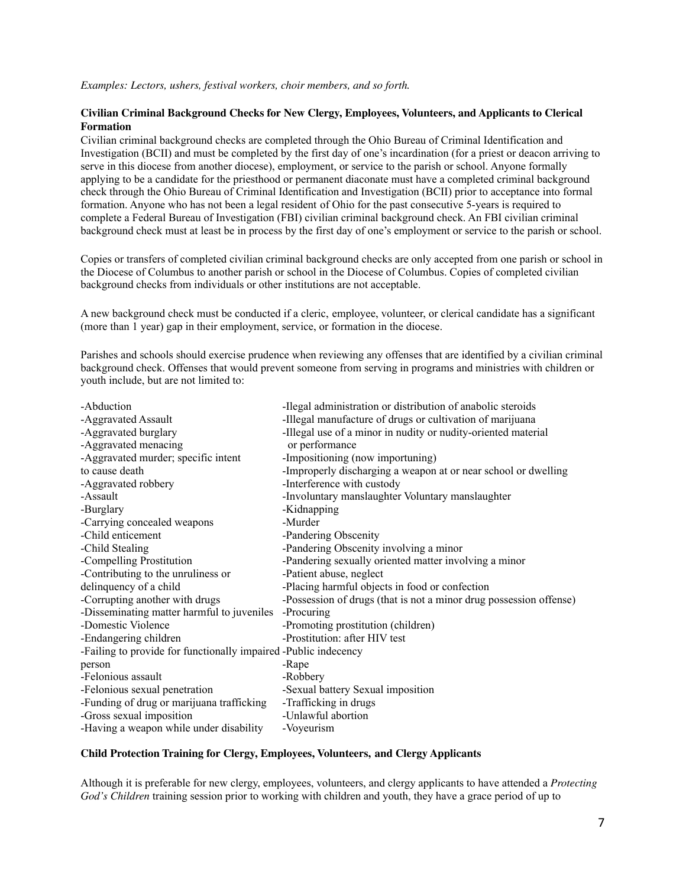*Examples: Lectors, ushers, festival workers, choir members, and so forth.*

**Civilian Criminal Background Checks for New Clergy, Employees, Volunteers, and Applicants to Clerical Formation**

Civilian criminal background checks are completed through the Ohio Bureau of Criminal Identification and Investigation (BCII) and must be completed by the first day of one's incardination (for a priest or deacon arriving to serve in this diocese from another diocese), employment, or service to the parish or school. Anyone formally applying to be a candidate for the priesthood or permanent diaconate must have a completed criminal background check through the Ohio Bureau of Criminal Identification and Investigation (BCII) prior to acceptance into formal formation. Anyone who has not been a legal resident of Ohio for the past consecutive 5-years is required to complete a Federal Bureau of Investigation (FBI) civilian criminal background check. An FBI civilian criminal background check must at least be in process by the first day of one's employment or service to the parish or school.

Copies or transfers of completed civilian criminal background checks are only accepted from one parish or school in the Diocese of Columbus to another parish or school in the Diocese of Columbus. Copies of completed civilian background checks from individuals or other institutions are not acceptable.

A new background check must be conducted if a cleric, employee, volunteer, or clerical candidate has a significant (more than 1 year) gap in their employment, service, or formation in the diocese.

Parishes and schools should exercise prudence when reviewing any offenses that are identified by a civilian criminal background check. Offenses that would prevent someone from serving in programs and ministries with children or youth include, but are not limited to:

-Abduction
-Aggravated Assault
-Aggravated burglary
-Aggravated menacing
-Aggravated murder; specific intent to cause death
-Aggravated robbery
-Assault
-Burglary
-Carrying concealed weapons
-Child enticement
-Child Stealing
-Compelling Prostitution
-Contributing to the unruliness or delinquency of a child
-Corrupting another with drugs
-Disseminating matter harmful to juveniles
-Domestic Violence
-Endangering children
-Failing to provide for functionally impaired person
-Felonious assault
-Felonious sexual penetration
-Funding of drug or marijuana trafficking
-Gross sexual imposition
-Having a weapon while under disability
-Ilegal administration or distribution of anabolic steroids
-Illegal manufacture of drugs or cultivation of marijuana
-Illegal use of a minor in nudity or nudity-oriented material or performance
-Impositioning (now importuning)
-Improperly discharging a weapon at or near school or dwelling
-Interference with custody
-Involuntary manslaughter Voluntary manslaughter
-Kidnapping
-Murder
-Pandering Obscenity
-Pandering Obscenity involving a minor
-Pandering sexually oriented matter involving a minor
-Patient abuse, neglect
-Placing harmful objects in food or confection
-Possession of drugs (that is not a minor drug possession offense)
-Procuring
-Promoting prostitution (children)
-Prostitution: after HIV test
-Public indecency
-Rape
-Robbery
-Sexual battery Sexual imposition
-Trafficking in drugs
-Unlawful abortion
-Voyeurism

**Child Protection Training for Clergy, Employees, Volunteers, and Clergy Applicants**

Although it is preferable for new clergy, employees, volunteers, and clergy applicants to have attended a *Protecting God's Children* training session prior to working with children and youth, they have a grace period of up to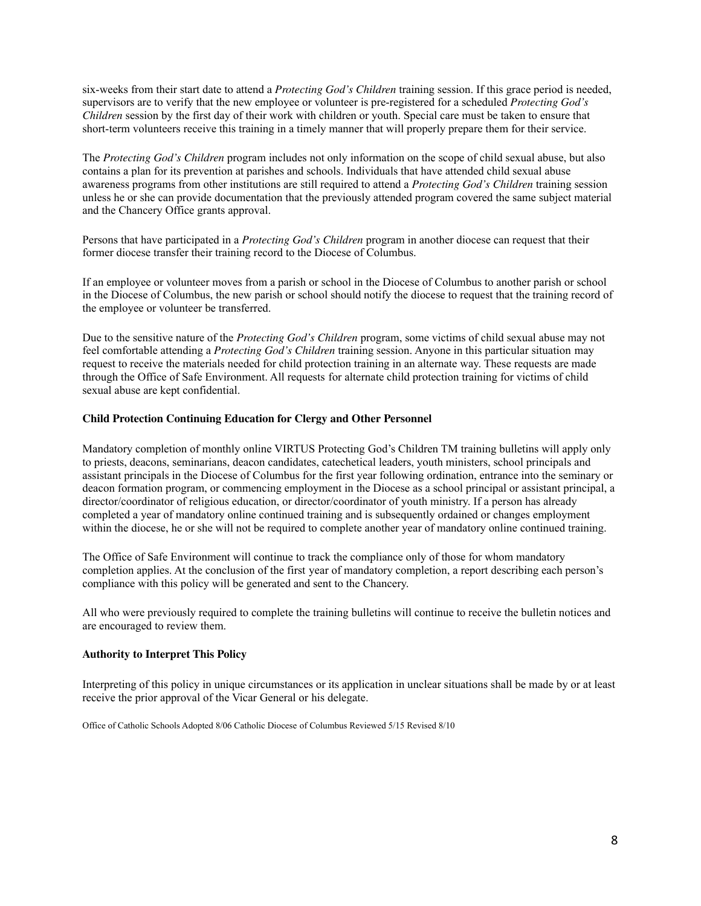six-weeks from their start date to attend a *Protecting God's Children* training session. If this grace period is needed, supervisors are to verify that the new employee or volunteer is pre-registered for a scheduled *Protecting God's Children* session by the first day of their work with children or youth. Special care must be taken to ensure that short-term volunteers receive this training in a timely manner that will properly prepare them for their service.

The *Protecting God's Children* program includes not only information on the scope of child sexual abuse, but also contains a plan for its prevention at parishes and schools. Individuals that have attended child sexual abuse awareness programs from other institutions are still required to attend a *Protecting God's Children* training session unless he or she can provide documentation that the previously attended program covered the same subject material and the Chancery Office grants approval.

Persons that have participated in a *Protecting God's Children* program in another diocese can request that their former diocese transfer their training record to the Diocese of Columbus.

If an employee or volunteer moves from a parish or school in the Diocese of Columbus to another parish or school in the Diocese of Columbus, the new parish or school should notify the diocese to request that the training record of the employee or volunteer be transferred.

Due to the sensitive nature of the *Protecting God's Children* program, some victims of child sexual abuse may not feel comfortable attending a *Protecting God's Children* training session. Anyone in this particular situation may request to receive the materials needed for child protection training in an alternate way. These requests are made through the Office of Safe Environment. All requests for alternate child protection training for victims of child sexual abuse are kept confidential.

**Child Protection Continuing Education for Clergy and Other Personnel**

Mandatory completion of monthly online VIRTUS Protecting God's Children TM training bulletins will apply only to priests, deacons, seminarians, deacon candidates, catechetical leaders, youth ministers, school principals and assistant principals in the Diocese of Columbus for the first year following ordination, entrance into the seminary or deacon formation program, or commencing employment in the Diocese as a school principal or assistant principal, a director/coordinator of religious education, or director/coordinator of youth ministry. If a person has already completed a year of mandatory online continued training and is subsequently ordained or changes employment within the diocese, he or she will not be required to complete another year of mandatory online continued training.

The Office of Safe Environment will continue to track the compliance only of those for whom mandatory completion applies. At the conclusion of the first year of mandatory completion, a report describing each person's compliance with this policy will be generated and sent to the Chancery.

All who were previously required to complete the training bulletins will continue to receive the bulletin notices and are encouraged to review them.

**Authority to Interpret This Policy**

Interpreting of this policy in unique circumstances or its application in unclear situations shall be made by or at least receive the prior approval of the Vicar General or his delegate.

Office of Catholic Schools Adopted 8/06 Catholic Diocese of Columbus Reviewed 5/15 Revised 8/10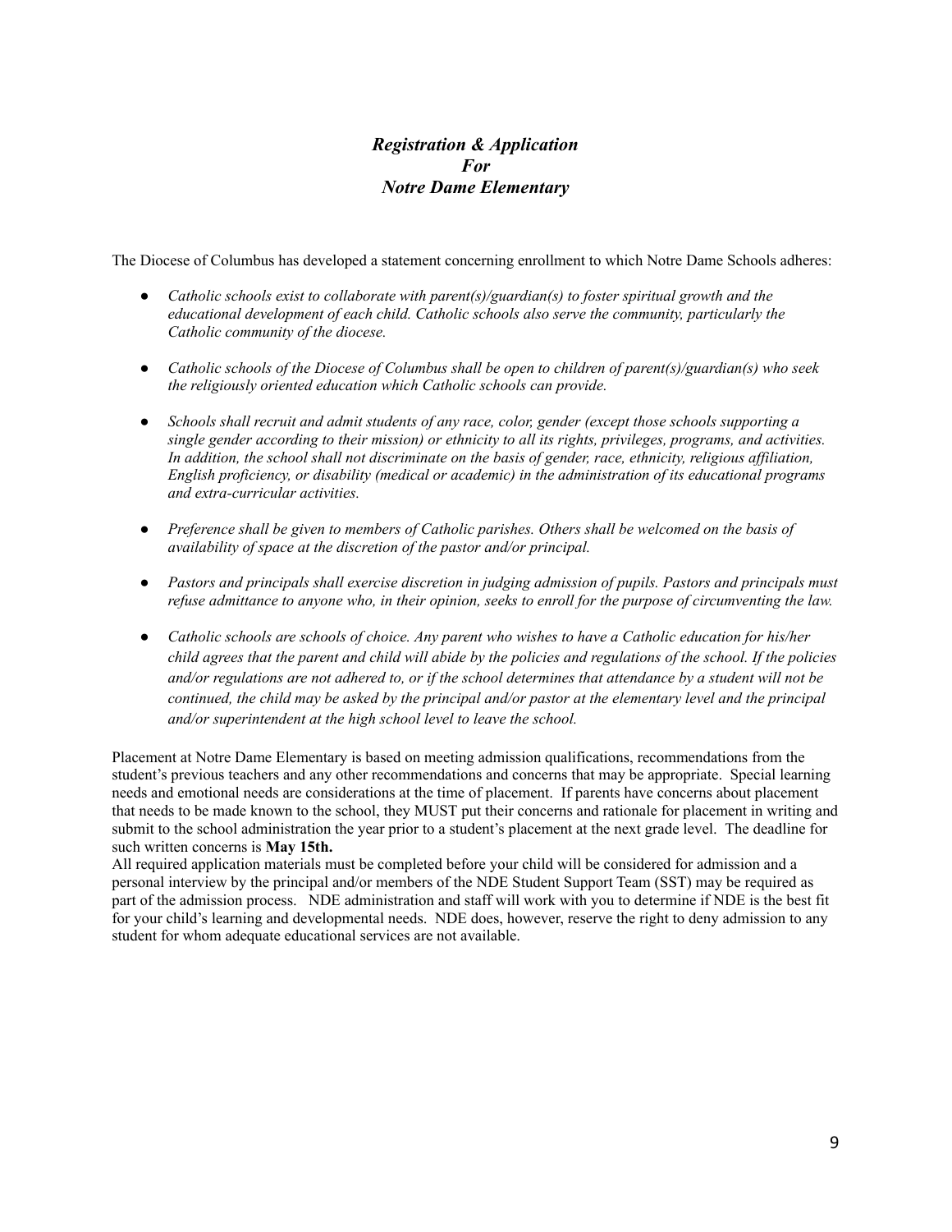## *Registration & Application*
## *For*
## *Notre Dame Elementary*

The Diocese of Columbus has developed a statement concerning enrollment to which Notre Dame Schools adheres:

- *Catholic schools exist to collaborate with parent(s)/guardian(s) to foster spiritual growth and the educational development of each child. Catholic schools also serve the community, particularly the Catholic community of the diocese.*

- *Catholic schools of the Diocese of Columbus shall be open to children of parent(s)/guardian(s) who seek the religiously oriented education which Catholic schools can provide.*

- *Schools shall recruit and admit students of any race, color, gender (except those schools supporting a single gender according to their mission) or ethnicity to all its rights, privileges, programs, and activities. In addition, the school shall not discriminate on the basis of gender, race, ethnicity, religious affiliation, English proficiency, or disability (medical or academic) in the administration of its educational programs and extra-curricular activities.*

- *Preference shall be given to members of Catholic parishes. Others shall be welcomed on the basis of availability of space at the discretion of the pastor and/or principal.*

- *Pastors and principals shall exercise discretion in judging admission of pupils. Pastors and principals must refuse admittance to anyone who, in their opinion, seeks to enroll for the purpose of circumventing the law.*

- *Catholic schools are schools of choice. Any parent who wishes to have a Catholic education for his/her child agrees that the parent and child will abide by the policies and regulations of the school. If the policies and/or regulations are not adhered to, or if the school determines that attendance by a student will not be continued, the child may be asked by the principal and/or pastor at the elementary level and the principal and/or superintendent at the high school level to leave the school.*

Placement at Notre Dame Elementary is based on meeting admission qualifications, recommendations from the student's previous teachers and any other recommendations and concerns that may be appropriate. Special learning needs and emotional needs are considerations at the time of placement. If parents have concerns about placement that needs to be made known to the school, they MUST put their concerns and rationale for placement in writing and submit to the school administration the year prior to a student's placement at the next grade level. The deadline for such written concerns is **May 15th.**

All required application materials must be completed before your child will be considered for admission and a personal interview by the principal and/or members of the NDE Student Support Team (SST) may be required as part of the admission process. NDE administration and staff will work with you to determine if NDE is the best fit for your child's learning and developmental needs. NDE does, however, reserve the right to deny admission to any student for whom adequate educational services are not available.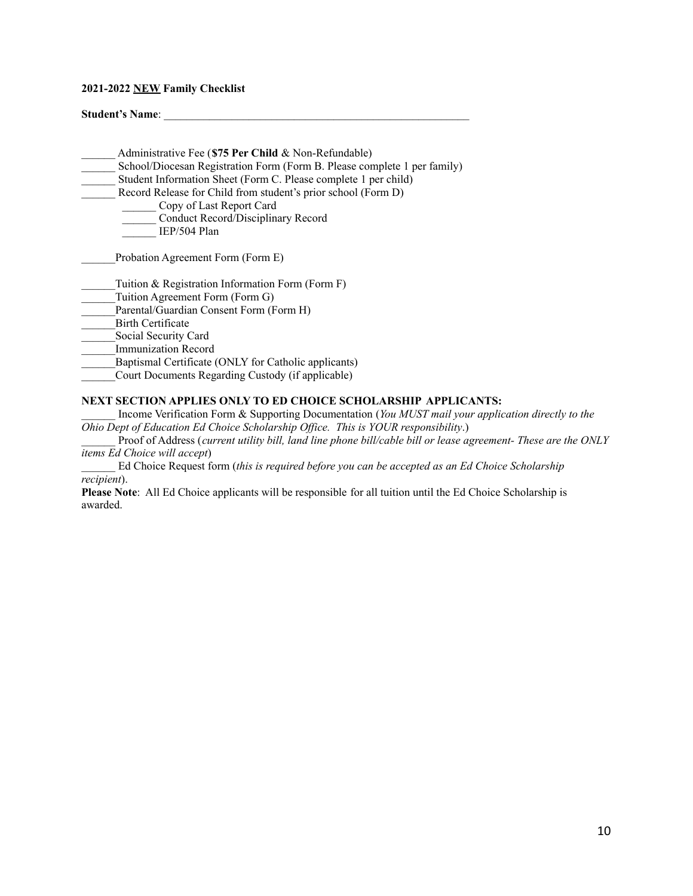**2021-2022 <u>NEW</u> Family Checklist**

**Student's Name**: ________________________________________________________

______ Administrative Fee (**$75 Per Child** & Non-Refundable)
______ School/Diocesan Registration Form (Form B. Please complete 1 per family)
______ Student Information Sheet (Form C. Please complete 1 per child)
______ Record Release for Child from student's prior school (Form D)
  ______ Copy of Last Report Card
  ______ Conduct Record/Disciplinary Record
  ______ IEP/504 Plan

______Probation Agreement Form (Form E)

______Tuition & Registration Information Form (Form F)
______Tuition Agreement Form (Form G)
______Parental/Guardian Consent Form (Form H)
______Birth Certificate
______Social Security Card
______Immunization Record
______Baptismal Certificate (ONLY for Catholic applicants)
______Court Documents Regarding Custody (if applicable)

**NEXT SECTION APPLIES ONLY TO ED CHOICE SCHOLARSHIP APPLICANTS:**

______ Income Verification Form & Supporting Documentation (*You MUST mail your application directly to the Ohio Dept of Education Ed Choice Scholarship Office. This is YOUR responsibility*.)
______ Proof of Address (*current utility bill, land line phone bill/cable bill or lease agreement- These are the ONLY items Ed Choice will accept*)
______ Ed Choice Request form (*this is required before you can be accepted as an Ed Choice Scholarship recipient*).

**Please Note**: All Ed Choice applicants will be responsible for all tuition until the Ed Choice Scholarship is awarded.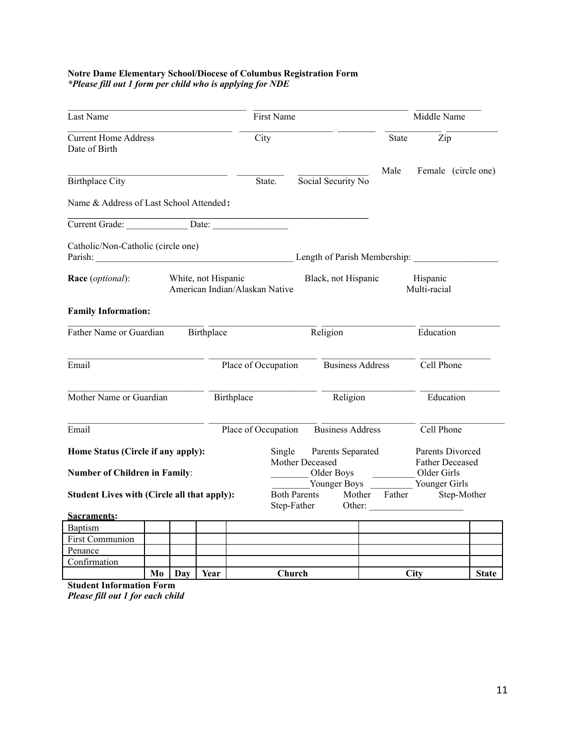**Notre Dame Elementary School/Diocese of Columbus Registration Form**
***Please fill out 1 form per child who is applying for NDE***

______________________________________ ________________________________ ______________
Last Name First Name Middle Name

___________________________________ ____________________ ________ ____________ ___________
Current Home Address City State Zip
Date of Birth

_________________________________ __________ _______________ Male Female (circle one)
Birthplace City State. Social Security No

Name & Address of Last School Attended**:**

__________________________________________________________________

Current Grade: _____________ Date: ________________

Catholic/Non-Catholic (circle one)
Parish: __________________________________________ Length of Parish Membership: __________________

**Race** (*optional*): White, not Hispanic Black, not Hispanic Hispanic
American Indian/Alaskan Native Multi-racial

**Family Information:**

_____________________________ _______________________ ____________________ _________________
Father Name or Guardian Birthplace Religion Education

_____________________________ _______________________ ____________________ _______________
Email Place of Occupation Business Address Cell Phone

_____________________________ _______________________ ____________________ _________________
Mother Name or Guardian Birthplace Religion Education

_____________________________ _______________________ ____________________ _________________
Email Place of Occupation Business Address Cell Phone

**Home Status (Circle if any apply):** Single Parents Separated Parents Divorced
Mother Deceased Father Deceased

**Number of Children in Family**: ________ Older Boys _________ Older Girls
________Younger Boys _________ Younger Girls

**Student Lives with (Circle all that apply):** Both Parents Mother Father Step-Mother
Step-Father Other: ____________________

**Sacraments:**

| | Mo | Day | Year | Church | City | State |
|---|---|---|---|---|---|---|
| Baptism | | | | | | |
| First Communion | | | | | | |
| Penance | | | | | | |
| Confirmation | | | | | | |

**Student Information Form**
***Please fill out 1 for each child***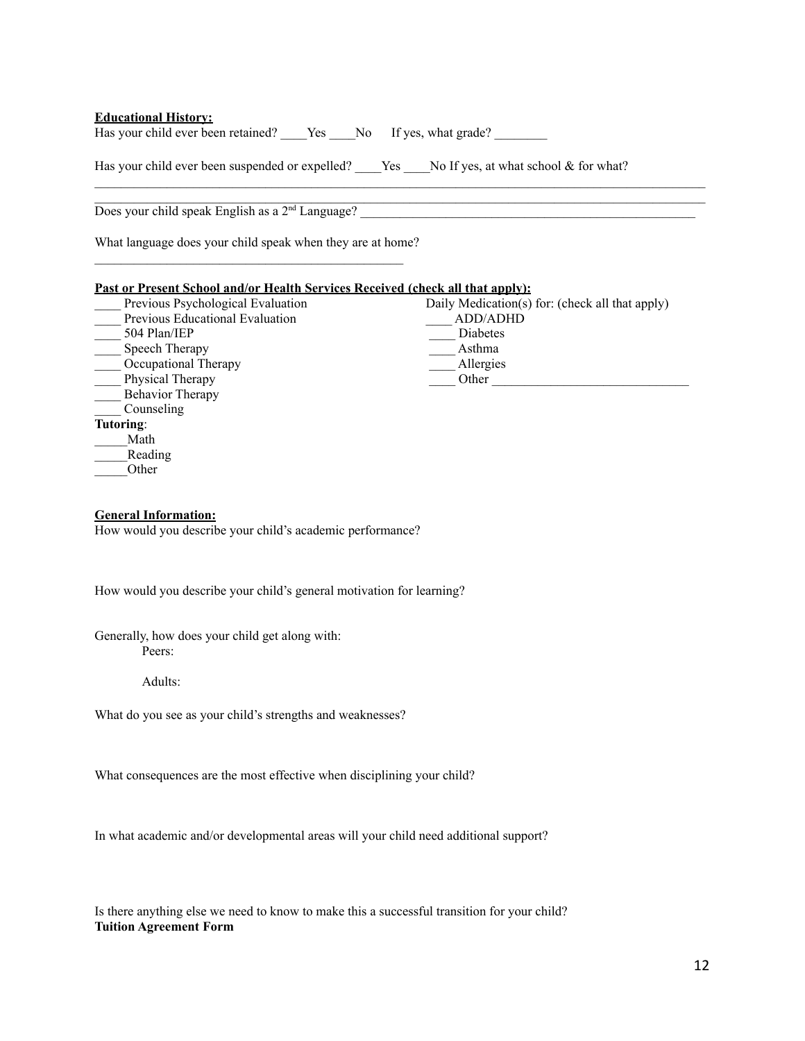**<u>Educational History:</u>**

Has your child ever been retained? ____Yes ____No If yes, what grade? ________

Has your child ever been suspended or expelled? ____Yes ____No If yes, at what school & for what?

______________________________________________________________________________________

______________________________________________________________________________________

Does your child speak English as a 2nd Language? ______________________________________________________

What language does your child speak when they are at home?

_______________________________________________

**<u>Past or Present School and/or Health Services Received (check all that apply):</u>**

____ Previous Psychological Evaluation
____ Previous Educational Evaluation
____ 504 Plan/IEP
____ Speech Therapy
____ Occupational Therapy
____ Physical Therapy
____ Behavior Therapy
____ Counseling

**Tutoring**:

_____Math
_____Reading
_____Other

Daily Medication(s) for: (check all that apply)

____ ADD/ADHD
____ Diabetes
____ Asthma
____ Allergies
____ Other ______________________________

**<u>General Information:</u>**

How would you describe your child's academic performance?

How would you describe your child's general motivation for learning?

Generally, how does your child get along with:

Peers:

Adults:

What do you see as your child's strengths and weaknesses?

What consequences are the most effective when disciplining your child?

In what academic and/or developmental areas will your child need additional support?

Is there anything else we need to know to make this a successful transition for your child?

**Tuition Agreement Form**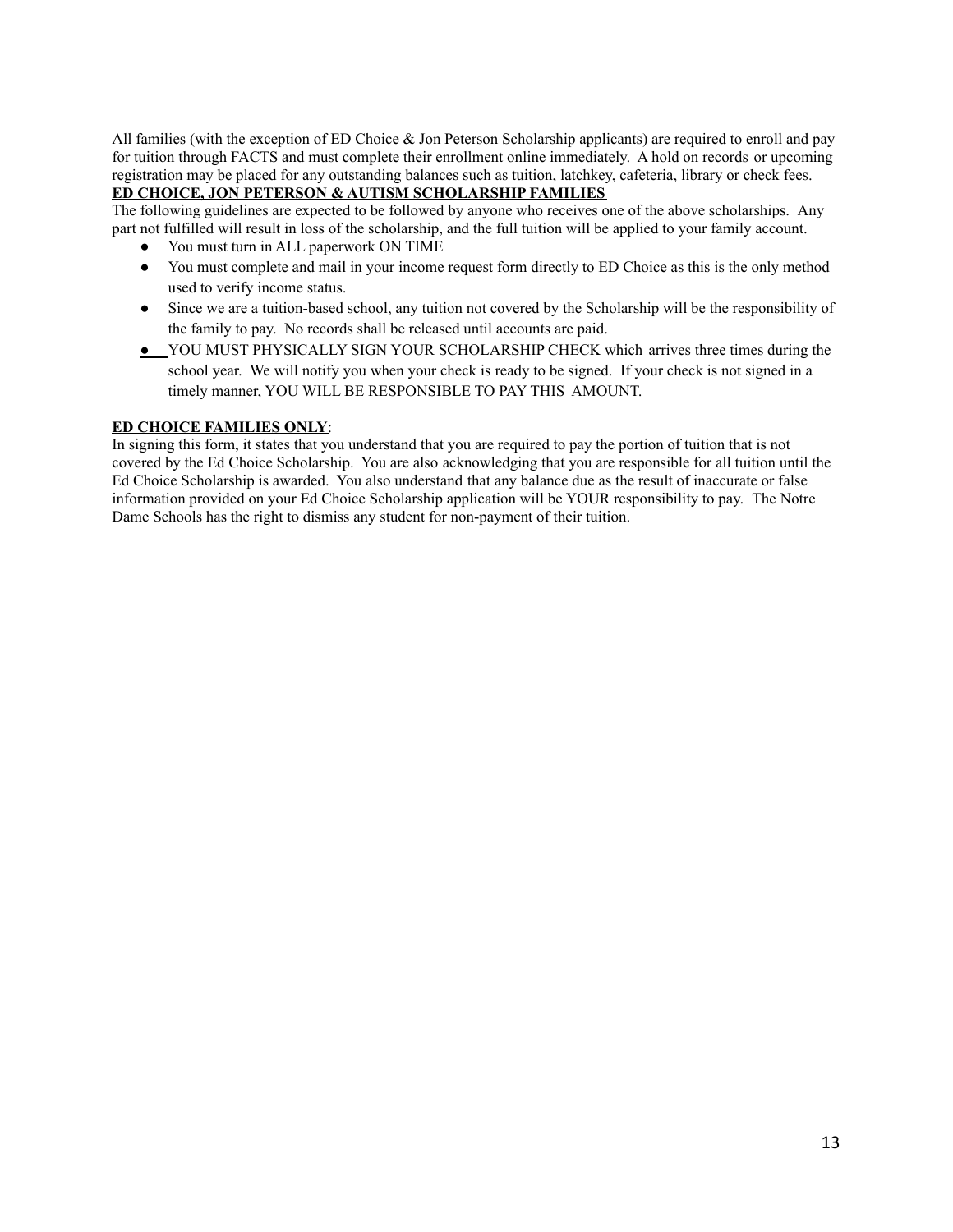All families (with the exception of ED Choice & Jon Peterson Scholarship applicants) are required to enroll and pay for tuition through FACTS and must complete their enrollment online immediately. A hold on records or upcoming registration may be placed for any outstanding balances such as tuition, latchkey, cafeteria, library or check fees.

**ED CHOICE, JON PETERSON & AUTISM SCHOLARSHIP FAMILIES**

The following guidelines are expected to be followed by anyone who receives one of the above scholarships. Any part not fulfilled will result in loss of the scholarship, and the full tuition will be applied to your family account.

- You must turn in ALL paperwork ON TIME
- You must complete and mail in your income request form directly to ED Choice as this is the only method used to verify income status.
- Since we are a tuition-based school, any tuition not covered by the Scholarship will be the responsibility of the family to pay. No records shall be released until accounts are paid.
- YOU MUST PHYSICALLY SIGN YOUR SCHOLARSHIP CHECK which arrives three times during the school year. We will notify you when your check is ready to be signed. If your check is not signed in a timely manner, YOU WILL BE RESPONSIBLE TO PAY THIS AMOUNT.

**ED CHOICE FAMILIES ONLY**:

In signing this form, it states that you understand that you are required to pay the portion of tuition that is not covered by the Ed Choice Scholarship. You are also acknowledging that you are responsible for all tuition until the Ed Choice Scholarship is awarded. You also understand that any balance due as the result of inaccurate or false information provided on your Ed Choice Scholarship application will be YOUR responsibility to pay. The Notre Dame Schools has the right to dismiss any student for non-payment of their tuition.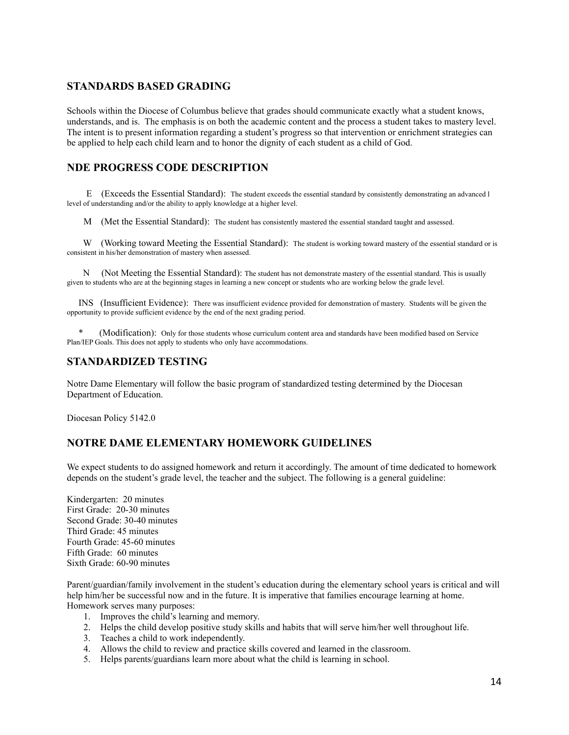## STANDARDS BASED GRADING

Schools within the Diocese of Columbus believe that grades should communicate exactly what a student knows, understands, and is. The emphasis is on both the academic content and the process a student takes to mastery level. The intent is to present information regarding a student's progress so that intervention or enrichment strategies can be applied to help each child learn and to honor the dignity of each student as a child of God.

## NDE PROGRESS CODE DESCRIPTION

E (Exceeds the Essential Standard): The student exceeds the essential standard by consistently demonstrating an advanced l level of understanding and/or the ability to apply knowledge at a higher level.

M (Met the Essential Standard): The student has consistently mastered the essential standard taught and assessed.

W (Working toward Meeting the Essential Standard): The student is working toward mastery of the essential standard or is consistent in his/her demonstration of mastery when assessed.

N (Not Meeting the Essential Standard): The student has not demonstrate mastery of the essential standard. This is usually given to students who are at the beginning stages in learning a new concept or students who are working below the grade level.

INS (Insufficient Evidence): There was insufficient evidence provided for demonstration of mastery. Students will be given the opportunity to provide sufficient evidence by the end of the next grading period.

* (Modification): Only for those students whose curriculum content area and standards have been modified based on Service Plan/IEP Goals. This does not apply to students who only have accommodations.

## STANDARDIZED TESTING

Notre Dame Elementary will follow the basic program of standardized testing determined by the Diocesan Department of Education.

Diocesan Policy 5142.0

## NOTRE DAME ELEMENTARY HOMEWORK GUIDELINES

We expect students to do assigned homework and return it accordingly. The amount of time dedicated to homework depends on the student's grade level, the teacher and the subject. The following is a general guideline:

Kindergarten: 20 minutes
First Grade: 20-30 minutes
Second Grade: 30-40 minutes
Third Grade: 45 minutes
Fourth Grade: 45-60 minutes
Fifth Grade: 60 minutes
Sixth Grade: 60-90 minutes

Parent/guardian/family involvement in the student's education during the elementary school years is critical and will help him/her be successful now and in the future. It is imperative that families encourage learning at home. Homework serves many purposes:

1. Improves the child's learning and memory.
2. Helps the child develop positive study skills and habits that will serve him/her well throughout life.
3. Teaches a child to work independently.
4. Allows the child to review and practice skills covered and learned in the classroom.
5. Helps parents/guardians learn more about what the child is learning in school.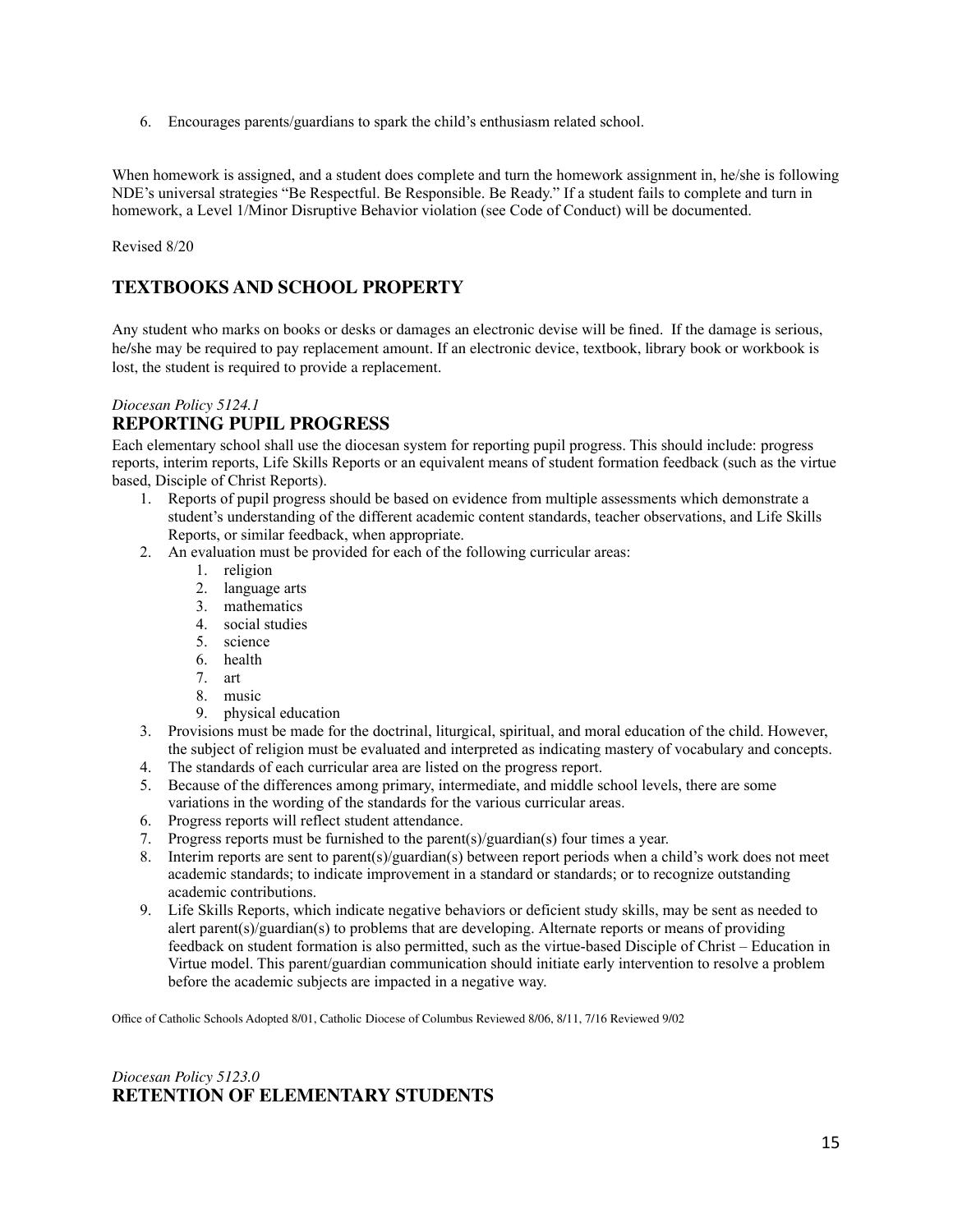6. Encourages parents/guardians to spark the child's enthusiasm related school.

When homework is assigned, and a student does complete and turn the homework assignment in, he/she is following NDE's universal strategies "Be Respectful. Be Responsible. Be Ready." If a student fails to complete and turn in homework, a Level 1/Minor Disruptive Behavior violation (see Code of Conduct) will be documented.

Revised 8/20

## TEXTBOOKS AND SCHOOL PROPERTY

Any student who marks on books or desks or damages an electronic devise will be fined. If the damage is serious, he/she may be required to pay replacement amount. If an electronic device, textbook, library book or workbook is lost, the student is required to provide a replacement.

*Diocesan Policy 5124.1*

## REPORTING PUPIL PROGRESS

Each elementary school shall use the diocesan system for reporting pupil progress. This should include: progress reports, interim reports, Life Skills Reports or an equivalent means of student formation feedback (such as the virtue based, Disciple of Christ Reports).

1. Reports of pupil progress should be based on evidence from multiple assessments which demonstrate a student's understanding of the different academic content standards, teacher observations, and Life Skills Reports, or similar feedback, when appropriate.
2. An evaluation must be provided for each of the following curricular areas:
   1. religion
   2. language arts
   3. mathematics
   4. social studies
   5. science
   6. health
   7. art
   8. music
   9. physical education
3. Provisions must be made for the doctrinal, liturgical, spiritual, and moral education of the child. However, the subject of religion must be evaluated and interpreted as indicating mastery of vocabulary and concepts.
4. The standards of each curricular area are listed on the progress report.
5. Because of the differences among primary, intermediate, and middle school levels, there are some variations in the wording of the standards for the various curricular areas.
6. Progress reports will reflect student attendance.
7. Progress reports must be furnished to the parent(s)/guardian(s) four times a year.
8. Interim reports are sent to parent(s)/guardian(s) between report periods when a child's work does not meet academic standards; to indicate improvement in a standard or standards; or to recognize outstanding academic contributions.
9. Life Skills Reports, which indicate negative behaviors or deficient study skills, may be sent as needed to alert parent(s)/guardian(s) to problems that are developing. Alternate reports or means of providing feedback on student formation is also permitted, such as the virtue-based Disciple of Christ – Education in Virtue model. This parent/guardian communication should initiate early intervention to resolve a problem before the academic subjects are impacted in a negative way.

Office of Catholic Schools Adopted 8/01, Catholic Diocese of Columbus Reviewed 8/06, 8/11, 7/16 Reviewed 9/02

*Diocesan Policy 5123.0*

## RETENTION OF ELEMENTARY STUDENTS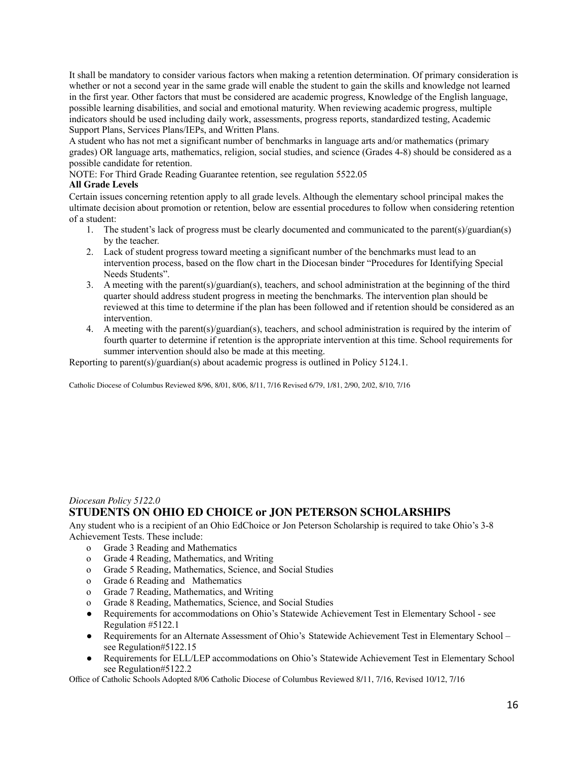It shall be mandatory to consider various factors when making a retention determination. Of primary consideration is whether or not a second year in the same grade will enable the student to gain the skills and knowledge not learned in the first year. Other factors that must be considered are academic progress, Knowledge of the English language, possible learning disabilities, and social and emotional maturity. When reviewing academic progress, multiple indicators should be used including daily work, assessments, progress reports, standardized testing, Academic Support Plans, Services Plans/IEPs, and Written Plans.

A student who has not met a significant number of benchmarks in language arts and/or mathematics (primary grades) OR language arts, mathematics, religion, social studies, and science (Grades 4-8) should be considered as a possible candidate for retention.

NOTE: For Third Grade Reading Guarantee retention, see regulation 5522.05

**All Grade Levels**

Certain issues concerning retention apply to all grade levels. Although the elementary school principal makes the ultimate decision about promotion or retention, below are essential procedures to follow when considering retention of a student:

1. The student's lack of progress must be clearly documented and communicated to the parent(s)/guardian(s) by the teacher.
2. Lack of student progress toward meeting a significant number of the benchmarks must lead to an intervention process, based on the flow chart in the Diocesan binder "Procedures for Identifying Special Needs Students".
3. A meeting with the parent(s)/guardian(s), teachers, and school administration at the beginning of the third quarter should address student progress in meeting the benchmarks. The intervention plan should be reviewed at this time to determine if the plan has been followed and if retention should be considered as an intervention.
4. A meeting with the parent(s)/guardian(s), teachers, and school administration is required by the interim of fourth quarter to determine if retention is the appropriate intervention at this time. School requirements for summer intervention should also be made at this meeting.

Reporting to parent(s)/guardian(s) about academic progress is outlined in Policy 5124.1.

Catholic Diocese of Columbus Reviewed 8/96, 8/01, 8/06, 8/11, 7/16 Revised 6/79, 1/81, 2/90, 2/02, 8/10, 7/16

*Diocesan Policy 5122.0*

## STUDENTS ON OHIO ED CHOICE or JON PETERSON SCHOLARSHIPS

Any student who is a recipient of an Ohio EdChoice or Jon Peterson Scholarship is required to take Ohio's 3-8 Achievement Tests. These include:

- Grade 3 Reading and Mathematics
- Grade 4 Reading, Mathematics, and Writing
- Grade 5 Reading, Mathematics, Science, and Social Studies
- Grade 6 Reading and Mathematics
- Grade 7 Reading, Mathematics, and Writing
- Grade 8 Reading, Mathematics, Science, and Social Studies
- Requirements for accommodations on Ohio's Statewide Achievement Test in Elementary School - see Regulation #5122.1
- Requirements for an Alternate Assessment of Ohio's Statewide Achievement Test in Elementary School – see Regulation#5122.15
- Requirements for ELL/LEP accommodations on Ohio's Statewide Achievement Test in Elementary School see Regulation#5122.2

Office of Catholic Schools Adopted 8/06 Catholic Diocese of Columbus Reviewed 8/11, 7/16, Revised 10/12, 7/16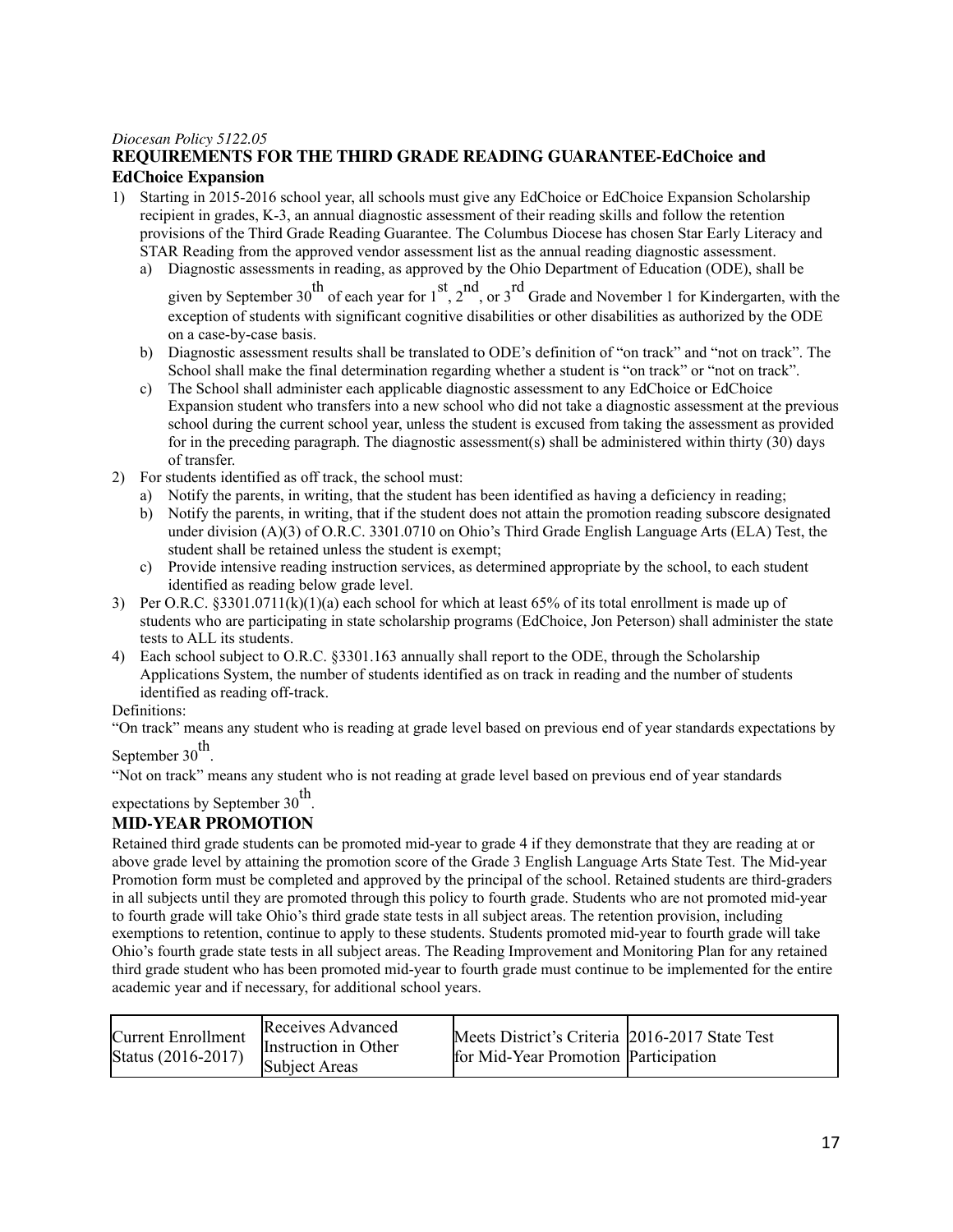*Diocesan Policy 5122.05*

**REQUIREMENTS FOR THE THIRD GRADE READING GUARANTEE-EdChoice and EdChoice Expansion**

1) Starting in 2015-2016 school year, all schools must give any EdChoice or EdChoice Expansion Scholarship recipient in grades, K-3, an annual diagnostic assessment of their reading skills and follow the retention provisions of the Third Grade Reading Guarantee. The Columbus Diocese has chosen Star Early Literacy and STAR Reading from the approved vendor assessment list as the annual reading diagnostic assessment.
   a) Diagnostic assessments in reading, as approved by the Ohio Department of Education (ODE), shall be given by September 30th of each year for 1st, 2nd, or 3rd Grade and November 1 for Kindergarten, with the exception of students with significant cognitive disabilities or other disabilities as authorized by the ODE on a case-by-case basis.
   b) Diagnostic assessment results shall be translated to ODE's definition of "on track" and "not on track". The School shall make the final determination regarding whether a student is "on track" or "not on track".
   c) The School shall administer each applicable diagnostic assessment to any EdChoice or EdChoice Expansion student who transfers into a new school who did not take a diagnostic assessment at the previous school during the current school year, unless the student is excused from taking the assessment as provided for in the preceding paragraph. The diagnostic assessment(s) shall be administered within thirty (30) days of transfer.
2) For students identified as off track, the school must:
   a) Notify the parents, in writing, that the student has been identified as having a deficiency in reading;
   b) Notify the parents, in writing, that if the student does not attain the promotion reading subscore designated under division (A)(3) of O.R.C. 3301.0710 on Ohio's Third Grade English Language Arts (ELA) Test, the student shall be retained unless the student is exempt;
   c) Provide intensive reading instruction services, as determined appropriate by the school, to each student identified as reading below grade level.
3) Per O.R.C. §3301.0711(k)(1)(a) each school for which at least 65% of its total enrollment is made up of students who are participating in state scholarship programs (EdChoice, Jon Peterson) shall administer the state tests to ALL its students.
4) Each school subject to O.R.C. §3301.163 annually shall report to the ODE, through the Scholarship Applications System, the number of students identified as on track in reading and the number of students identified as reading off-track.

Definitions:

"On track" means any student who is reading at grade level based on previous end of year standards expectations by September 30th.

"Not on track" means any student who is not reading at grade level based on previous end of year standards expectations by September 30th.

**MID-YEAR PROMOTION**

Retained third grade students can be promoted mid-year to grade 4 if they demonstrate that they are reading at or above grade level by attaining the promotion score of the Grade 3 English Language Arts State Test. The Mid-year Promotion form must be completed and approved by the principal of the school. Retained students are third-graders in all subjects until they are promoted through this policy to fourth grade. Students who are not promoted mid-year to fourth grade will take Ohio's third grade state tests in all subject areas. The retention provision, including exemptions to retention, continue to apply to these students. Students promoted mid-year to fourth grade will take Ohio's fourth grade state tests in all subject areas. The Reading Improvement and Monitoring Plan for any retained third grade student who has been promoted mid-year to fourth grade must continue to be implemented for the entire academic year and if necessary, for additional school years.

| Current Enrollment Status (2016-2017) | Receives Advanced Instruction in Other Subject Areas | Meets District's Criteria for Mid-Year Promotion | 2016-2017 State Test Participation |
|---|---|---|---|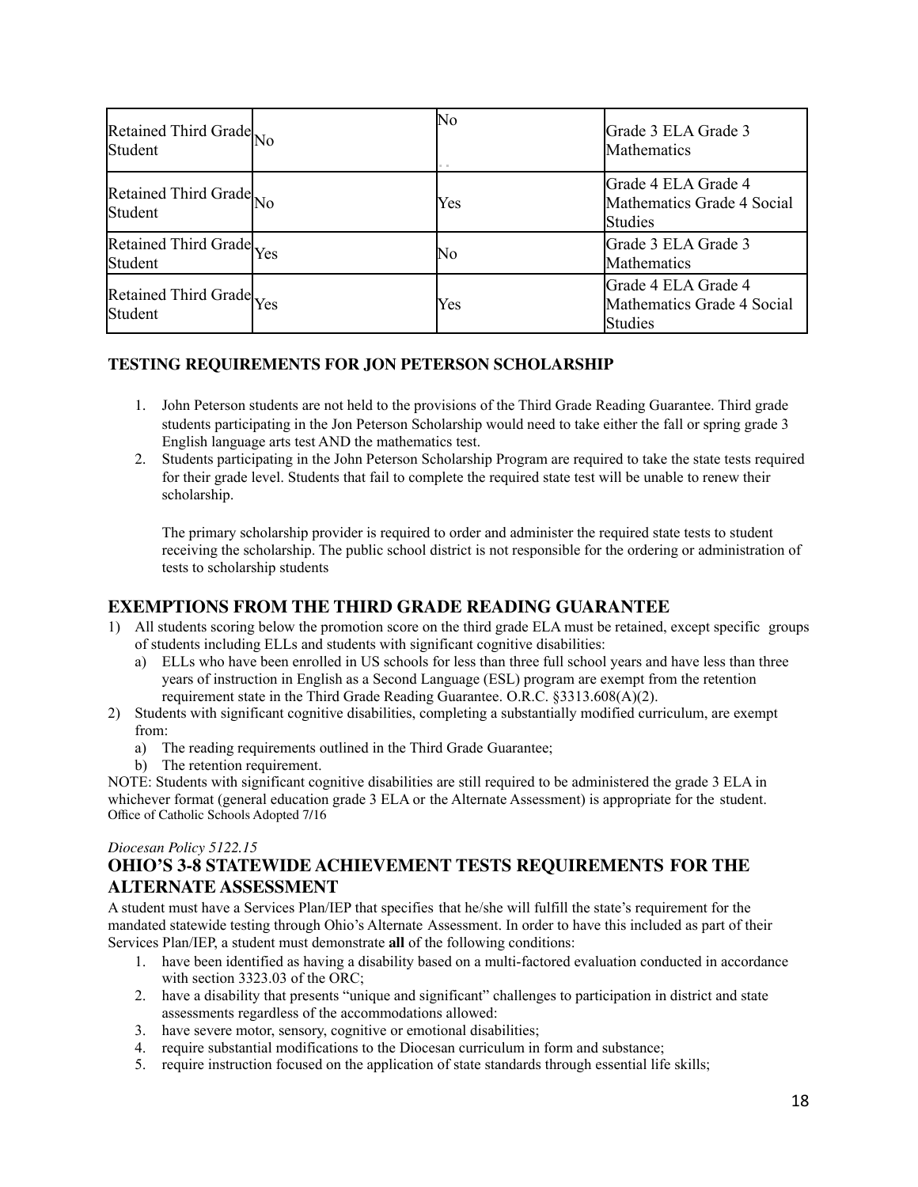| | | | |
|---|---|---|---|
| Retained Third Grade Student | No | No | Grade 3 ELA Grade 3 Mathematics |
| Retained Third Grade Student | No | Yes | Grade 4 ELA Grade 4 Mathematics Grade 4 Social Studies |
| Retained Third Grade Student | Yes | No | Grade 3 ELA Grade 3 Mathematics |
| Retained Third Grade Student | Yes | Yes | Grade 4 ELA Grade 4 Mathematics Grade 4 Social Studies |

**TESTING REQUIREMENTS FOR JON PETERSON SCHOLARSHIP**

1. John Peterson students are not held to the provisions of the Third Grade Reading Guarantee. Third grade students participating in the Jon Peterson Scholarship would need to take either the fall or spring grade 3 English language arts test AND the mathematics test.
2. Students participating in the John Peterson Scholarship Program are required to take the state tests required for their grade level. Students that fail to complete the required state test will be unable to renew their scholarship.

   The primary scholarship provider is required to order and administer the required state tests to student receiving the scholarship. The public school district is not responsible for the ordering or administration of tests to scholarship students

## EXEMPTIONS FROM THE THIRD GRADE READING GUARANTEE

1) All students scoring below the promotion score on the third grade ELA must be retained, except specific groups of students including ELLs and students with significant cognitive disabilities:
   a) ELLs who have been enrolled in US schools for less than three full school years and have less than three years of instruction in English as a Second Language (ESL) program are exempt from the retention requirement state in the Third Grade Reading Guarantee. O.R.C. §3313.608(A)(2).
2) Students with significant cognitive disabilities, completing a substantially modified curriculum, are exempt from:
   a) The reading requirements outlined in the Third Grade Guarantee;
   b) The retention requirement.

NOTE: Students with significant cognitive disabilities are still required to be administered the grade 3 ELA in whichever format (general education grade 3 ELA or the Alternate Assessment) is appropriate for the student.
Office of Catholic Schools Adopted 7/16

*Diocesan Policy 5122.15*

## OHIO'S 3-8 STATEWIDE ACHIEVEMENT TESTS REQUIREMENTS FOR THE ALTERNATE ASSESSMENT

A student must have a Services Plan/IEP that specifies that he/she will fulfill the state's requirement for the mandated statewide testing through Ohio's Alternate Assessment. In order to have this included as part of their Services Plan/IEP, a student must demonstrate **all** of the following conditions:

1. have been identified as having a disability based on a multi-factored evaluation conducted in accordance with section 3323.03 of the ORC;
2. have a disability that presents "unique and significant" challenges to participation in district and state assessments regardless of the accommodations allowed:
3. have severe motor, sensory, cognitive or emotional disabilities;
4. require substantial modifications to the Diocesan curriculum in form and substance;
5. require instruction focused on the application of state standards through essential life skills;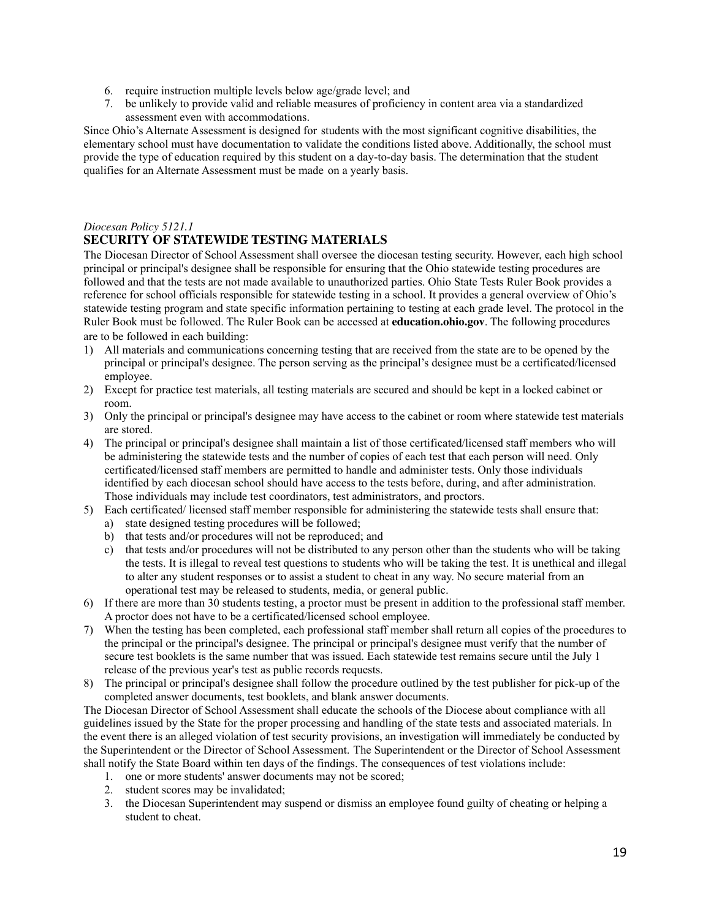6. require instruction multiple levels below age/grade level; and
7. be unlikely to provide valid and reliable measures of proficiency in content area via a standardized assessment even with accommodations.

Since Ohio's Alternate Assessment is designed for students with the most significant cognitive disabilities, the elementary school must have documentation to validate the conditions listed above. Additionally, the school must provide the type of education required by this student on a day-to-day basis. The determination that the student qualifies for an Alternate Assessment must be made on a yearly basis.

*Diocesan Policy 5121.1*

## SECURITY OF STATEWIDE TESTING MATERIALS

The Diocesan Director of School Assessment shall oversee the diocesan testing security. However, each high school principal or principal's designee shall be responsible for ensuring that the Ohio statewide testing procedures are followed and that the tests are not made available to unauthorized parties. Ohio State Tests Ruler Book provides a reference for school officials responsible for statewide testing in a school. It provides a general overview of Ohio's statewide testing program and state specific information pertaining to testing at each grade level. The protocol in the Ruler Book must be followed. The Ruler Book can be accessed at **education.ohio.gov**. The following procedures are to be followed in each building:

1) All materials and communications concerning testing that are received from the state are to be opened by the principal or principal's designee. The person serving as the principal's designee must be a certificated/licensed employee.
2) Except for practice test materials, all testing materials are secured and should be kept in a locked cabinet or room.
3) Only the principal or principal's designee may have access to the cabinet or room where statewide test materials are stored.
4) The principal or principal's designee shall maintain a list of those certificated/licensed staff members who will be administering the statewide tests and the number of copies of each test that each person will need. Only certificated/licensed staff members are permitted to handle and administer tests. Only those individuals identified by each diocesan school should have access to the tests before, during, and after administration. Those individuals may include test coordinators, test administrators, and proctors.
5) Each certificated/ licensed staff member responsible for administering the statewide tests shall ensure that:
   a) state designed testing procedures will be followed;
   b) that tests and/or procedures will not be reproduced; and
   c) that tests and/or procedures will not be distributed to any person other than the students who will be taking the tests. It is illegal to reveal test questions to students who will be taking the test. It is unethical and illegal to alter any student responses or to assist a student to cheat in any way. No secure material from an operational test may be released to students, media, or general public.
6) If there are more than 30 students testing, a proctor must be present in addition to the professional staff member. A proctor does not have to be a certificated/licensed school employee.
7) When the testing has been completed, each professional staff member shall return all copies of the procedures to the principal or the principal's designee. The principal or principal's designee must verify that the number of secure test booklets is the same number that was issued. Each statewide test remains secure until the July 1 release of the previous year's test as public records requests.
8) The principal or principal's designee shall follow the procedure outlined by the test publisher for pick-up of the completed answer documents, test booklets, and blank answer documents.

The Diocesan Director of School Assessment shall educate the schools of the Diocese about compliance with all guidelines issued by the State for the proper processing and handling of the state tests and associated materials. In the event there is an alleged violation of test security provisions, an investigation will immediately be conducted by the Superintendent or the Director of School Assessment. The Superintendent or the Director of School Assessment shall notify the State Board within ten days of the findings. The consequences of test violations include:

1. one or more students' answer documents may not be scored;
2. student scores may be invalidated;
3. the Diocesan Superintendent may suspend or dismiss an employee found guilty of cheating or helping a student to cheat.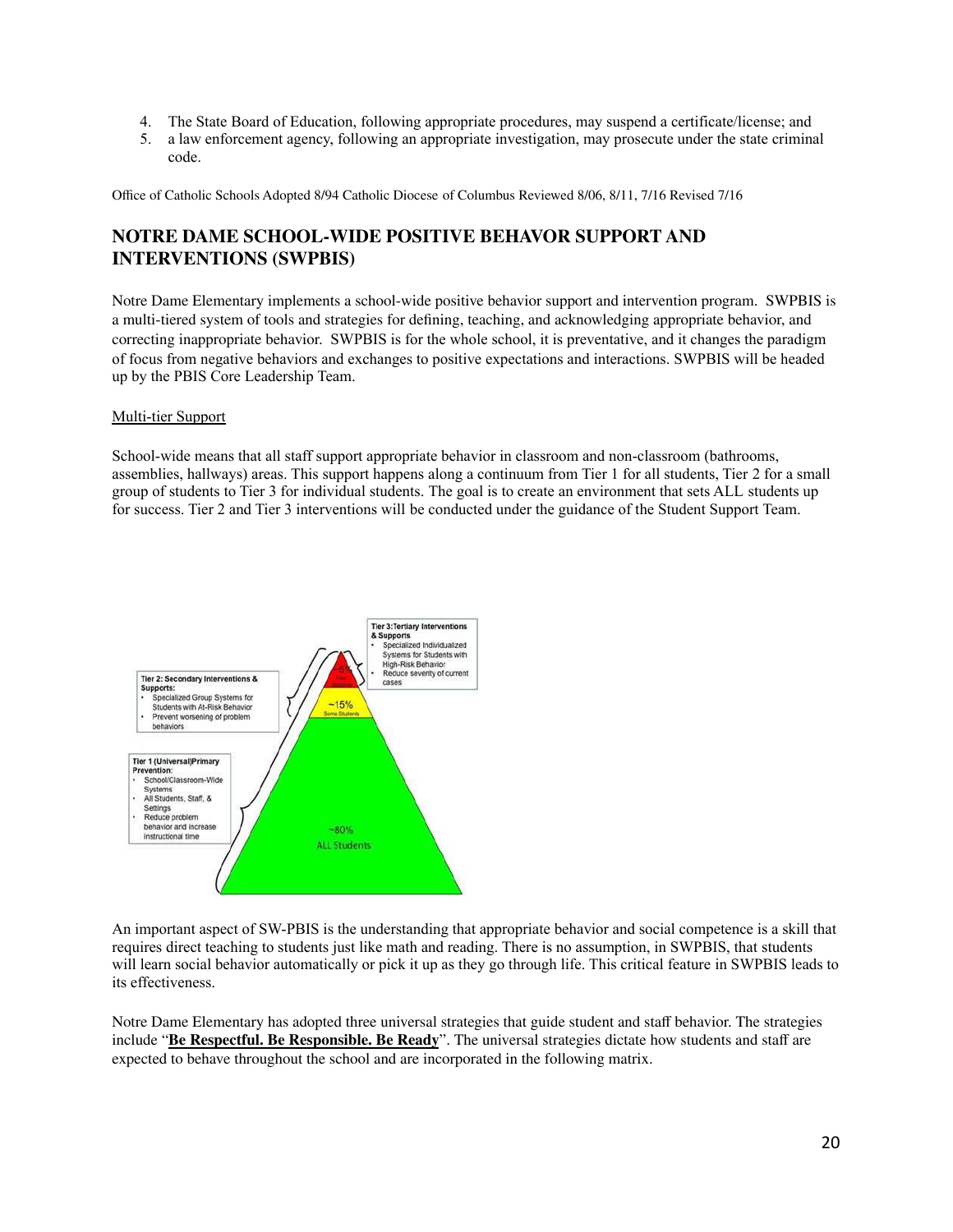4. The State Board of Education, following appropriate procedures, may suspend a certificate/license; and
5. a law enforcement agency, following an appropriate investigation, may prosecute under the state criminal code.

Office of Catholic Schools Adopted 8/94 Catholic Diocese of Columbus Reviewed 8/06, 8/11, 7/16 Revised 7/16

## NOTRE DAME SCHOOL-WIDE POSITIVE BEHAVOR SUPPORT AND INTERVENTIONS (SWPBIS)

Notre Dame Elementary implements a school-wide positive behavior support and intervention program. SWPBIS is a multi-tiered system of tools and strategies for defining, teaching, and acknowledging appropriate behavior, and correcting inappropriate behavior. SWPBIS is for the whole school, it is preventative, and it changes the paradigm of focus from negative behaviors and exchanges to positive expectations and interactions. SWPBIS will be headed up by the PBIS Core Leadership Team.

Multi-tier Support

School-wide means that all staff support appropriate behavior in classroom and non-classroom (bathrooms, assemblies, hallways) areas. This support happens along a continuum from Tier 1 for all students, Tier 2 for a small group of students to Tier 3 for individual students. The goal is to create an environment that sets ALL students up for success. Tier 2 and Tier 3 interventions will be conducted under the guidance of the Student Support Team.

**Tier 3: Tertiary Interventions & Supports**
- Specialized Individualized Systems for Students with High-Risk Behavior
- Reduce severity of current cases

~5% Few Students

**Tier 2: Secondary Interventions & Supports:**
- Specialized Group Systems for Students with At-Risk Behavior
- Prevent worsening of problem behaviors

~15% Some Students

**Tier 1 (Universal) Primary Prevention:**
- School/Classroom-Wide Systems
- All Students, Staff, & Settings
- Reduce problem behavior and increase instructional time

~80% ALL Students

An important aspect of SW-PBIS is the understanding that appropriate behavior and social competence is a skill that requires direct teaching to students just like math and reading. There is no assumption, in SWPBIS, that students will learn social behavior automatically or pick it up as they go through life. This critical feature in SWPBIS leads to its effectiveness.

Notre Dame Elementary has adopted three universal strategies that guide student and staff behavior. The strategies include "**Be Respectful. Be Responsible. Be Ready**". The universal strategies dictate how students and staff are expected to behave throughout the school and are incorporated in the following matrix.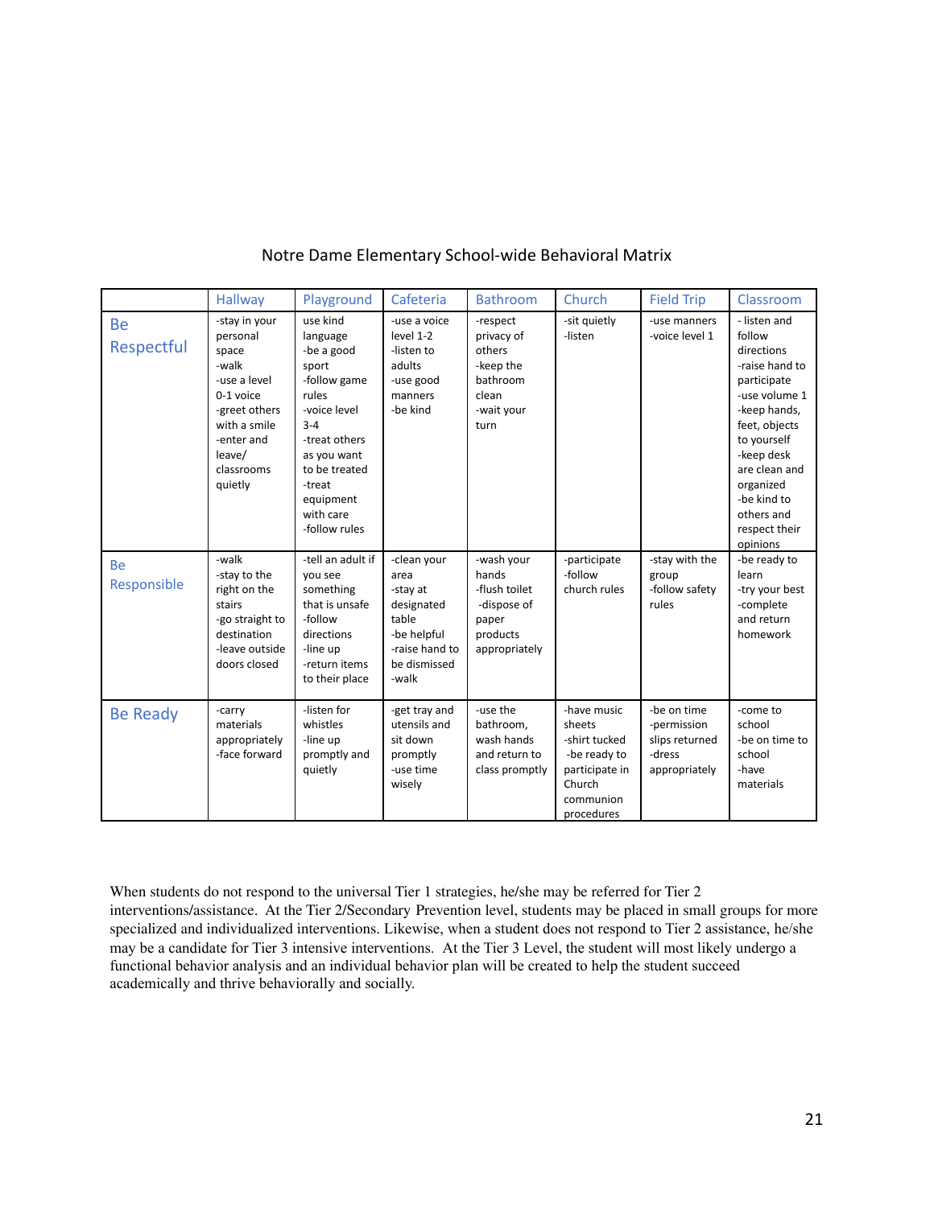Notre Dame Elementary School-wide Behavioral Matrix

| | Hallway | Playground | Cafeteria | Bathroom | Church | Field Trip | Classroom |
|---|---|---|---|---|---|---|---|
| Be Respectful | -stay in your personal space<br>-walk<br>-use a level 0-1 voice<br>-greet others with a smile<br>-enter and leave/ classrooms quietly | use kind language<br>-be a good sport<br>-follow game rules<br>-voice level 3-4<br>-treat others as you want to be treated<br>-treat equipment with care<br>-follow rules | -use a voice level 1-2<br>-listen to adults<br>-use good manners<br>-be kind | -respect privacy of others<br>-keep the bathroom clean<br>-wait your turn | -sit quietly<br>-listen | -use manners<br>-voice level 1 | - listen and follow directions<br>-raise hand to participate<br>-use volume 1<br>-keep hands, feet, objects to yourself<br>-keep desk are clean and organized<br>-be kind to others and respect their opinions |
| Be Responsible | -walk<br>-stay to the right on the stairs<br>-go straight to destination<br>-leave outside doors closed | -tell an adult if you see something that is unsafe<br>-follow directions<br>-line up<br>-return items to their place | -clean your area<br>-stay at designated table<br>-be helpful<br>-raise hand to be dismissed<br>-walk | -wash your hands<br>-flush toilet<br>-dispose of paper products appropriately | -participate<br>-follow church rules | -stay with the group<br>-follow safety rules | -be ready to learn<br>-try your best<br>-complete and return homework |
| Be Ready | -carry materials appropriately<br>-face forward | -listen for whistles<br>-line up promptly and quietly | -get tray and utensils and sit down promptly<br>-use time wisely | -use the bathroom, wash hands and return to class promptly | -have music sheets<br>-shirt tucked<br>-be ready to participate in Church communion procedures | -be on time<br>-permission slips returned<br>-dress appropriately | -come to school<br>-be on time to school<br>-have materials |

When students do not respond to the universal Tier 1 strategies, he/she may be referred for Tier 2 interventions/assistance. At the Tier 2/Secondary Prevention level, students may be placed in small groups for more specialized and individualized interventions. Likewise, when a student does not respond to Tier 2 assistance, he/she may be a candidate for Tier 3 intensive interventions. At the Tier 3 Level, the student will most likely undergo a functional behavior analysis and an individual behavior plan will be created to help the student succeed academically and thrive behaviorally and socially.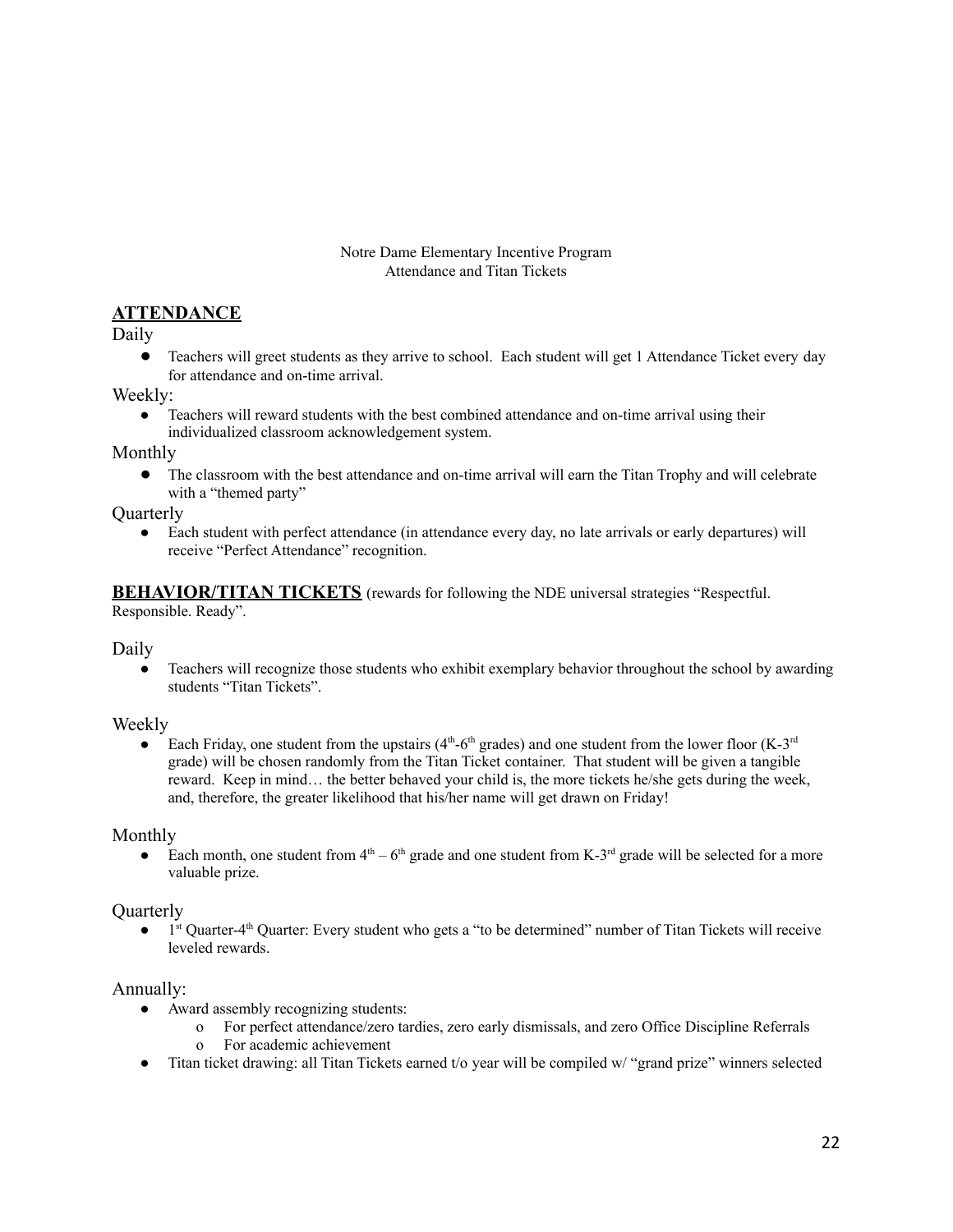Notre Dame Elementary Incentive Program
Attendance and Titan Tickets

## ATTENDANCE

### Daily

- Teachers will greet students as they arrive to school. Each student will get 1 Attendance Ticket every day for attendance and on-time arrival.

### Weekly:

- Teachers will reward students with the best combined attendance and on-time arrival using their individualized classroom acknowledgement system.

### Monthly

- The classroom with the best attendance and on-time arrival will earn the Titan Trophy and will celebrate with a "themed party"

### Quarterly

- Each student with perfect attendance (in attendance every day, no late arrivals or early departures) will receive "Perfect Attendance" recognition.

## BEHAVIOR/TITAN TICKETS (rewards for following the NDE universal strategies "Respectful. Responsible. Ready".

### Daily

- Teachers will recognize those students who exhibit exemplary behavior throughout the school by awarding students "Titan Tickets".

### Weekly

- Each Friday, one student from the upstairs (4th-6th grades) and one student from the lower floor (K-3rd grade) will be chosen randomly from the Titan Ticket container. That student will be given a tangible reward. Keep in mind… the better behaved your child is, the more tickets he/she gets during the week, and, therefore, the greater likelihood that his/her name will get drawn on Friday!

### Monthly

- Each month, one student from 4th – 6th grade and one student from K-3rd grade will be selected for a more valuable prize.

### Quarterly

- 1st Quarter-4th Quarter: Every student who gets a "to be determined" number of Titan Tickets will receive leveled rewards.

### Annually:

- Award assembly recognizing students:
  - For perfect attendance/zero tardies, zero early dismissals, and zero Office Discipline Referrals
  - For academic achievement
- Titan ticket drawing: all Titan Tickets earned t/o year will be compiled w/ "grand prize" winners selected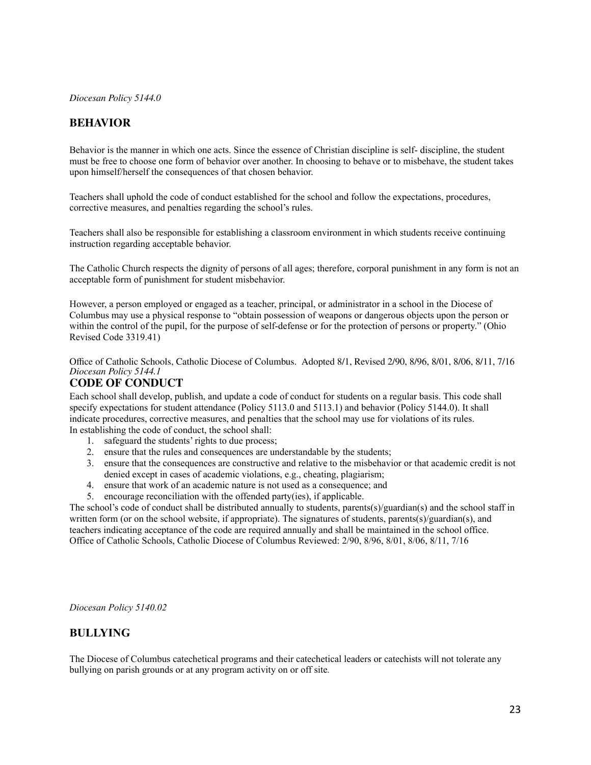*Diocesan Policy 5144.0*

## BEHAVIOR

Behavior is the manner in which one acts. Since the essence of Christian discipline is self- discipline, the student must be free to choose one form of behavior over another. In choosing to behave or to misbehave, the student takes upon himself/herself the consequences of that chosen behavior.

Teachers shall uphold the code of conduct established for the school and follow the expectations, procedures, corrective measures, and penalties regarding the school's rules.

Teachers shall also be responsible for establishing a classroom environment in which students receive continuing instruction regarding acceptable behavior.

The Catholic Church respects the dignity of persons of all ages; therefore, corporal punishment in any form is not an acceptable form of punishment for student misbehavior.

However, a person employed or engaged as a teacher, principal, or administrator in a school in the Diocese of Columbus may use a physical response to "obtain possession of weapons or dangerous objects upon the person or within the control of the pupil, for the purpose of self-defense or for the protection of persons or property." (Ohio Revised Code 3319.41)

Office of Catholic Schools, Catholic Diocese of Columbus. Adopted 8/1, Revised 2/90, 8/96, 8/01, 8/06, 8/11, 7/16

*Diocesan Policy 5144.1*

## CODE OF CONDUCT

Each school shall develop, publish, and update a code of conduct for students on a regular basis. This code shall specify expectations for student attendance (Policy 5113.0 and 5113.1) and behavior (Policy 5144.0). It shall indicate procedures, corrective measures, and penalties that the school may use for violations of its rules.

In establishing the code of conduct, the school shall:

1. safeguard the students' rights to due process;
2. ensure that the rules and consequences are understandable by the students;
3. ensure that the consequences are constructive and relative to the misbehavior or that academic credit is not denied except in cases of academic violations, e.g., cheating, plagiarism;
4. ensure that work of an academic nature is not used as a consequence; and
5. encourage reconciliation with the offended party(ies), if applicable.

The school's code of conduct shall be distributed annually to students, parents(s)/guardian(s) and the school staff in written form (or on the school website, if appropriate). The signatures of students, parents(s)/guardian(s), and teachers indicating acceptance of the code are required annually and shall be maintained in the school office.

Office of Catholic Schools, Catholic Diocese of Columbus Reviewed: 2/90, 8/96, 8/01, 8/06, 8/11, 7/16

*Diocesan Policy 5140.02*

## BULLYING

The Diocese of Columbus catechetical programs and their catechetical leaders or catechists will not tolerate any bullying on parish grounds or at any program activity on or off site.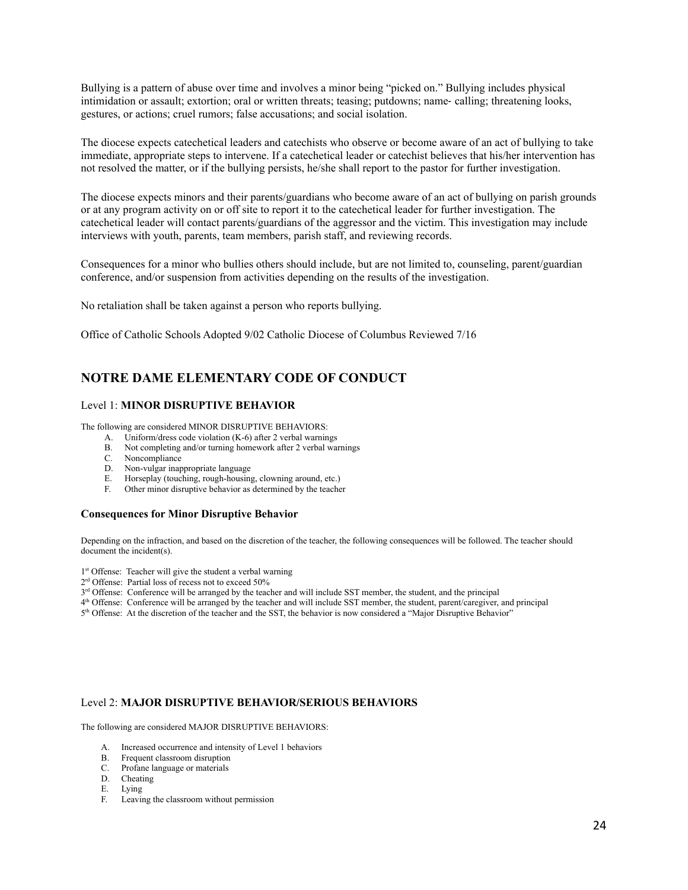Bullying is a pattern of abuse over time and involves a minor being "picked on." Bullying includes physical intimidation or assault; extortion; oral or written threats; teasing; putdowns; name- calling; threatening looks, gestures, or actions; cruel rumors; false accusations; and social isolation.

The diocese expects catechetical leaders and catechists who observe or become aware of an act of bullying to take immediate, appropriate steps to intervene. If a catechetical leader or catechist believes that his/her intervention has not resolved the matter, or if the bullying persists, he/she shall report to the pastor for further investigation.

The diocese expects minors and their parents/guardians who become aware of an act of bullying on parish grounds or at any program activity on or off site to report it to the catechetical leader for further investigation. The catechetical leader will contact parents/guardians of the aggressor and the victim. This investigation may include interviews with youth, parents, team members, parish staff, and reviewing records.

Consequences for a minor who bullies others should include, but are not limited to, counseling, parent/guardian conference, and/or suspension from activities depending on the results of the investigation.

No retaliation shall be taken against a person who reports bullying.

Office of Catholic Schools Adopted 9/02 Catholic Diocese of Columbus Reviewed 7/16

## NOTRE DAME ELEMENTARY CODE OF CONDUCT

### Level 1: **MINOR DISRUPTIVE BEHAVIOR**

The following are considered MINOR DISRUPTIVE BEHAVIORS:

A. Uniform/dress code violation (K-6) after 2 verbal warnings
B. Not completing and/or turning homework after 2 verbal warnings
C. Noncompliance
D. Non-vulgar inappropriate language
E. Horseplay (touching, rough-housing, clowning around, etc.)
F. Other minor disruptive behavior as determined by the teacher

#### Consequences for Minor Disruptive Behavior

Depending on the infraction, and based on the discretion of the teacher, the following consequences will be followed. The teacher should document the incident(s).

1st Offense: Teacher will give the student a verbal warning
2nd Offense: Partial loss of recess not to exceed 50%
3rd Offense: Conference will be arranged by the teacher and will include SST member, the student, and the principal
4th Offense: Conference will be arranged by the teacher and will include SST member, the student, parent/caregiver, and principal
5th Offense: At the discretion of the teacher and the SST, the behavior is now considered a "Major Disruptive Behavior"

### Level 2: **MAJOR DISRUPTIVE BEHAVIOR/SERIOUS BEHAVIORS**

The following are considered MAJOR DISRUPTIVE BEHAVIORS:

A. Increased occurrence and intensity of Level 1 behaviors
B. Frequent classroom disruption
C. Profane language or materials
D. Cheating
E. Lying
F. Leaving the classroom without permission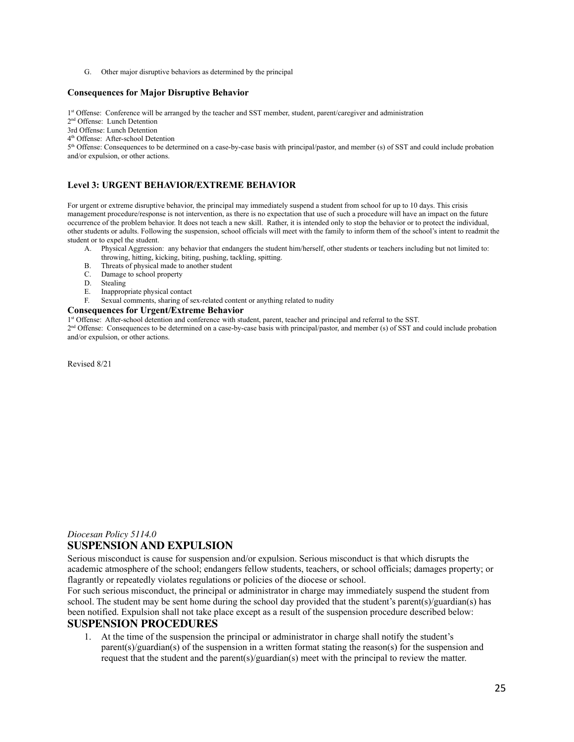G. Other major disruptive behaviors as determined by the principal

**Consequences for Major Disruptive Behavior**

1st Offense: Conference will be arranged by the teacher and SST member, student, parent/caregiver and administration
2nd Offense: Lunch Detention
3rd Offense: Lunch Detention
4th Offense: After-school Detention
5th Offense: Consequences to be determined on a case-by-case basis with principal/pastor, and member (s) of SST and could include probation and/or expulsion, or other actions.

**Level 3: URGENT BEHAVIOR/EXTREME BEHAVIOR**

For urgent or extreme disruptive behavior, the principal may immediately suspend a student from school for up to 10 days. This crisis management procedure/response is not intervention, as there is no expectation that use of such a procedure will have an impact on the future occurrence of the problem behavior. It does not teach a new skill. Rather, it is intended only to stop the behavior or to protect the individual, other students or adults. Following the suspension, school officials will meet with the family to inform them of the school's intent to readmit the student or to expel the student.

A. Physical Aggression: any behavior that endangers the student him/herself, other students or teachers including but not limited to: throwing, hitting, kicking, biting, pushing, tackling, spitting.
B. Threats of physical made to another student
C. Damage to school property
D. Stealing
E. Inappropriate physical contact
F. Sexual comments, sharing of sex-related content or anything related to nudity

**Consequences for Urgent/Extreme Behavior**

1st Offense: After-school detention and conference with student, parent, teacher and principal and referral to the SST.
2nd Offense: Consequences to be determined on a case-by-case basis with principal/pastor, and member (s) of SST and could include probation and/or expulsion, or other actions.

Revised 8/21

*Diocesan Policy 5114.0*

## SUSPENSION AND EXPULSION

Serious misconduct is cause for suspension and/or expulsion. Serious misconduct is that which disrupts the academic atmosphere of the school; endangers fellow students, teachers, or school officials; damages property; or flagrantly or repeatedly violates regulations or policies of the diocese or school.

For such serious misconduct, the principal or administrator in charge may immediately suspend the student from school. The student may be sent home during the school day provided that the student's parent(s)/guardian(s) has been notified. Expulsion shall not take place except as a result of the suspension procedure described below:

## SUSPENSION PROCEDURES

1. At the time of the suspension the principal or administrator in charge shall notify the student's parent(s)/guardian(s) of the suspension in a written format stating the reason(s) for the suspension and request that the student and the parent(s)/guardian(s) meet with the principal to review the matter.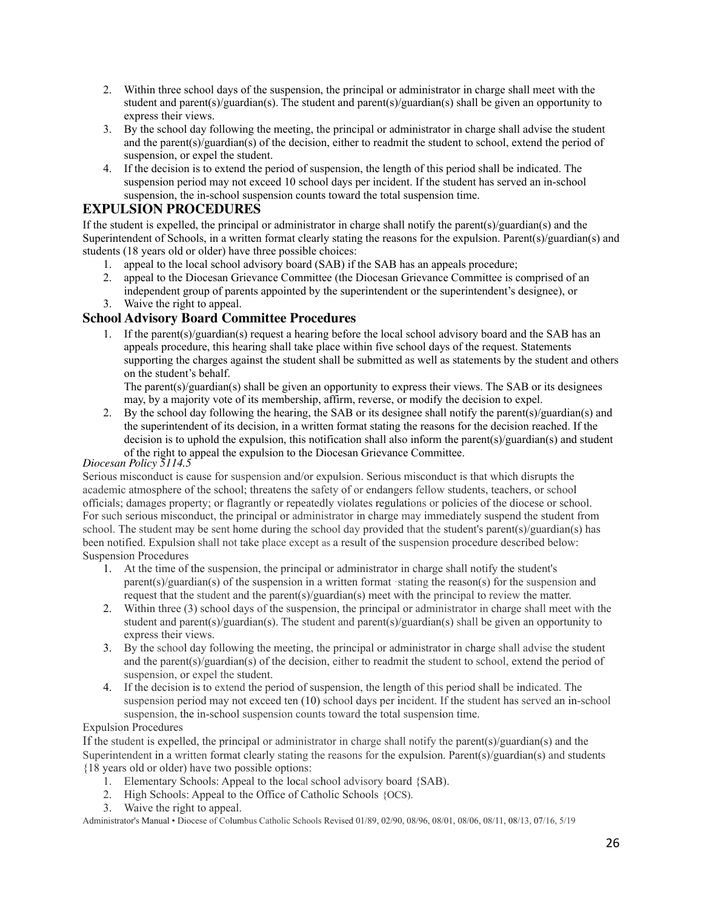2. Within three school days of the suspension, the principal or administrator in charge shall meet with the student and parent(s)/guardian(s). The student and parent(s)/guardian(s) shall be given an opportunity to express their views.
3. By the school day following the meeting, the principal or administrator in charge shall advise the student and the parent(s)/guardian(s) of the decision, either to readmit the student to school, extend the period of suspension, or expel the student.
4. If the decision is to extend the period of suspension, the length of this period shall be indicated. The suspension period may not exceed 10 school days per incident. If the student has served an in-school suspension, the in-school suspension counts toward the total suspension time.

## EXPULSION PROCEDURES

If the student is expelled, the principal or administrator in charge shall notify the parent(s)/guardian(s) and the Superintendent of Schools, in a written format clearly stating the reasons for the expulsion. Parent(s)/guardian(s) and students (18 years old or older) have three possible choices:

1. appeal to the local school advisory board (SAB) if the SAB has an appeals procedure;
2. appeal to the Diocesan Grievance Committee (the Diocesan Grievance Committee is comprised of an independent group of parents appointed by the superintendent or the superintendent's designee), or
3. Waive the right to appeal.

### School Advisory Board Committee Procedures

1. If the parent(s)/guardian(s) request a hearing before the local school advisory board and the SAB has an appeals procedure, this hearing shall take place within five school days of the request. Statements supporting the charges against the student shall be submitted as well as statements by the student and others on the student's behalf.
   The parent(s)/guardian(s) shall be given an opportunity to express their views. The SAB or its designees may, by a majority vote of its membership, affirm, reverse, or modify the decision to expel.
2. By the school day following the hearing, the SAB or its designee shall notify the parent(s)/guardian(s) and the superintendent of its decision, in a written format stating the reasons for the decision reached. If the decision is to uphold the expulsion, this notification shall also inform the parent(s)/guardian(s) and student of the right to appeal the expulsion to the Diocesan Grievance Committee.

*Diocesan Policy 5114.5*

Serious misconduct is cause for suspension and/or expulsion. Serious misconduct is that which disrupts the academic atmosphere of the school; threatens the safety of or endangers fellow students, teachers, or school officials; damages property; or flagrantly or repeatedly violates regulations or policies of the diocese or school. For such serious misconduct, the principal or administrator in charge may immediately suspend the student from school. The student may be sent home during the school day provided that the student's parent(s)/guardian(s) has been notified. Expulsion shall not take place except as a result of the suspension procedure described below:

Suspension Procedures

1. At the time of the suspension, the principal or administrator in charge shall notify the student's parent(s)/guardian(s) of the suspension in a written format stating the reason(s) for the suspension and request that the student and the parent(s)/guardian(s) meet with the principal to review the matter.
2. Within three (3) school days of the suspension, the principal or administrator in charge shall meet with the student and parent(s)/guardian(s). The student and parent(s)/guardian(s) shall be given an opportunity to express their views.
3. By the school day following the meeting, the principal or administrator in charge shall advise the student and the parent(s)/guardian(s) of the decision, either to readmit the student to school, extend the period of suspension, or expel the student.
4. If the decision is to extend the period of suspension, the length of this period shall be indicated. The suspension period may not exceed ten (10) school days per incident. If the student has served an in-school suspension, the in-school suspension counts toward the total suspension time.

Expulsion Procedures

If the student is expelled, the principal or administrator in charge shall notify the parent(s)/guardian(s) and the Superintendent in a written format clearly stating the reasons for the expulsion. Parent(s)/guardian(s) and students {18 years old or older) have two possible options:

1. Elementary Schools: Appeal to the local school advisory board {SAB).
2. High Schools: Appeal to the Office of Catholic Schools {OCS).
3. Waive the right to appeal.

Administrator's Manual • Diocese of Columbus Catholic Schools Revised 01/89, 02/90, 08/96, 08/01, 08/06, 08/11, 08/13, 07/16, 5/19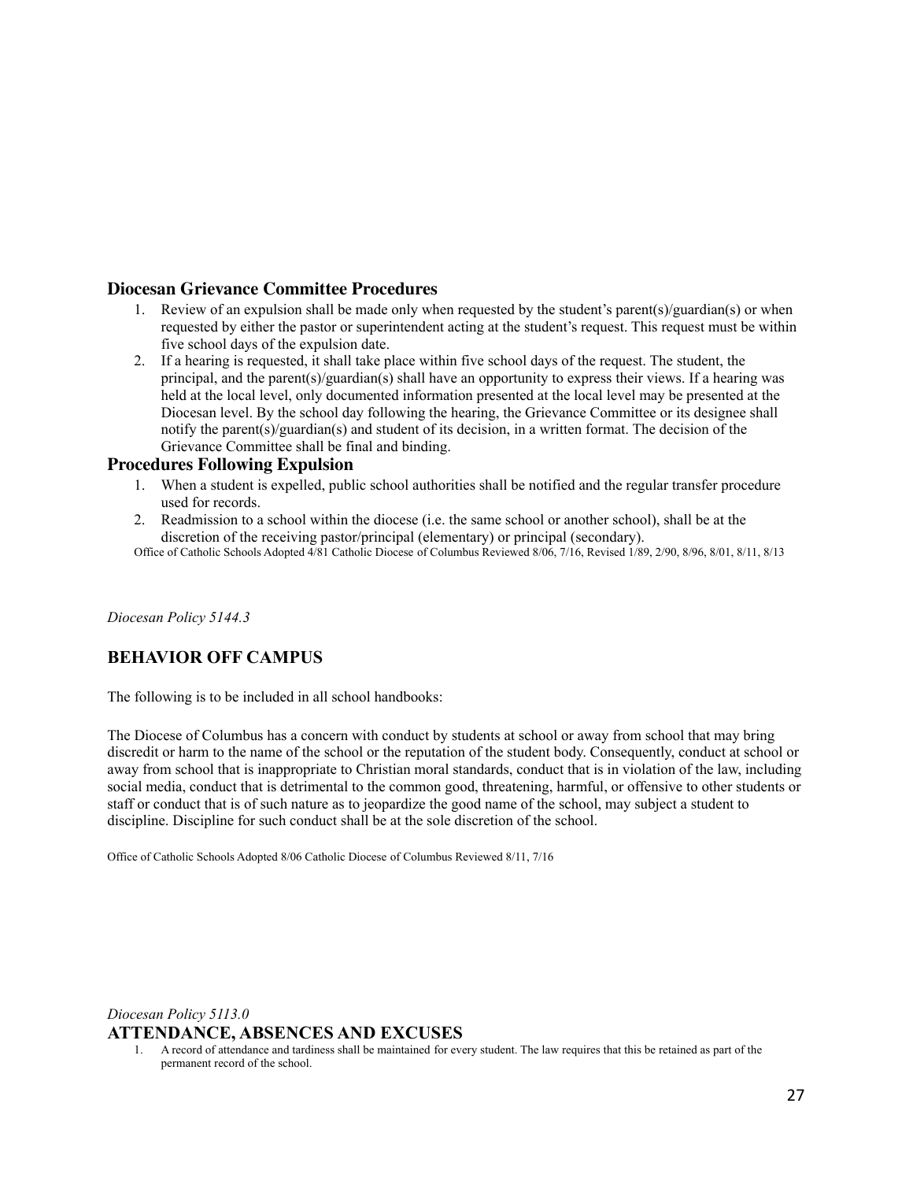### Diocesan Grievance Committee Procedures

1. Review of an expulsion shall be made only when requested by the student's parent(s)/guardian(s) or when requested by either the pastor or superintendent acting at the student's request. This request must be within five school days of the expulsion date.
2. If a hearing is requested, it shall take place within five school days of the request. The student, the principal, and the parent(s)/guardian(s) shall have an opportunity to express their views. If a hearing was held at the local level, only documented information presented at the local level may be presented at the Diocesan level. By the school day following the hearing, the Grievance Committee or its designee shall notify the parent(s)/guardian(s) and student of its decision, in a written format. The decision of the Grievance Committee shall be final and binding.

### Procedures Following Expulsion

1. When a student is expelled, public school authorities shall be notified and the regular transfer procedure used for records.
2. Readmission to a school within the diocese (i.e. the same school or another school), shall be at the discretion of the receiving pastor/principal (elementary) or principal (secondary).

Office of Catholic Schools Adopted 4/81 Catholic Diocese of Columbus Reviewed 8/06, 7/16, Revised 1/89, 2/90, 8/96, 8/01, 8/11, 8/13

*Diocesan Policy 5144.3*

## BEHAVIOR OFF CAMPUS

The following is to be included in all school handbooks:

The Diocese of Columbus has a concern with conduct by students at school or away from school that may bring discredit or harm to the name of the school or the reputation of the student body. Consequently, conduct at school or away from school that is inappropriate to Christian moral standards, conduct that is in violation of the law, including social media, conduct that is detrimental to the common good, threatening, harmful, or offensive to other students or staff or conduct that is of such nature as to jeopardize the good name of the school, may subject a student to discipline. Discipline for such conduct shall be at the sole discretion of the school.

Office of Catholic Schools Adopted 8/06 Catholic Diocese of Columbus Reviewed 8/11, 7/16

*Diocesan Policy 5113.0*

## ATTENDANCE, ABSENCES AND EXCUSES

1. A record of attendance and tardiness shall be maintained for every student. The law requires that this be retained as part of the permanent record of the school.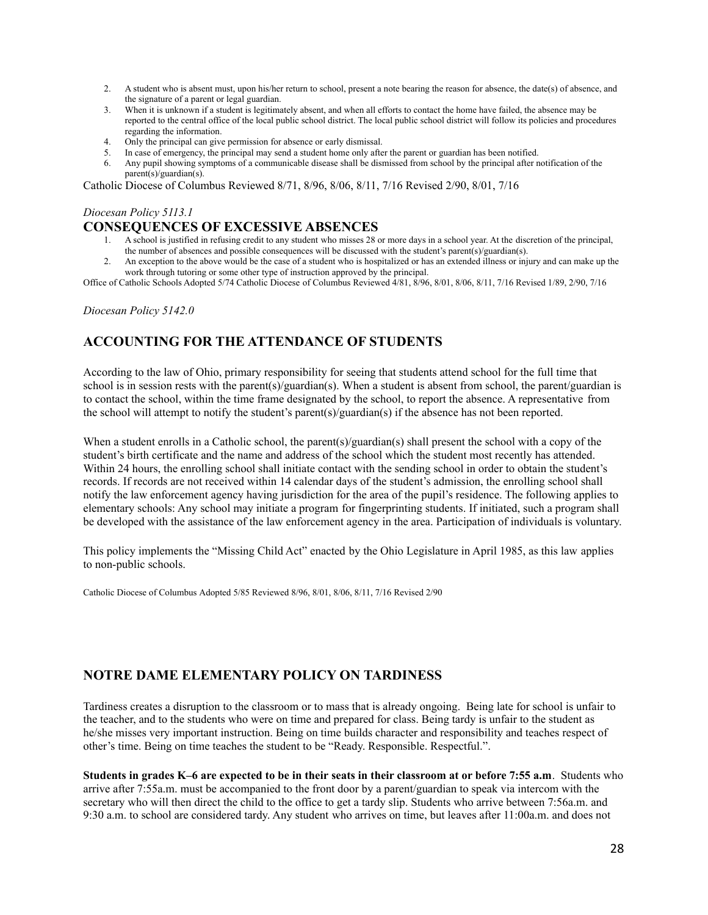2. A student who is absent must, upon his/her return to school, present a note bearing the reason for absence, the date(s) of absence, and the signature of a parent or legal guardian.
3. When it is unknown if a student is legitimately absent, and when all efforts to contact the home have failed, the absence may be reported to the central office of the local public school district. The local public school district will follow its policies and procedures regarding the information.
4. Only the principal can give permission for absence or early dismissal.
5. In case of emergency, the principal may send a student home only after the parent or guardian has been notified.
6. Any pupil showing symptoms of a communicable disease shall be dismissed from school by the principal after notification of the parent(s)/guardian(s).

Catholic Diocese of Columbus Reviewed 8/71, 8/96, 8/06, 8/11, 7/16 Revised 2/90, 8/01, 7/16

*Diocesan Policy 5113.1*

## CONSEQUENCES OF EXCESSIVE ABSENCES

1. A school is justified in refusing credit to any student who misses 28 or more days in a school year. At the discretion of the principal, the number of absences and possible consequences will be discussed with the student's parent(s)/guardian(s).
2. An exception to the above would be the case of a student who is hospitalized or has an extended illness or injury and can make up the work through tutoring or some other type of instruction approved by the principal.

Office of Catholic Schools Adopted 5/74 Catholic Diocese of Columbus Reviewed 4/81, 8/96, 8/01, 8/06, 8/11, 7/16 Revised 1/89, 2/90, 7/16

*Diocesan Policy 5142.0*

## ACCOUNTING FOR THE ATTENDANCE OF STUDENTS

According to the law of Ohio, primary responsibility for seeing that students attend school for the full time that school is in session rests with the parent(s)/guardian(s). When a student is absent from school, the parent/guardian is to contact the school, within the time frame designated by the school, to report the absence. A representative from the school will attempt to notify the student's parent(s)/guardian(s) if the absence has not been reported.

When a student enrolls in a Catholic school, the parent(s)/guardian(s) shall present the school with a copy of the student's birth certificate and the name and address of the school which the student most recently has attended. Within 24 hours, the enrolling school shall initiate contact with the sending school in order to obtain the student's records. If records are not received within 14 calendar days of the student's admission, the enrolling school shall notify the law enforcement agency having jurisdiction for the area of the pupil's residence. The following applies to elementary schools: Any school may initiate a program for fingerprinting students. If initiated, such a program shall be developed with the assistance of the law enforcement agency in the area. Participation of individuals is voluntary.

This policy implements the "Missing Child Act" enacted by the Ohio Legislature in April 1985, as this law applies to non-public schools.

Catholic Diocese of Columbus Adopted 5/85 Reviewed 8/96, 8/01, 8/06, 8/11, 7/16 Revised 2/90

## NOTRE DAME ELEMENTARY POLICY ON TARDINESS

Tardiness creates a disruption to the classroom or to mass that is already ongoing. Being late for school is unfair to the teacher, and to the students who were on time and prepared for class. Being tardy is unfair to the student as he/she misses very important instruction. Being on time builds character and responsibility and teaches respect of other's time. Being on time teaches the student to be "Ready. Responsible. Respectful.".

**Students in grades K–6 are expected to be in their seats in their classroom at or before 7:55 a.m**. Students who arrive after 7:55a.m. must be accompanied to the front door by a parent/guardian to speak via intercom with the secretary who will then direct the child to the office to get a tardy slip. Students who arrive between 7:56a.m. and 9:30 a.m. to school are considered tardy. Any student who arrives on time, but leaves after 11:00a.m. and does not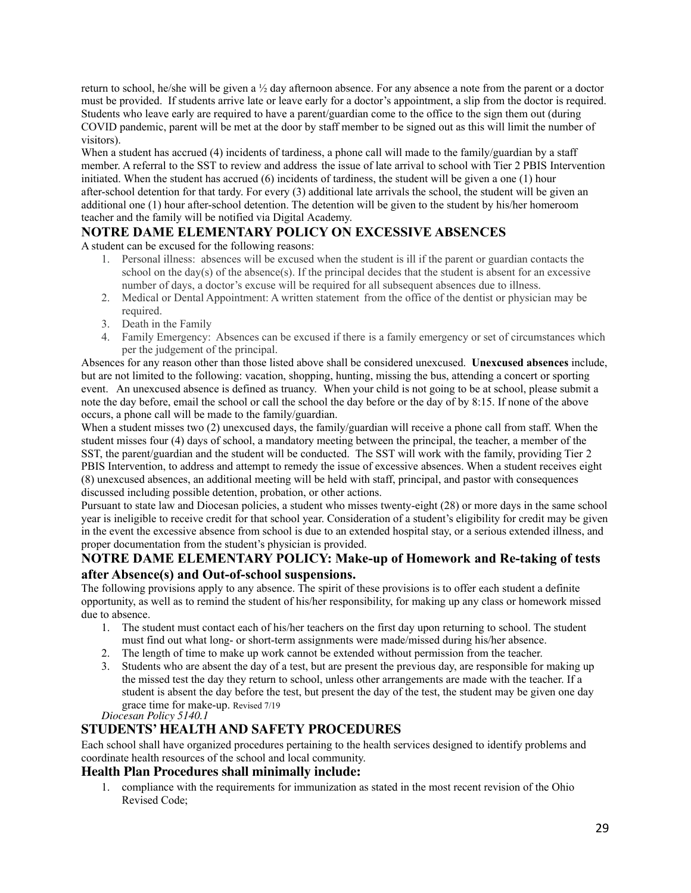return to school, he/she will be given a ½ day afternoon absence. For any absence a note from the parent or a doctor must be provided. If students arrive late or leave early for a doctor's appointment, a slip from the doctor is required. Students who leave early are required to have a parent/guardian come to the office to the sign them out (during COVID pandemic, parent will be met at the door by staff member to be signed out as this will limit the number of visitors).

When a student has accrued (4) incidents of tardiness, a phone call will made to the family/guardian by a staff member. A referral to the SST to review and address the issue of late arrival to school with Tier 2 PBIS Intervention initiated. When the student has accrued (6) incidents of tardiness, the student will be given a one (1) hour after-school detention for that tardy. For every (3) additional late arrivals the school, the student will be given an additional one (1) hour after-school detention. The detention will be given to the student by his/her homeroom teacher and the family will be notified via Digital Academy.

## NOTRE DAME ELEMENTARY POLICY ON EXCESSIVE ABSENCES

A student can be excused for the following reasons:

1. Personal illness: absences will be excused when the student is ill if the parent or guardian contacts the school on the day(s) of the absence(s). If the principal decides that the student is absent for an excessive number of days, a doctor's excuse will be required for all subsequent absences due to illness.
2. Medical or Dental Appointment: A written statement from the office of the dentist or physician may be required.
3. Death in the Family
4. Family Emergency: Absences can be excused if there is a family emergency or set of circumstances which per the judgement of the principal.

Absences for any reason other than those listed above shall be considered unexcused. **Unexcused absences** include, but are not limited to the following: vacation, shopping, hunting, missing the bus, attending a concert or sporting event. An unexcused absence is defined as truancy. When your child is not going to be at school, please submit a note the day before, email the school or call the school the day before or the day of by 8:15. If none of the above occurs, a phone call will be made to the family/guardian.

When a student misses two (2) unexcused days, the family/guardian will receive a phone call from staff. When the student misses four (4) days of school, a mandatory meeting between the principal, the teacher, a member of the SST, the parent/guardian and the student will be conducted. The SST will work with the family, providing Tier 2 PBIS Intervention, to address and attempt to remedy the issue of excessive absences. When a student receives eight (8) unexcused absences, an additional meeting will be held with staff, principal, and pastor with consequences discussed including possible detention, probation, or other actions.

Pursuant to state law and Diocesan policies, a student who misses twenty-eight (28) or more days in the same school year is ineligible to receive credit for that school year. Consideration of a student's eligibility for credit may be given in the event the excessive absence from school is due to an extended hospital stay, or a serious extended illness, and proper documentation from the student's physician is provided.

## NOTRE DAME ELEMENTARY POLICY: Make-up of Homework and Re-taking of tests after Absence(s) and Out-of-school suspensions.

The following provisions apply to any absence. The spirit of these provisions is to offer each student a definite opportunity, as well as to remind the student of his/her responsibility, for making up any class or homework missed due to absence.

1. The student must contact each of his/her teachers on the first day upon returning to school. The student must find out what long- or short-term assignments were made/missed during his/her absence.
2. The length of time to make up work cannot be extended without permission from the teacher.
3. Students who are absent the day of a test, but are present the previous day, are responsible for making up the missed test the day they return to school, unless other arrangements are made with the teacher. If a student is absent the day before the test, but present the day of the test, the student may be given one day grace time for make-up. Revised 7/19

*Diocesan Policy 5140.1*

## STUDENTS' HEALTH AND SAFETY PROCEDURES

Each school shall have organized procedures pertaining to the health services designed to identify problems and coordinate health resources of the school and local community.

### Health Plan Procedures shall minimally include:

1. compliance with the requirements for immunization as stated in the most recent revision of the Ohio Revised Code;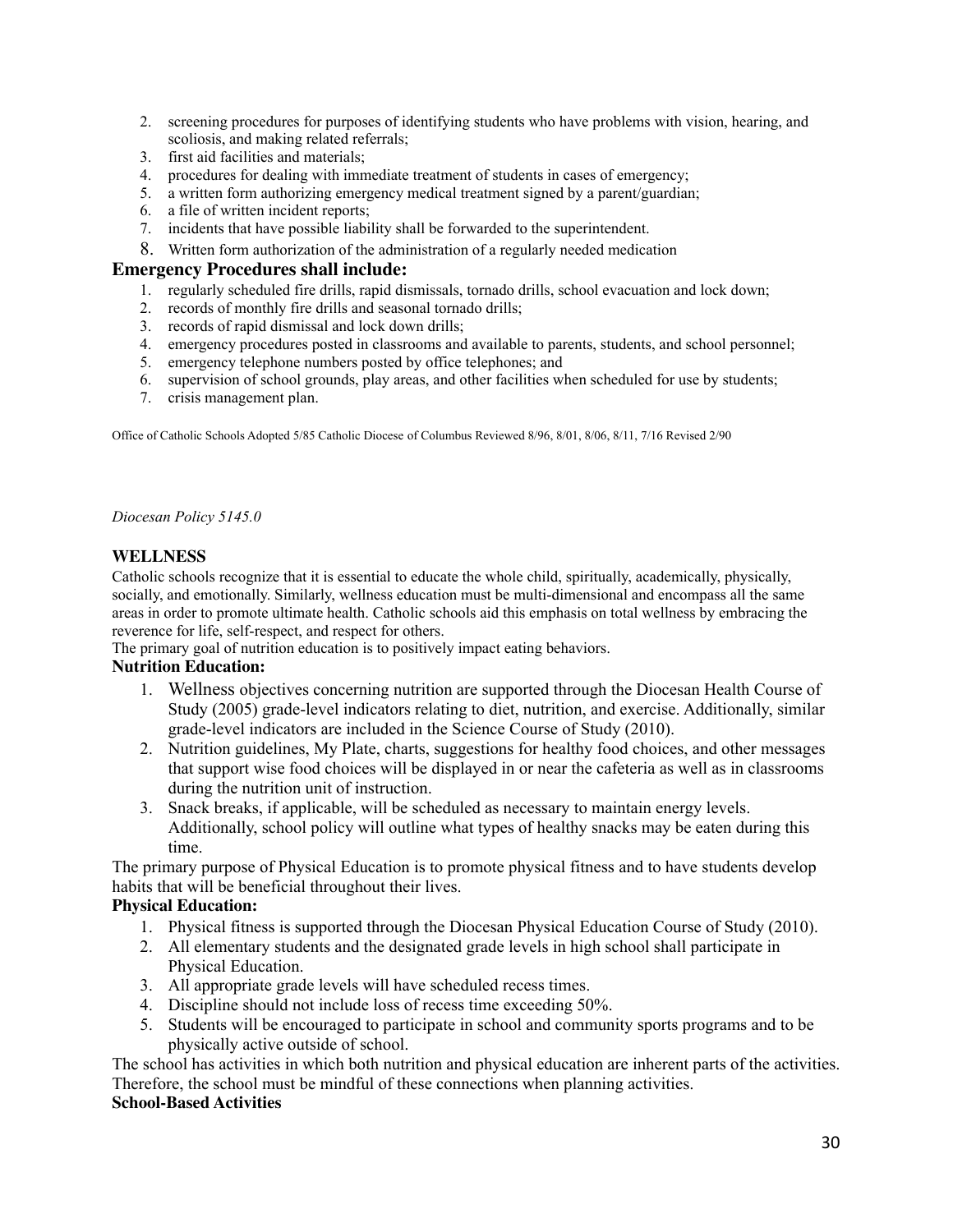2. screening procedures for purposes of identifying students who have problems with vision, hearing, and scoliosis, and making related referrals;
3. first aid facilities and materials;
4. procedures for dealing with immediate treatment of students in cases of emergency;
5. a written form authorizing emergency medical treatment signed by a parent/guardian;
6. a file of written incident reports;
7. incidents that have possible liability shall be forwarded to the superintendent.
8. Written form authorization of the administration of a regularly needed medication

### Emergency Procedures shall include:

1. regularly scheduled fire drills, rapid dismissals, tornado drills, school evacuation and lock down;
2. records of monthly fire drills and seasonal tornado drills;
3. records of rapid dismissal and lock down drills;
4. emergency procedures posted in classrooms and available to parents, students, and school personnel;
5. emergency telephone numbers posted by office telephones; and
6. supervision of school grounds, play areas, and other facilities when scheduled for use by students;
7. crisis management plan.

Office of Catholic Schools Adopted 5/85 Catholic Diocese of Columbus Reviewed 8/96, 8/01, 8/06, 8/11, 7/16 Revised 2/90

*Diocesan Policy 5145.0*

### WELLNESS

Catholic schools recognize that it is essential to educate the whole child, spiritually, academically, physically, socially, and emotionally. Similarly, wellness education must be multi-dimensional and encompass all the same areas in order to promote ultimate health. Catholic schools aid this emphasis on total wellness by embracing the reverence for life, self-respect, and respect for others.

The primary goal of nutrition education is to positively impact eating behaviors.

**Nutrition Education:**

1. Wellness objectives concerning nutrition are supported through the Diocesan Health Course of Study (2005) grade-level indicators relating to diet, nutrition, and exercise. Additionally, similar grade-level indicators are included in the Science Course of Study (2010).
2. Nutrition guidelines, My Plate, charts, suggestions for healthy food choices, and other messages that support wise food choices will be displayed in or near the cafeteria as well as in classrooms during the nutrition unit of instruction.
3. Snack breaks, if applicable, will be scheduled as necessary to maintain energy levels. Additionally, school policy will outline what types of healthy snacks may be eaten during this time.

The primary purpose of Physical Education is to promote physical fitness and to have students develop habits that will be beneficial throughout their lives.

**Physical Education:**

1. Physical fitness is supported through the Diocesan Physical Education Course of Study (2010).
2. All elementary students and the designated grade levels in high school shall participate in Physical Education.
3. All appropriate grade levels will have scheduled recess times.
4. Discipline should not include loss of recess time exceeding 50%.
5. Students will be encouraged to participate in school and community sports programs and to be physically active outside of school.

The school has activities in which both nutrition and physical education are inherent parts of the activities. Therefore, the school must be mindful of these connections when planning activities.

**School-Based Activities**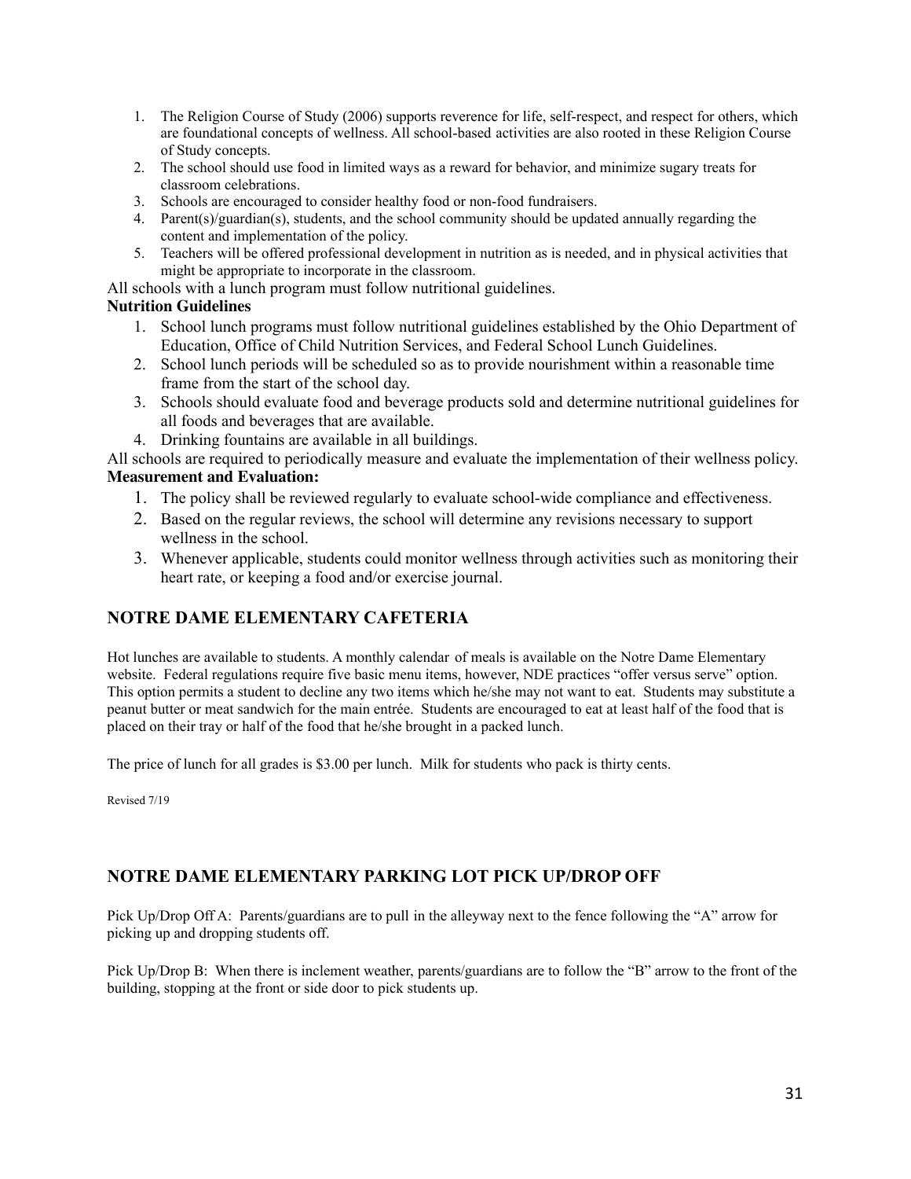1. The Religion Course of Study (2006) supports reverence for life, self-respect, and respect for others, which are foundational concepts of wellness. All school-based activities are also rooted in these Religion Course of Study concepts.
2. The school should use food in limited ways as a reward for behavior, and minimize sugary treats for classroom celebrations.
3. Schools are encouraged to consider healthy food or non-food fundraisers.
4. Parent(s)/guardian(s), students, and the school community should be updated annually regarding the content and implementation of the policy.
5. Teachers will be offered professional development in nutrition as is needed, and in physical activities that might be appropriate to incorporate in the classroom.

All schools with a lunch program must follow nutritional guidelines.

**Nutrition Guidelines**

1. School lunch programs must follow nutritional guidelines established by the Ohio Department of Education, Office of Child Nutrition Services, and Federal School Lunch Guidelines.
2. School lunch periods will be scheduled so as to provide nourishment within a reasonable time frame from the start of the school day.
3. Schools should evaluate food and beverage products sold and determine nutritional guidelines for all foods and beverages that are available.
4. Drinking fountains are available in all buildings.

All schools are required to periodically measure and evaluate the implementation of their wellness policy.

**Measurement and Evaluation:**

1. The policy shall be reviewed regularly to evaluate school-wide compliance and effectiveness.
2. Based on the regular reviews, the school will determine any revisions necessary to support wellness in the school.
3. Whenever applicable, students could monitor wellness through activities such as monitoring their heart rate, or keeping a food and/or exercise journal.

## NOTRE DAME ELEMENTARY CAFETERIA

Hot lunches are available to students. A monthly calendar of meals is available on the Notre Dame Elementary website. Federal regulations require five basic menu items, however, NDE practices "offer versus serve" option. This option permits a student to decline any two items which he/she may not want to eat. Students may substitute a peanut butter or meat sandwich for the main entrée. Students are encouraged to eat at least half of the food that is placed on their tray or half of the food that he/she brought in a packed lunch.

The price of lunch for all grades is $3.00 per lunch. Milk for students who pack is thirty cents.

Revised 7/19

## NOTRE DAME ELEMENTARY PARKING LOT PICK UP/DROP OFF

Pick Up/Drop Off A: Parents/guardians are to pull in the alleyway next to the fence following the "A" arrow for picking up and dropping students off.

Pick Up/Drop B: When there is inclement weather, parents/guardians are to follow the "B" arrow to the front of the building, stopping at the front or side door to pick students up.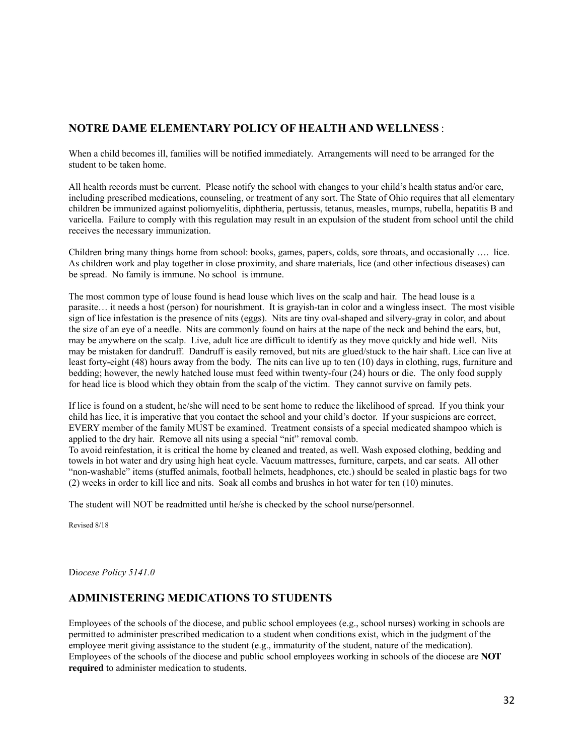## NOTRE DAME ELEMENTARY POLICY OF HEALTH AND WELLNESS :

When a child becomes ill, families will be notified immediately. Arrangements will need to be arranged for the student to be taken home.

All health records must be current. Please notify the school with changes to your child's health status and/or care, including prescribed medications, counseling, or treatment of any sort. The State of Ohio requires that all elementary children be immunized against poliomyelitis, diphtheria, pertussis, tetanus, measles, mumps, rubella, hepatitis B and varicella. Failure to comply with this regulation may result in an expulsion of the student from school until the child receives the necessary immunization.

Children bring many things home from school: books, games, papers, colds, sore throats, and occasionally …. lice. As children work and play together in close proximity, and share materials, lice (and other infectious diseases) can be spread. No family is immune. No school is immune.

The most common type of louse found is head louse which lives on the scalp and hair. The head louse is a parasite… it needs a host (person) for nourishment. It is grayish-tan in color and a wingless insect. The most visible sign of lice infestation is the presence of nits (eggs). Nits are tiny oval-shaped and silvery-gray in color, and about the size of an eye of a needle. Nits are commonly found on hairs at the nape of the neck and behind the ears, but, may be anywhere on the scalp. Live, adult lice are difficult to identify as they move quickly and hide well. Nits may be mistaken for dandruff. Dandruff is easily removed, but nits are glued/stuck to the hair shaft. Lice can live at least forty-eight (48) hours away from the body. The nits can live up to ten (10) days in clothing, rugs, furniture and bedding; however, the newly hatched louse must feed within twenty-four (24) hours or die. The only food supply for head lice is blood which they obtain from the scalp of the victim. They cannot survive on family pets.

If lice is found on a student, he/she will need to be sent home to reduce the likelihood of spread. If you think your child has lice, it is imperative that you contact the school and your child's doctor. If your suspicions are correct, EVERY member of the family MUST be examined. Treatment consists of a special medicated shampoo which is applied to the dry hair. Remove all nits using a special "nit" removal comb.
To avoid reinfestation, it is critical the home by cleaned and treated, as well. Wash exposed clothing, bedding and towels in hot water and dry using high heat cycle. Vacuum mattresses, furniture, carpets, and car seats. All other "non-washable" items (stuffed animals, football helmets, headphones, etc.) should be sealed in plastic bags for two (2) weeks in order to kill lice and nits. Soak all combs and brushes in hot water for ten (10) minutes.

The student will NOT be readmitted until he/she is checked by the school nurse/personnel.

Revised 8/18

Di*ocese Policy 5141.0*

## ADMINISTERING MEDICATIONS TO STUDENTS

Employees of the schools of the diocese, and public school employees (e.g., school nurses) working in schools are permitted to administer prescribed medication to a student when conditions exist, which in the judgment of the employee merit giving assistance to the student (e.g., immaturity of the student, nature of the medication). Employees of the schools of the diocese and public school employees working in schools of the diocese are **NOT required** to administer medication to students.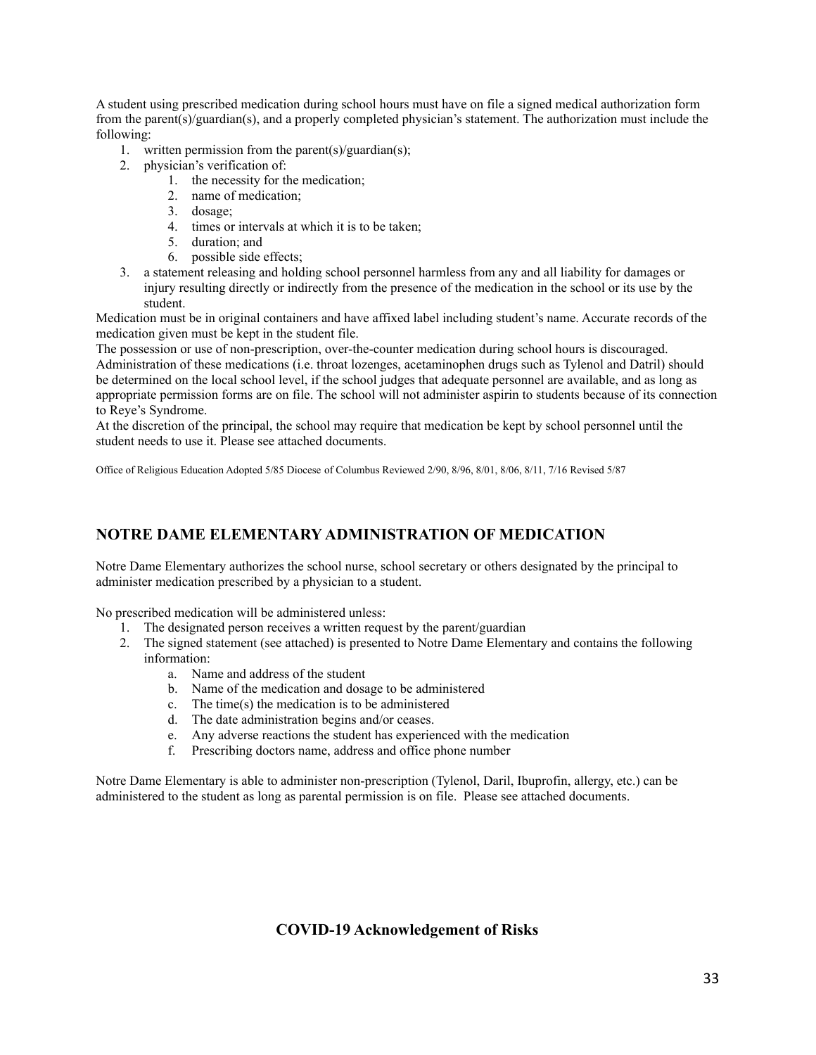A student using prescribed medication during school hours must have on file a signed medical authorization form from the parent(s)/guardian(s), and a properly completed physician's statement. The authorization must include the following:

1. written permission from the parent(s)/guardian(s);
2. physician's verification of:
    1. the necessity for the medication;
    2. name of medication;
    3. dosage;
    4. times or intervals at which it is to be taken;
    5. duration; and
    6. possible side effects;
3. a statement releasing and holding school personnel harmless from any and all liability for damages or injury resulting directly or indirectly from the presence of the medication in the school or its use by the student.

Medication must be in original containers and have affixed label including student's name. Accurate records of the medication given must be kept in the student file.

The possession or use of non-prescription, over-the-counter medication during school hours is discouraged. Administration of these medications (i.e. throat lozenges, acetaminophen drugs such as Tylenol and Datril) should be determined on the local school level, if the school judges that adequate personnel are available, and as long as appropriate permission forms are on file. The school will not administer aspirin to students because of its connection to Reye's Syndrome.

At the discretion of the principal, the school may require that medication be kept by school personnel until the student needs to use it. Please see attached documents.

Office of Religious Education Adopted 5/85 Diocese of Columbus Reviewed 2/90, 8/96, 8/01, 8/06, 8/11, 7/16 Revised 5/87

## NOTRE DAME ELEMENTARY ADMINISTRATION OF MEDICATION

Notre Dame Elementary authorizes the school nurse, school secretary or others designated by the principal to administer medication prescribed by a physician to a student.

No prescribed medication will be administered unless:

1. The designated person receives a written request by the parent/guardian
2. The signed statement (see attached) is presented to Notre Dame Elementary and contains the following information:
    a. Name and address of the student
    b. Name of the medication and dosage to be administered
    c. The time(s) the medication is to be administered
    d. The date administration begins and/or ceases.
    e. Any adverse reactions the student has experienced with the medication
    f. Prescribing doctors name, address and office phone number

Notre Dame Elementary is able to administer non-prescription (Tylenol, Daril, Ibuprofin, allergy, etc.) can be administered to the student as long as parental permission is on file. Please see attached documents.

## COVID-19 Acknowledgement of Risks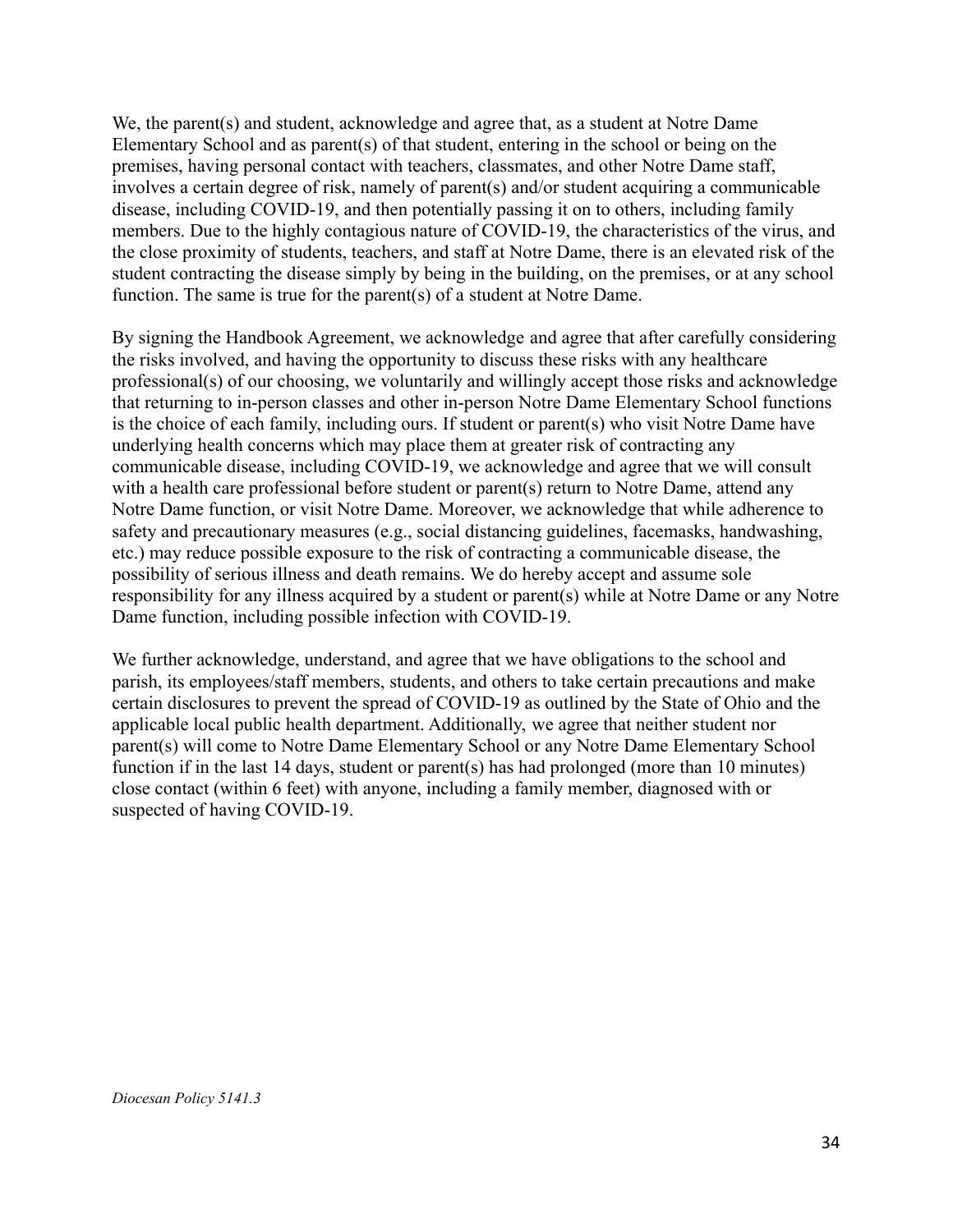We, the parent(s) and student, acknowledge and agree that, as a student at Notre Dame Elementary School and as parent(s) of that student, entering in the school or being on the premises, having personal contact with teachers, classmates, and other Notre Dame staff, involves a certain degree of risk, namely of parent(s) and/or student acquiring a communicable disease, including COVID-19, and then potentially passing it on to others, including family members. Due to the highly contagious nature of COVID-19, the characteristics of the virus, and the close proximity of students, teachers, and staff at Notre Dame, there is an elevated risk of the student contracting the disease simply by being in the building, on the premises, or at any school function. The same is true for the parent(s) of a student at Notre Dame.

By signing the Handbook Agreement, we acknowledge and agree that after carefully considering the risks involved, and having the opportunity to discuss these risks with any healthcare professional(s) of our choosing, we voluntarily and willingly accept those risks and acknowledge that returning to in-person classes and other in-person Notre Dame Elementary School functions is the choice of each family, including ours. If student or parent(s) who visit Notre Dame have underlying health concerns which may place them at greater risk of contracting any communicable disease, including COVID-19, we acknowledge and agree that we will consult with a health care professional before student or parent(s) return to Notre Dame, attend any Notre Dame function, or visit Notre Dame. Moreover, we acknowledge that while adherence to safety and precautionary measures (e.g., social distancing guidelines, facemasks, handwashing, etc.) may reduce possible exposure to the risk of contracting a communicable disease, the possibility of serious illness and death remains. We do hereby accept and assume sole responsibility for any illness acquired by a student or parent(s) while at Notre Dame or any Notre Dame function, including possible infection with COVID-19.

We further acknowledge, understand, and agree that we have obligations to the school and parish, its employees/staff members, students, and others to take certain precautions and make certain disclosures to prevent the spread of COVID-19 as outlined by the State of Ohio and the applicable local public health department. Additionally, we agree that neither student nor parent(s) will come to Notre Dame Elementary School or any Notre Dame Elementary School function if in the last 14 days, student or parent(s) has had prolonged (more than 10 minutes) close contact (within 6 feet) with anyone, including a family member, diagnosed with or suspected of having COVID-19.

*Diocesan Policy 5141.3*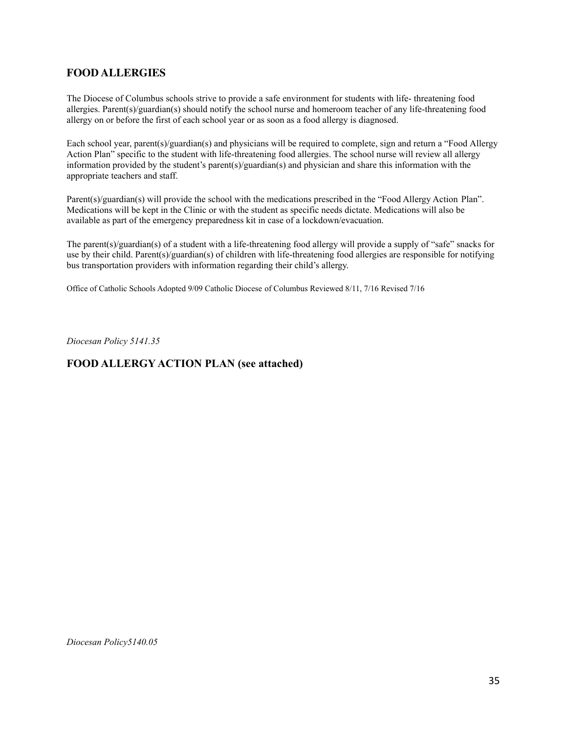## FOOD ALLERGIES

The Diocese of Columbus schools strive to provide a safe environment for students with life- threatening food allergies. Parent(s)/guardian(s) should notify the school nurse and homeroom teacher of any life-threatening food allergy on or before the first of each school year or as soon as a food allergy is diagnosed.

Each school year, parent(s)/guardian(s) and physicians will be required to complete, sign and return a "Food Allergy Action Plan" specific to the student with life-threatening food allergies. The school nurse will review all allergy information provided by the student's parent(s)/guardian(s) and physician and share this information with the appropriate teachers and staff.

Parent(s)/guardian(s) will provide the school with the medications prescribed in the "Food Allergy Action Plan". Medications will be kept in the Clinic or with the student as specific needs dictate. Medications will also be available as part of the emergency preparedness kit in case of a lockdown/evacuation.

The parent(s)/guardian(s) of a student with a life-threatening food allergy will provide a supply of "safe" snacks for use by their child. Parent(s)/guardian(s) of children with life-threatening food allergies are responsible for notifying bus transportation providers with information regarding their child's allergy.

Office of Catholic Schools Adopted 9/09 Catholic Diocese of Columbus Reviewed 8/11, 7/16 Revised 7/16

*Diocesan Policy 5141.35*

## FOOD ALLERGY ACTION PLAN (see attached)

*Diocesan Policy5140.05*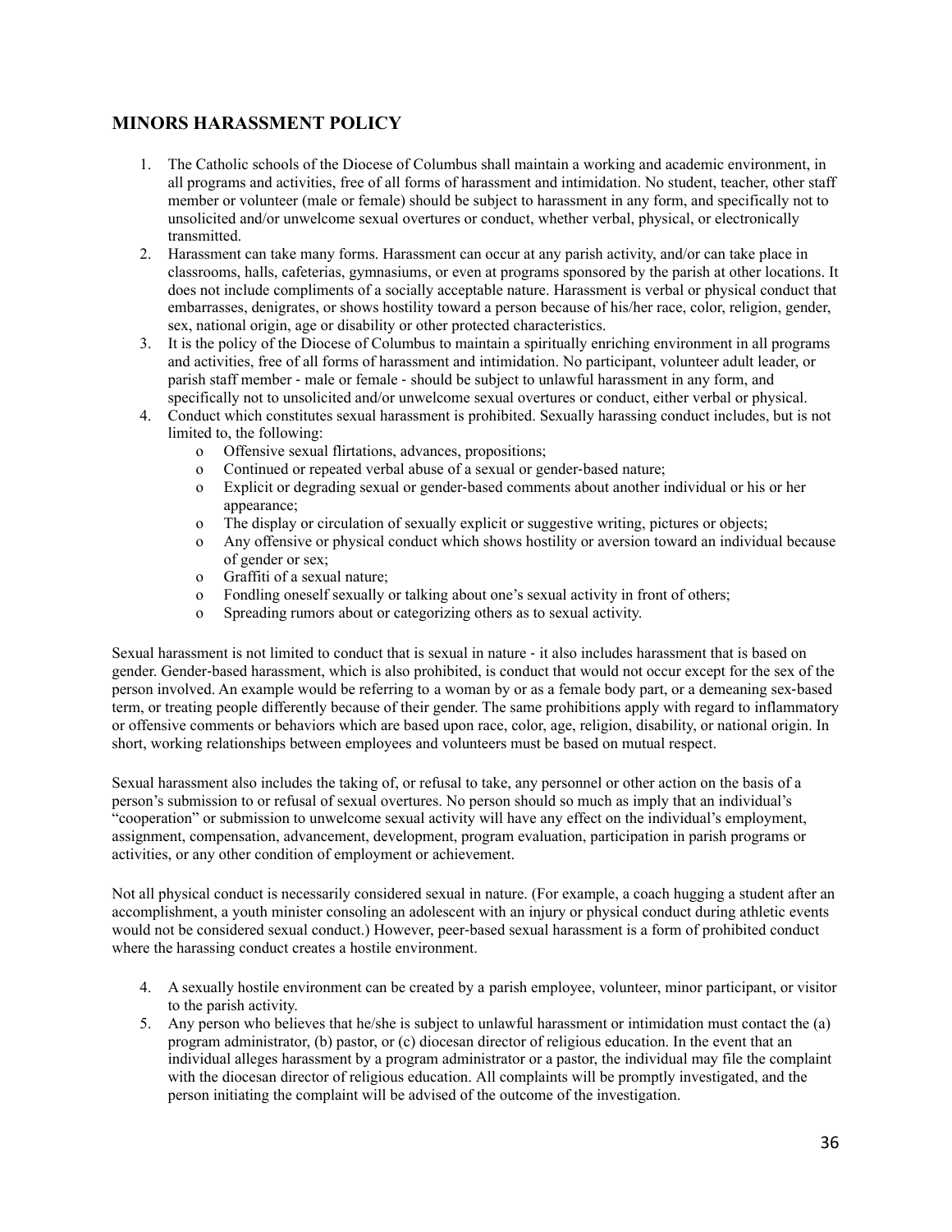## MINORS HARASSMENT POLICY

1. The Catholic schools of the Diocese of Columbus shall maintain a working and academic environment, in all programs and activities, free of all forms of harassment and intimidation. No student, teacher, other staff member or volunteer (male or female) should be subject to harassment in any form, and specifically not to unsolicited and/or unwelcome sexual overtures or conduct, whether verbal, physical, or electronically transmitted.
2. Harassment can take many forms. Harassment can occur at any parish activity, and/or can take place in classrooms, halls, cafeterias, gymnasiums, or even at programs sponsored by the parish at other locations. It does not include compliments of a socially acceptable nature. Harassment is verbal or physical conduct that embarrasses, denigrates, or shows hostility toward a person because of his/her race, color, religion, gender, sex, national origin, age or disability or other protected characteristics.
3. It is the policy of the Diocese of Columbus to maintain a spiritually enriching environment in all programs and activities, free of all forms of harassment and intimidation. No participant, volunteer adult leader, or parish staff member - male or female - should be subject to unlawful harassment in any form, and specifically not to unsolicited and/or unwelcome sexual overtures or conduct, either verbal or physical.
4. Conduct which constitutes sexual harassment is prohibited. Sexually harassing conduct includes, but is not limited to, the following:
   - Offensive sexual flirtations, advances, propositions;
   - Continued or repeated verbal abuse of a sexual or gender-based nature;
   - Explicit or degrading sexual or gender-based comments about another individual or his or her appearance;
   - The display or circulation of sexually explicit or suggestive writing, pictures or objects;
   - Any offensive or physical conduct which shows hostility or aversion toward an individual because of gender or sex;
   - Graffiti of a sexual nature;
   - Fondling oneself sexually or talking about one's sexual activity in front of others;
   - Spreading rumors about or categorizing others as to sexual activity.

Sexual harassment is not limited to conduct that is sexual in nature - it also includes harassment that is based on gender. Gender-based harassment, which is also prohibited, is conduct that would not occur except for the sex of the person involved. An example would be referring to a woman by or as a female body part, or a demeaning sex-based term, or treating people differently because of their gender. The same prohibitions apply with regard to inflammatory or offensive comments or behaviors which are based upon race, color, age, religion, disability, or national origin. In short, working relationships between employees and volunteers must be based on mutual respect.

Sexual harassment also includes the taking of, or refusal to take, any personnel or other action on the basis of a person's submission to or refusal of sexual overtures. No person should so much as imply that an individual's "cooperation" or submission to unwelcome sexual activity will have any effect on the individual's employment, assignment, compensation, advancement, development, program evaluation, participation in parish programs or activities, or any other condition of employment or achievement.

Not all physical conduct is necessarily considered sexual in nature. (For example, a coach hugging a student after an accomplishment, a youth minister consoling an adolescent with an injury or physical conduct during athletic events would not be considered sexual conduct.) However, peer-based sexual harassment is a form of prohibited conduct where the harassing conduct creates a hostile environment.

4. A sexually hostile environment can be created by a parish employee, volunteer, minor participant, or visitor to the parish activity.
5. Any person who believes that he/she is subject to unlawful harassment or intimidation must contact the (a) program administrator, (b) pastor, or (c) diocesan director of religious education. In the event that an individual alleges harassment by a program administrator or a pastor, the individual may file the complaint with the diocesan director of religious education. All complaints will be promptly investigated, and the person initiating the complaint will be advised of the outcome of the investigation.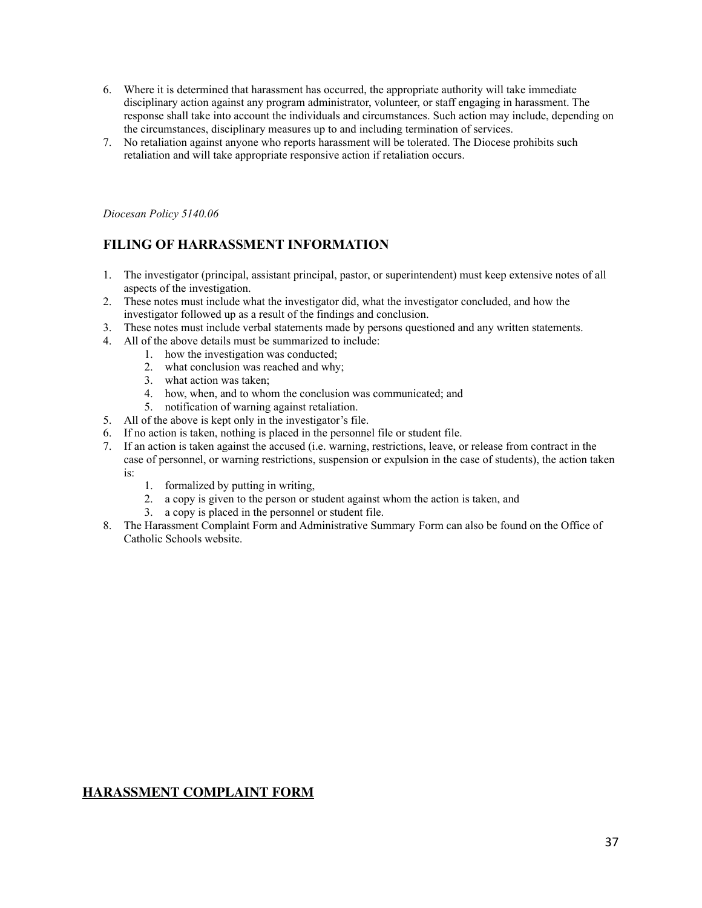6. Where it is determined that harassment has occurred, the appropriate authority will take immediate disciplinary action against any program administrator, volunteer, or staff engaging in harassment. The response shall take into account the individuals and circumstances. Such action may include, depending on the circumstances, disciplinary measures up to and including termination of services.
7. No retaliation against anyone who reports harassment will be tolerated. The Diocese prohibits such retaliation and will take appropriate responsive action if retaliation occurs.

*Diocesan Policy 5140.06*

## FILING OF HARRASSMENT INFORMATION

1. The investigator (principal, assistant principal, pastor, or superintendent) must keep extensive notes of all aspects of the investigation.
2. These notes must include what the investigator did, what the investigator concluded, and how the investigator followed up as a result of the findings and conclusion.
3. These notes must include verbal statements made by persons questioned and any written statements.
4. All of the above details must be summarized to include:
    1. how the investigation was conducted;
    2. what conclusion was reached and why;
    3. what action was taken;
    4. how, when, and to whom the conclusion was communicated; and
    5. notification of warning against retaliation.
5. All of the above is kept only in the investigator's file.
6. If no action is taken, nothing is placed in the personnel file or student file.
7. If an action is taken against the accused (i.e. warning, restrictions, leave, or release from contract in the case of personnel, or warning restrictions, suspension or expulsion in the case of students), the action taken is:
    1. formalized by putting in writing,
    2. a copy is given to the person or student against whom the action is taken, and
    3. a copy is placed in the personnel or student file.
8. The Harassment Complaint Form and Administrative Summary Form can also be found on the Office of Catholic Schools website.

## HARASSMENT COMPLAINT FORM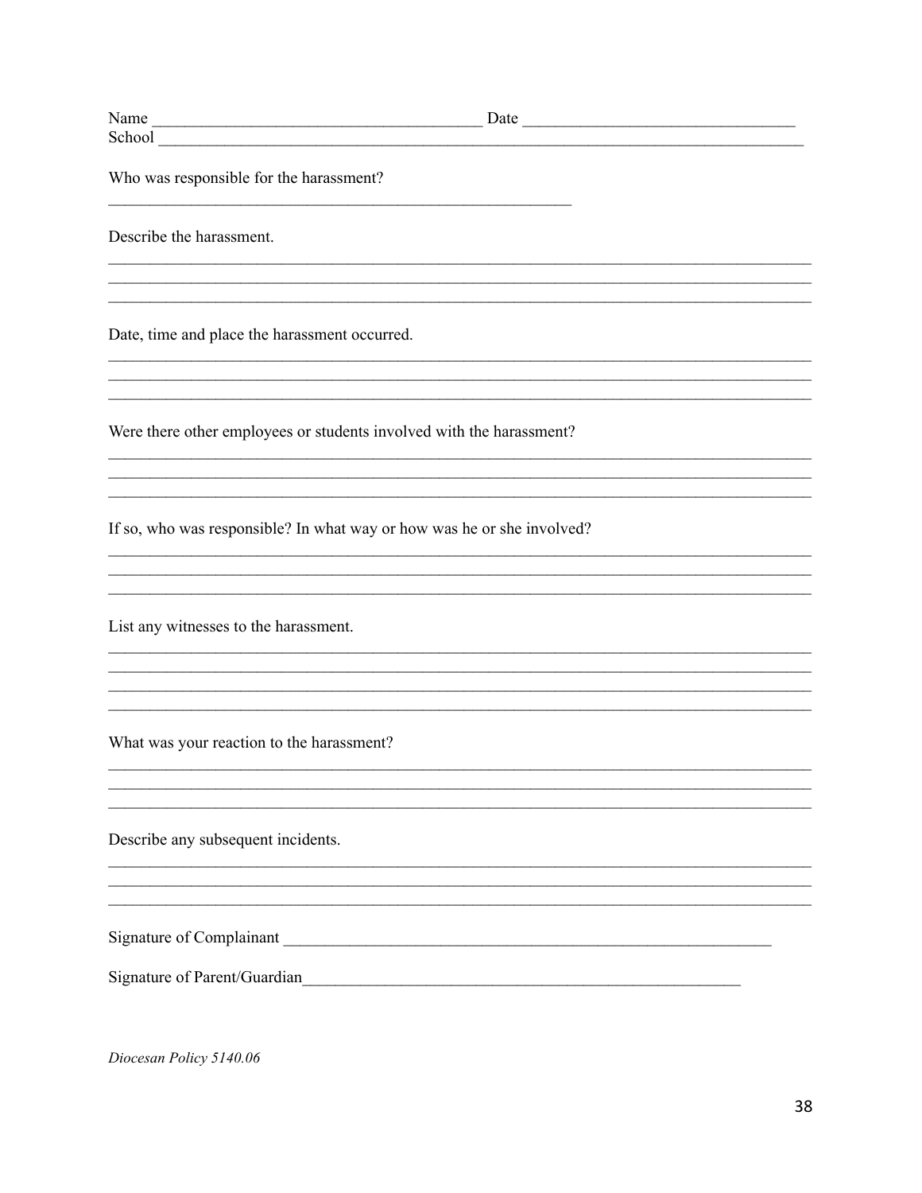Name ________________________________________ Date ________________________________
School ________________________________________________________________________________

Who was responsible for the harassment?

__________________________________________________________

Describe the harassment.

________________________________________________________________________________________
________________________________________________________________________________________
________________________________________________________________________________________

Date, time and place the harassment occurred.

________________________________________________________________________________________
________________________________________________________________________________________
________________________________________________________________________________________

Were there other employees or students involved with the harassment?

________________________________________________________________________________________
________________________________________________________________________________________
________________________________________________________________________________________

If so, who was responsible? In what way or how was he or she involved?

________________________________________________________________________________________
________________________________________________________________________________________
________________________________________________________________________________________

List any witnesses to the harassment.

________________________________________________________________________________________
________________________________________________________________________________________
________________________________________________________________________________________
________________________________________________________________________________________

What was your reaction to the harassment?

________________________________________________________________________________________
________________________________________________________________________________________
________________________________________________________________________________________

Describe any subsequent incidents.

________________________________________________________________________________________
________________________________________________________________________________________
________________________________________________________________________________________

Signature of Complainant ______________________________________________________________

Signature of Parent/Guardian_______________________________________________________

*Diocesan Policy 5140.06*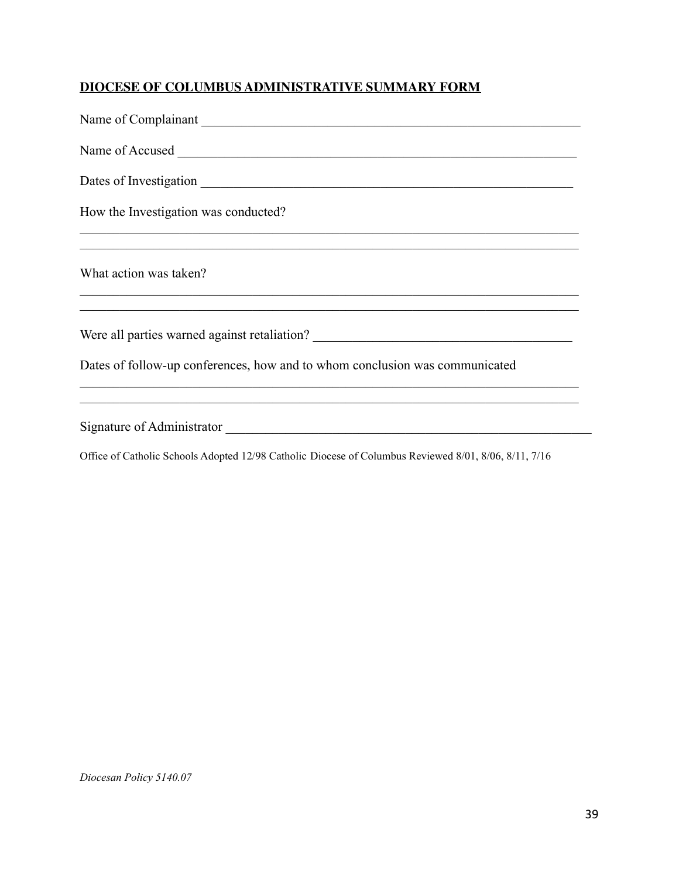**DIOCESE OF COLUMBUS ADMINISTRATIVE SUMMARY FORM**

Name of Complainant ___________________________________________________________

Name of Accused ______________________________________________________________

Dates of Investigation _________________________________________________________

How the Investigation was conducted?

______________________________________________________________________________
______________________________________________________________________________

What action was taken?

______________________________________________________________________________
______________________________________________________________________________

Were all parties warned against retaliation? ____________________________________

Dates of follow-up conferences, how and to whom conclusion was communicated

______________________________________________________________________________
______________________________________________________________________________

Signature of Administrator _____________________________________________________

Office of Catholic Schools Adopted 12/98 Catholic Diocese of Columbus Reviewed 8/01, 8/06, 8/11, 7/16

*Diocesan Policy 5140.07*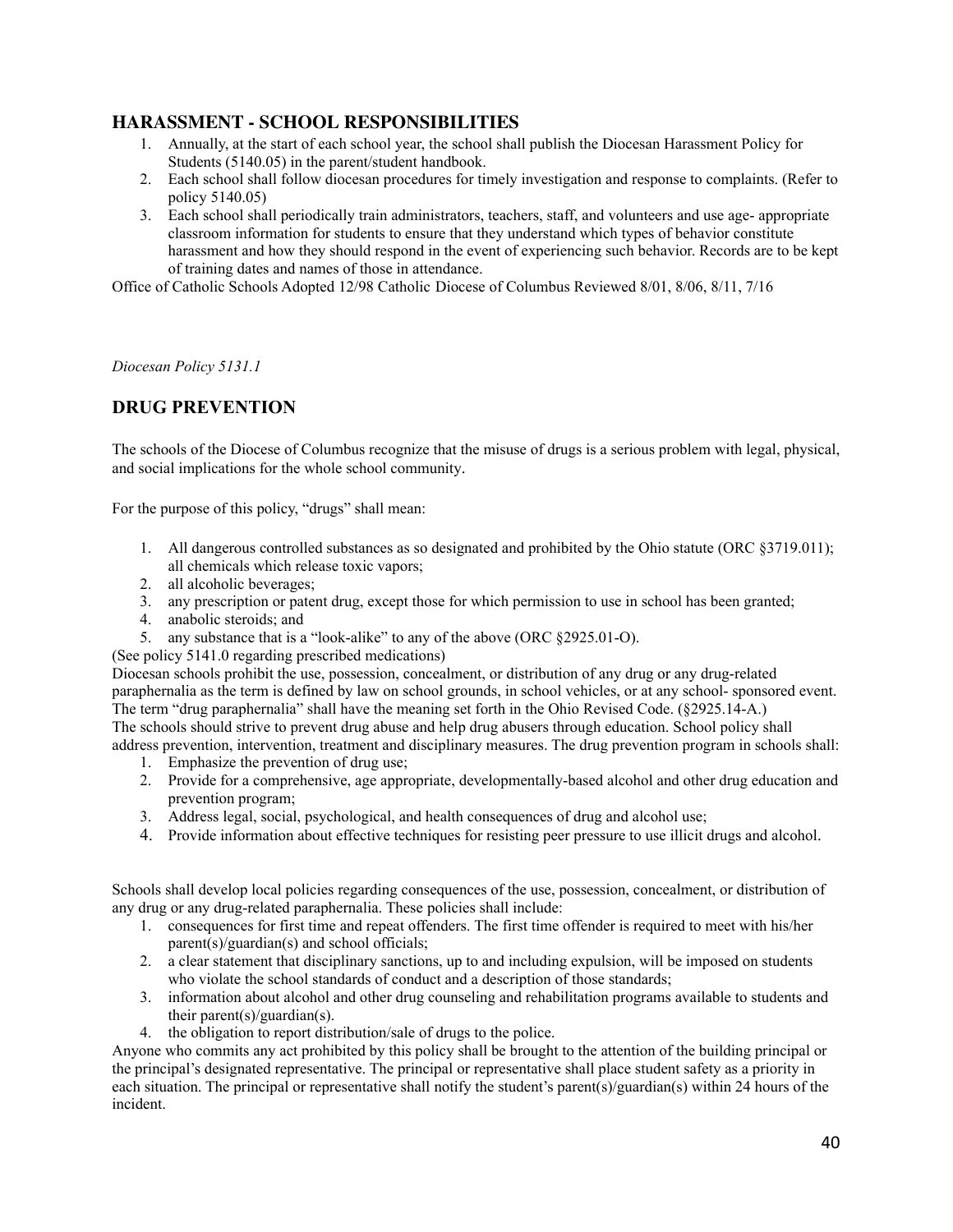## HARASSMENT - SCHOOL RESPONSIBILITIES

1. Annually, at the start of each school year, the school shall publish the Diocesan Harassment Policy for Students (5140.05) in the parent/student handbook.
2. Each school shall follow diocesan procedures for timely investigation and response to complaints. (Refer to policy 5140.05)
3. Each school shall periodically train administrators, teachers, staff, and volunteers and use age- appropriate classroom information for students to ensure that they understand which types of behavior constitute harassment and how they should respond in the event of experiencing such behavior. Records are to be kept of training dates and names of those in attendance.

Office of Catholic Schools Adopted 12/98 Catholic Diocese of Columbus Reviewed 8/01, 8/06, 8/11, 7/16

*Diocesan Policy 5131.1*

## DRUG PREVENTION

The schools of the Diocese of Columbus recognize that the misuse of drugs is a serious problem with legal, physical, and social implications for the whole school community.

For the purpose of this policy, "drugs" shall mean:

1. All dangerous controlled substances as so designated and prohibited by the Ohio statute (ORC §3719.011); all chemicals which release toxic vapors;
2. all alcoholic beverages;
3. any prescription or patent drug, except those for which permission to use in school has been granted;
4. anabolic steroids; and
5. any substance that is a "look-alike" to any of the above (ORC §2925.01-O).

(See policy 5141.0 regarding prescribed medications)

Diocesan schools prohibit the use, possession, concealment, or distribution of any drug or any drug-related paraphernalia as the term is defined by law on school grounds, in school vehicles, or at any school- sponsored event. The term "drug paraphernalia" shall have the meaning set forth in the Ohio Revised Code. (§2925.14-A.)

The schools should strive to prevent drug abuse and help drug abusers through education. School policy shall address prevention, intervention, treatment and disciplinary measures. The drug prevention program in schools shall:

1. Emphasize the prevention of drug use;
2. Provide for a comprehensive, age appropriate, developmentally-based alcohol and other drug education and prevention program;
3. Address legal, social, psychological, and health consequences of drug and alcohol use;
4. Provide information about effective techniques for resisting peer pressure to use illicit drugs and alcohol.

Schools shall develop local policies regarding consequences of the use, possession, concealment, or distribution of any drug or any drug-related paraphernalia. These policies shall include:

1. consequences for first time and repeat offenders. The first time offender is required to meet with his/her parent(s)/guardian(s) and school officials;
2. a clear statement that disciplinary sanctions, up to and including expulsion, will be imposed on students who violate the school standards of conduct and a description of those standards;
3. information about alcohol and other drug counseling and rehabilitation programs available to students and their parent(s)/guardian(s).
4. the obligation to report distribution/sale of drugs to the police.

Anyone who commits any act prohibited by this policy shall be brought to the attention of the building principal or the principal's designated representative. The principal or representative shall place student safety as a priority in each situation. The principal or representative shall notify the student's parent(s)/guardian(s) within 24 hours of the incident.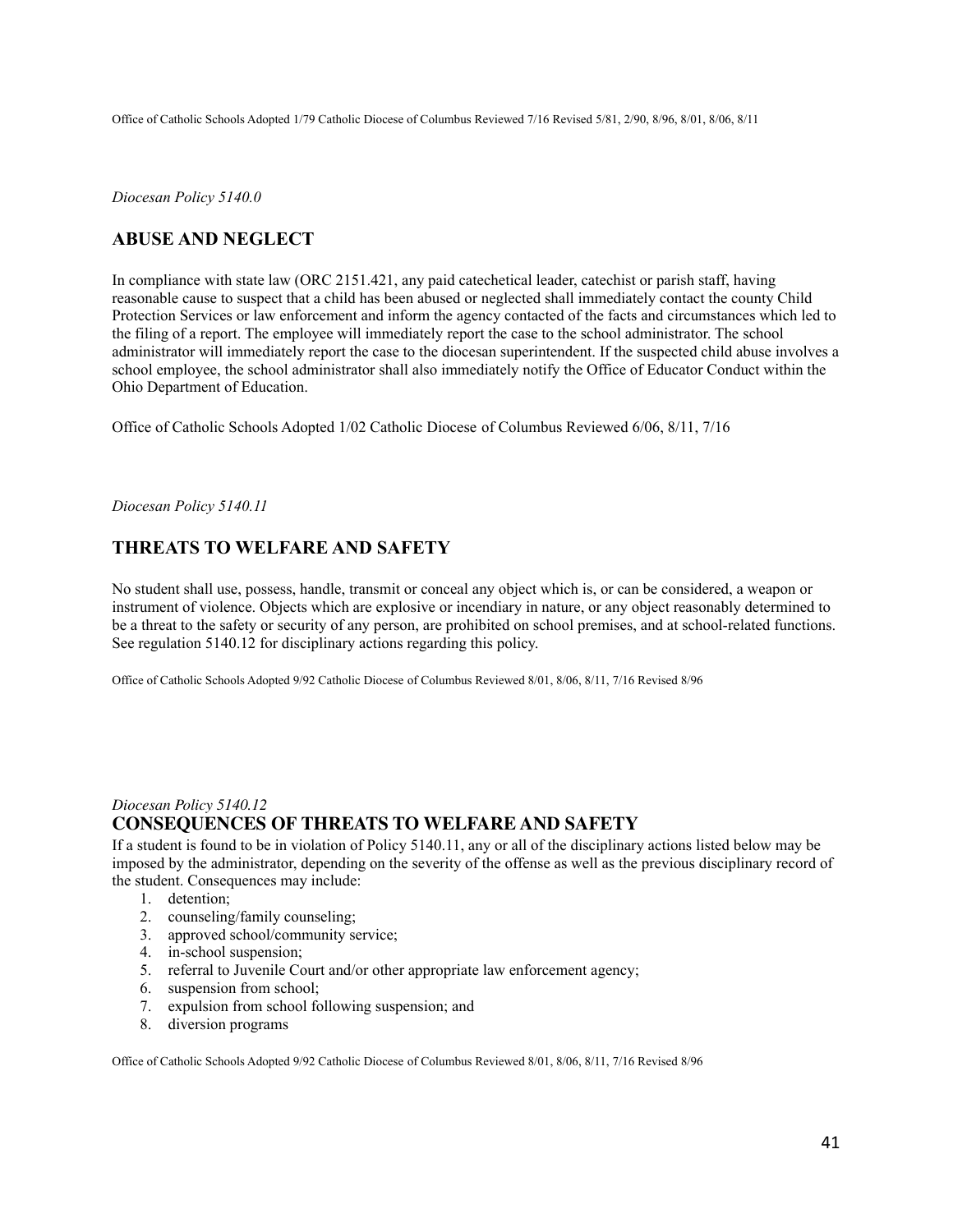Office of Catholic Schools Adopted 1/79 Catholic Diocese of Columbus Reviewed 7/16 Revised 5/81, 2/90, 8/96, 8/01, 8/06, 8/11

*Diocesan Policy 5140.0*

## ABUSE AND NEGLECT

In compliance with state law (ORC 2151.421, any paid catechetical leader, catechist or parish staff, having reasonable cause to suspect that a child has been abused or neglected shall immediately contact the county Child Protection Services or law enforcement and inform the agency contacted of the facts and circumstances which led to the filing of a report. The employee will immediately report the case to the school administrator. The school administrator will immediately report the case to the diocesan superintendent. If the suspected child abuse involves a school employee, the school administrator shall also immediately notify the Office of Educator Conduct within the Ohio Department of Education.

Office of Catholic Schools Adopted 1/02 Catholic Diocese of Columbus Reviewed 6/06, 8/11, 7/16

*Diocesan Policy 5140.11*

## THREATS TO WELFARE AND SAFETY

No student shall use, possess, handle, transmit or conceal any object which is, or can be considered, a weapon or instrument of violence. Objects which are explosive or incendiary in nature, or any object reasonably determined to be a threat to the safety or security of any person, are prohibited on school premises, and at school-related functions. See regulation 5140.12 for disciplinary actions regarding this policy.

Office of Catholic Schools Adopted 9/92 Catholic Diocese of Columbus Reviewed 8/01, 8/06, 8/11, 7/16 Revised 8/96

*Diocesan Policy 5140.12*

## CONSEQUENCES OF THREATS TO WELFARE AND SAFETY

If a student is found to be in violation of Policy 5140.11, any or all of the disciplinary actions listed below may be imposed by the administrator, depending on the severity of the offense as well as the previous disciplinary record of the student. Consequences may include:

1. detention;
2. counseling/family counseling;
3. approved school/community service;
4. in-school suspension;
5. referral to Juvenile Court and/or other appropriate law enforcement agency;
6. suspension from school;
7. expulsion from school following suspension; and
8. diversion programs

Office of Catholic Schools Adopted 9/92 Catholic Diocese of Columbus Reviewed 8/01, 8/06, 8/11, 7/16 Revised 8/96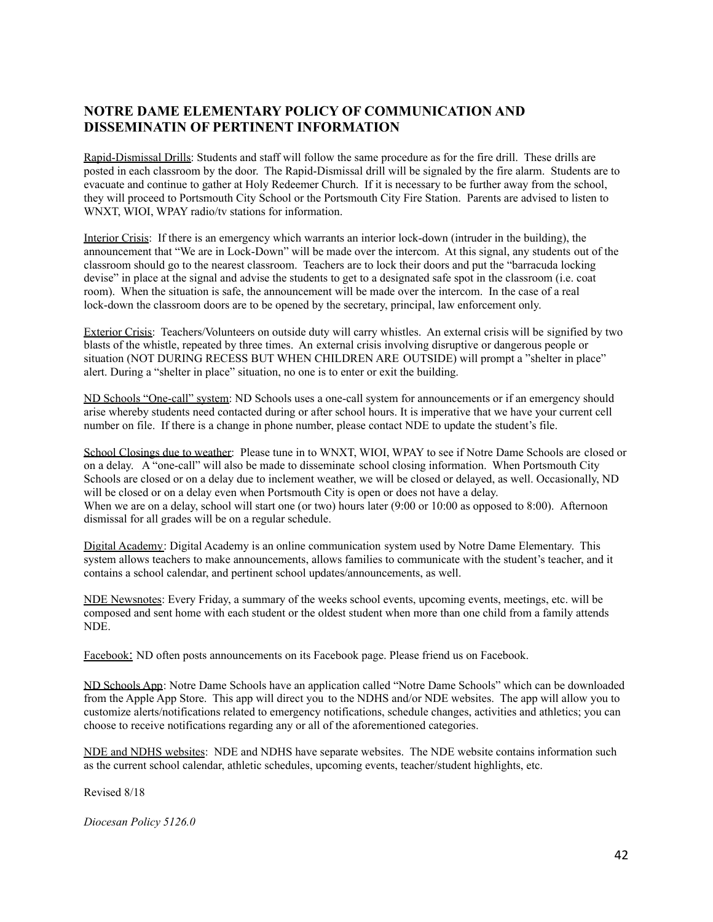## NOTRE DAME ELEMENTARY POLICY OF COMMUNICATION AND DISSEMINATIN OF PERTINENT INFORMATION

Rapid-Dismissal Drills: Students and staff will follow the same procedure as for the fire drill. These drills are posted in each classroom by the door. The Rapid-Dismissal drill will be signaled by the fire alarm. Students are to evacuate and continue to gather at Holy Redeemer Church. If it is necessary to be further away from the school, they will proceed to Portsmouth City School or the Portsmouth City Fire Station. Parents are advised to listen to WNXT, WIOI, WPAY radio/tv stations for information.

Interior Crisis: If there is an emergency which warrants an interior lock-down (intruder in the building), the announcement that "We are in Lock-Down" will be made over the intercom. At this signal, any students out of the classroom should go to the nearest classroom. Teachers are to lock their doors and put the "barracuda locking devise" in place at the signal and advise the students to get to a designated safe spot in the classroom (i.e. coat room). When the situation is safe, the announcement will be made over the intercom. In the case of a real lock-down the classroom doors are to be opened by the secretary, principal, law enforcement only.

Exterior Crisis: Teachers/Volunteers on outside duty will carry whistles. An external crisis will be signified by two blasts of the whistle, repeated by three times. An external crisis involving disruptive or dangerous people or situation (NOT DURING RECESS BUT WHEN CHILDREN ARE OUTSIDE) will prompt a "shelter in place" alert. During a "shelter in place" situation, no one is to enter or exit the building.

ND Schools "One-call" system: ND Schools uses a one-call system for announcements or if an emergency should arise whereby students need contacted during or after school hours. It is imperative that we have your current cell number on file. If there is a change in phone number, please contact NDE to update the student's file.

School Closings due to weather: Please tune in to WNXT, WIOI, WPAY to see if Notre Dame Schools are closed or on a delay. A "one-call" will also be made to disseminate school closing information. When Portsmouth City Schools are closed or on a delay due to inclement weather, we will be closed or delayed, as well. Occasionally, ND will be closed or on a delay even when Portsmouth City is open or does not have a delay.
When we are on a delay, school will start one (or two) hours later (9:00 or 10:00 as opposed to 8:00). Afternoon dismissal for all grades will be on a regular schedule.

Digital Academy: Digital Academy is an online communication system used by Notre Dame Elementary. This system allows teachers to make announcements, allows families to communicate with the student's teacher, and it contains a school calendar, and pertinent school updates/announcements, as well.

NDE Newsnotes: Every Friday, a summary of the weeks school events, upcoming events, meetings, etc. will be composed and sent home with each student or the oldest student when more than one child from a family attends NDE.

Facebook: ND often posts announcements on its Facebook page. Please friend us on Facebook.

ND Schools App: Notre Dame Schools have an application called "Notre Dame Schools" which can be downloaded from the Apple App Store. This app will direct you to the NDHS and/or NDE websites. The app will allow you to customize alerts/notifications related to emergency notifications, schedule changes, activities and athletics; you can choose to receive notifications regarding any or all of the aforementioned categories.

NDE and NDHS websites: NDE and NDHS have separate websites. The NDE website contains information such as the current school calendar, athletic schedules, upcoming events, teacher/student highlights, etc.

Revised 8/18

*Diocesan Policy 5126.0*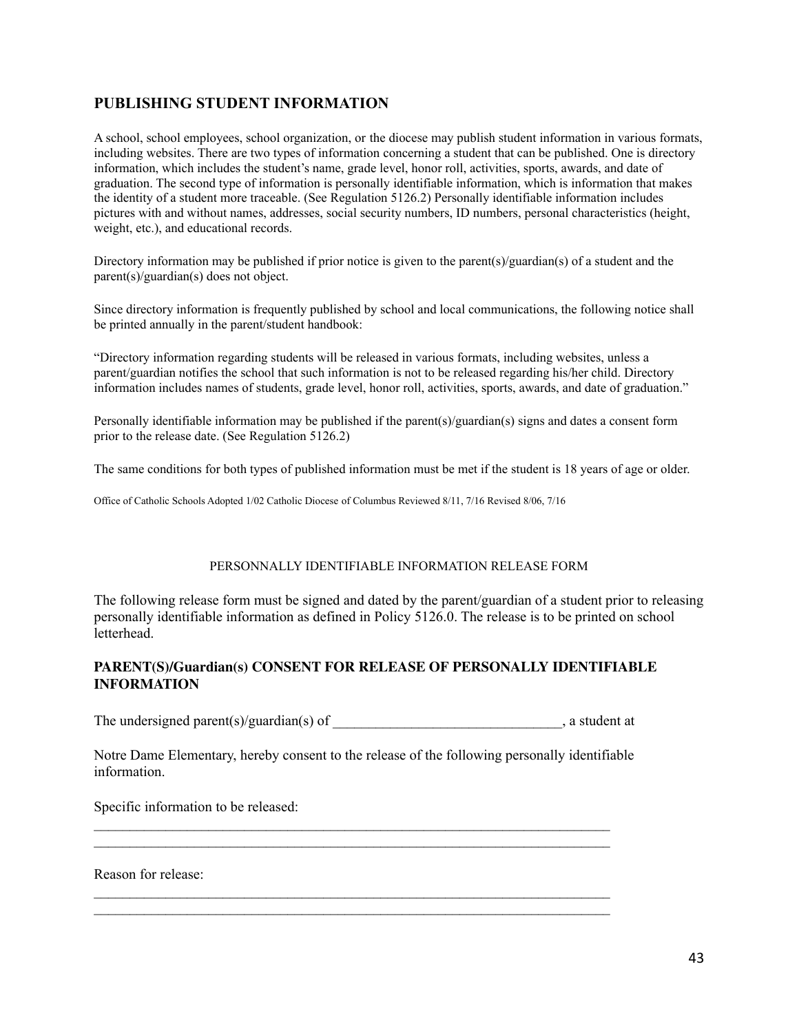## PUBLISHING STUDENT INFORMATION

A school, school employees, school organization, or the diocese may publish student information in various formats, including websites. There are two types of information concerning a student that can be published. One is directory information, which includes the student's name, grade level, honor roll, activities, sports, awards, and date of graduation. The second type of information is personally identifiable information, which is information that makes the identity of a student more traceable. (See Regulation 5126.2) Personally identifiable information includes pictures with and without names, addresses, social security numbers, ID numbers, personal characteristics (height, weight, etc.), and educational records.

Directory information may be published if prior notice is given to the parent(s)/guardian(s) of a student and the parent(s)/guardian(s) does not object.

Since directory information is frequently published by school and local communications, the following notice shall be printed annually in the parent/student handbook:

"Directory information regarding students will be released in various formats, including websites, unless a parent/guardian notifies the school that such information is not to be released regarding his/her child. Directory information includes names of students, grade level, honor roll, activities, sports, awards, and date of graduation."

Personally identifiable information may be published if the parent(s)/guardian(s) signs and dates a consent form prior to the release date. (See Regulation 5126.2)

The same conditions for both types of published information must be met if the student is 18 years of age or older.

Office of Catholic Schools Adopted 1/02 Catholic Diocese of Columbus Reviewed 8/11, 7/16 Revised 8/06, 7/16

PERSONNALLY IDENTIFIABLE INFORMATION RELEASE FORM

The following release form must be signed and dated by the parent/guardian of a student prior to releasing personally identifiable information as defined in Policy 5126.0. The release is to be printed on school letterhead.

### PARENT(S)/Guardian(s) CONSENT FOR RELEASE OF PERSONALLY IDENTIFIABLE INFORMATION

The undersigned parent(s)/guardian(s) of _______________________________, a student at

Notre Dame Elementary, hereby consent to the release of the following personally identifiable information.

Specific information to be released:

___________________________________________________________________________
___________________________________________________________________________

Reason for release:

___________________________________________________________________________
___________________________________________________________________________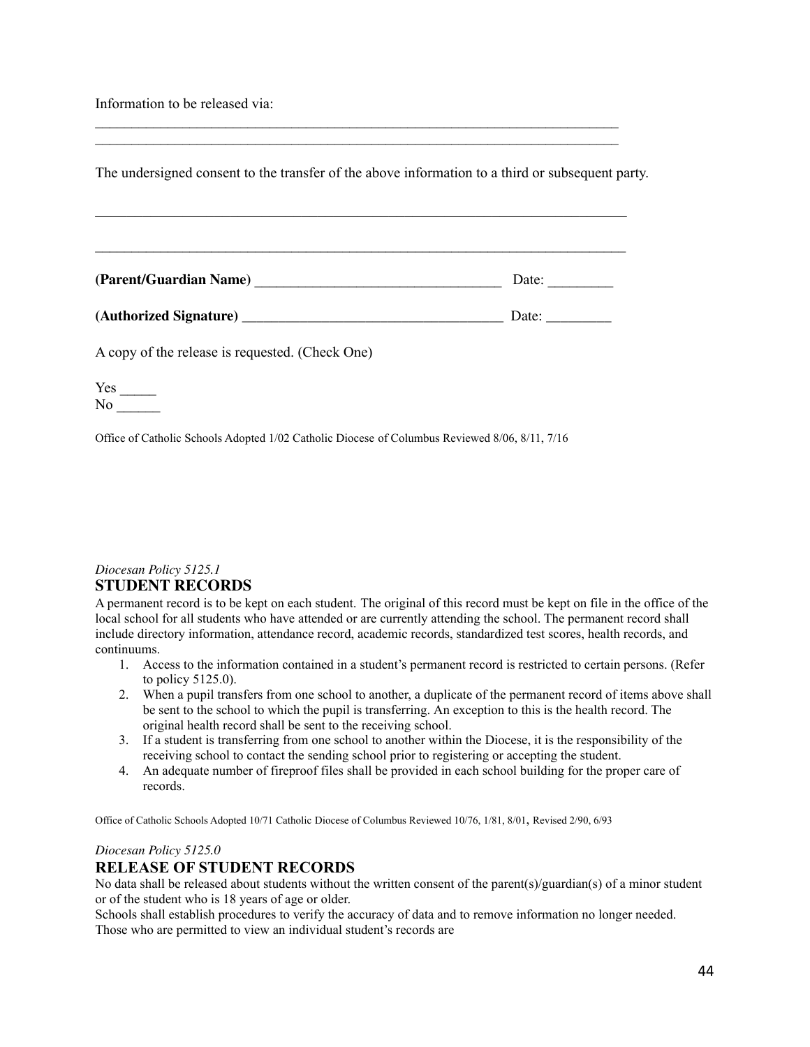Information to be released via:

_____________________________________________________________________________
_____________________________________________________________________________

The undersigned consent to the transfer of the above information to a third or subsequent party.

_____________________________________________________________________________

_____________________________________________________________________________

**(Parent/Guardian Name)** ___________________________________ Date: _________

**(Authorized Signature)** ___________________________________ Date: _________

A copy of the release is requested. (Check One)

Yes _____
No ______

Office of Catholic Schools Adopted 1/02 Catholic Diocese of Columbus Reviewed 8/06, 8/11, 7/16

*Diocesan Policy 5125.1*

## STUDENT RECORDS

A permanent record is to be kept on each student. The original of this record must be kept on file in the office of the local school for all students who have attended or are currently attending the school. The permanent record shall include directory information, attendance record, academic records, standardized test scores, health records, and continuums.

1. Access to the information contained in a student's permanent record is restricted to certain persons. (Refer to policy 5125.0).
2. When a pupil transfers from one school to another, a duplicate of the permanent record of items above shall be sent to the school to which the pupil is transferring. An exception to this is the health record. The original health record shall be sent to the receiving school.
3. If a student is transferring from one school to another within the Diocese, it is the responsibility of the receiving school to contact the sending school prior to registering or accepting the student.
4. An adequate number of fireproof files shall be provided in each school building for the proper care of records.

Office of Catholic Schools Adopted 10/71 Catholic Diocese of Columbus Reviewed 10/76, 1/81, 8/01, Revised 2/90, 6/93

*Diocesan Policy 5125.0*

## RELEASE OF STUDENT RECORDS

No data shall be released about students without the written consent of the parent(s)/guardian(s) of a minor student or of the student who is 18 years of age or older.
Schools shall establish procedures to verify the accuracy of data and to remove information no longer needed.
Those who are permitted to view an individual student's records are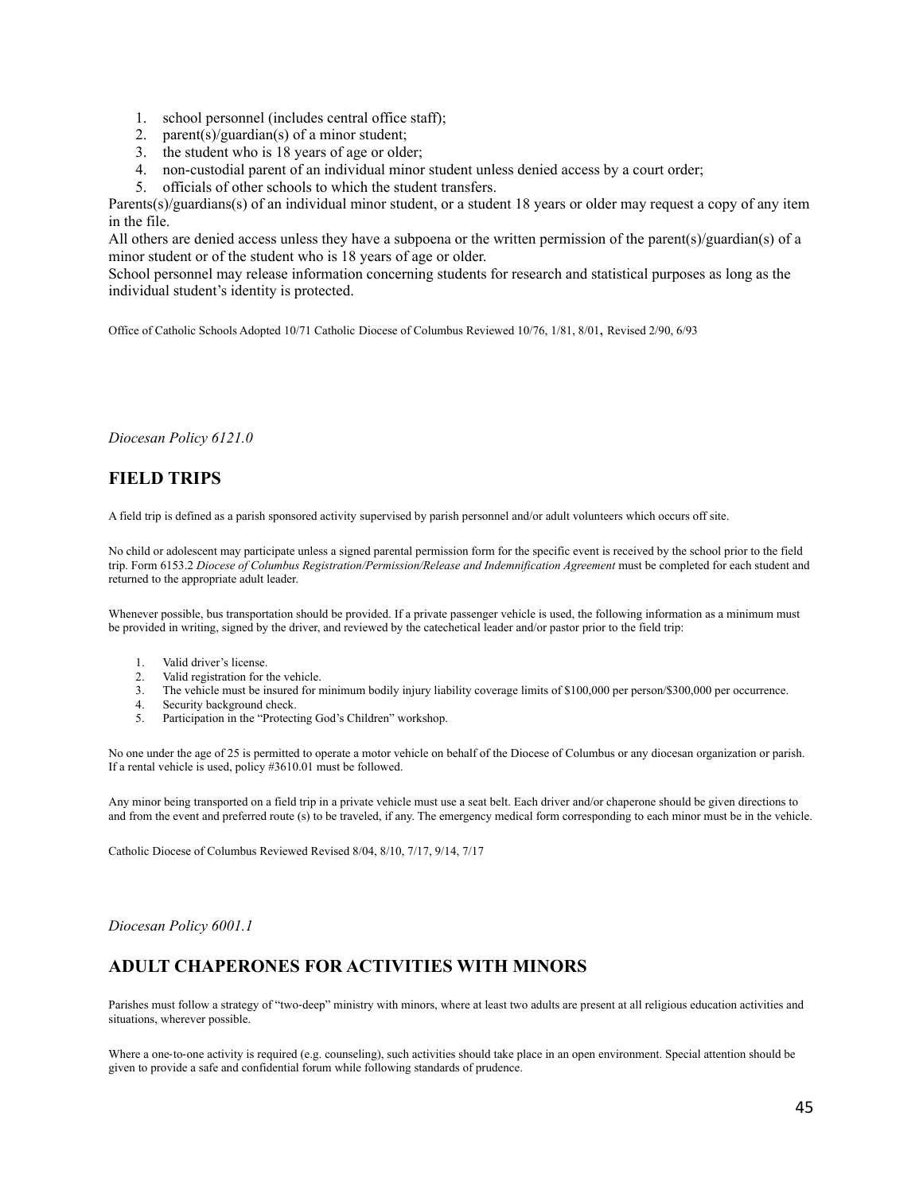1. school personnel (includes central office staff);
2. parent(s)/guardian(s) of a minor student;
3. the student who is 18 years of age or older;
4. non-custodial parent of an individual minor student unless denied access by a court order;
5. officials of other schools to which the student transfers.

Parents(s)/guardians(s) of an individual minor student, or a student 18 years or older may request a copy of any item in the file.

All others are denied access unless they have a subpoena or the written permission of the parent(s)/guardian(s) of a minor student or of the student who is 18 years of age or older.

School personnel may release information concerning students for research and statistical purposes as long as the individual student's identity is protected.

Office of Catholic Schools Adopted 10/71 Catholic Diocese of Columbus Reviewed 10/76, 1/81, 8/01, Revised 2/90, 6/93

*Diocesan Policy 6121.0*

## FIELD TRIPS

A field trip is defined as a parish sponsored activity supervised by parish personnel and/or adult volunteers which occurs off site.

No child or adolescent may participate unless a signed parental permission form for the specific event is received by the school prior to the field trip. Form 6153.2 *Diocese of Columbus Registration/Permission/Release and Indemnification Agreement* must be completed for each student and returned to the appropriate adult leader.

Whenever possible, bus transportation should be provided. If a private passenger vehicle is used, the following information as a minimum must be provided in writing, signed by the driver, and reviewed by the catechetical leader and/or pastor prior to the field trip:

1. Valid driver's license.
2. Valid registration for the vehicle.
3. The vehicle must be insured for minimum bodily injury liability coverage limits of $100,000 per person/$300,000 per occurrence.
4. Security background check.
5. Participation in the "Protecting God's Children" workshop.

No one under the age of 25 is permitted to operate a motor vehicle on behalf of the Diocese of Columbus or any diocesan organization or parish. If a rental vehicle is used, policy #3610.01 must be followed.

Any minor being transported on a field trip in a private vehicle must use a seat belt. Each driver and/or chaperone should be given directions to and from the event and preferred route (s) to be traveled, if any. The emergency medical form corresponding to each minor must be in the vehicle.

Catholic Diocese of Columbus Reviewed Revised 8/04, 8/10, 7/17, 9/14, 7/17

*Diocesan Policy 6001.1*

## ADULT CHAPERONES FOR ACTIVITIES WITH MINORS

Parishes must follow a strategy of "two-deep" ministry with minors, where at least two adults are present at all religious education activities and situations, wherever possible.

Where a one-to-one activity is required (e.g. counseling), such activities should take place in an open environment. Special attention should be given to provide a safe and confidential forum while following standards of prudence.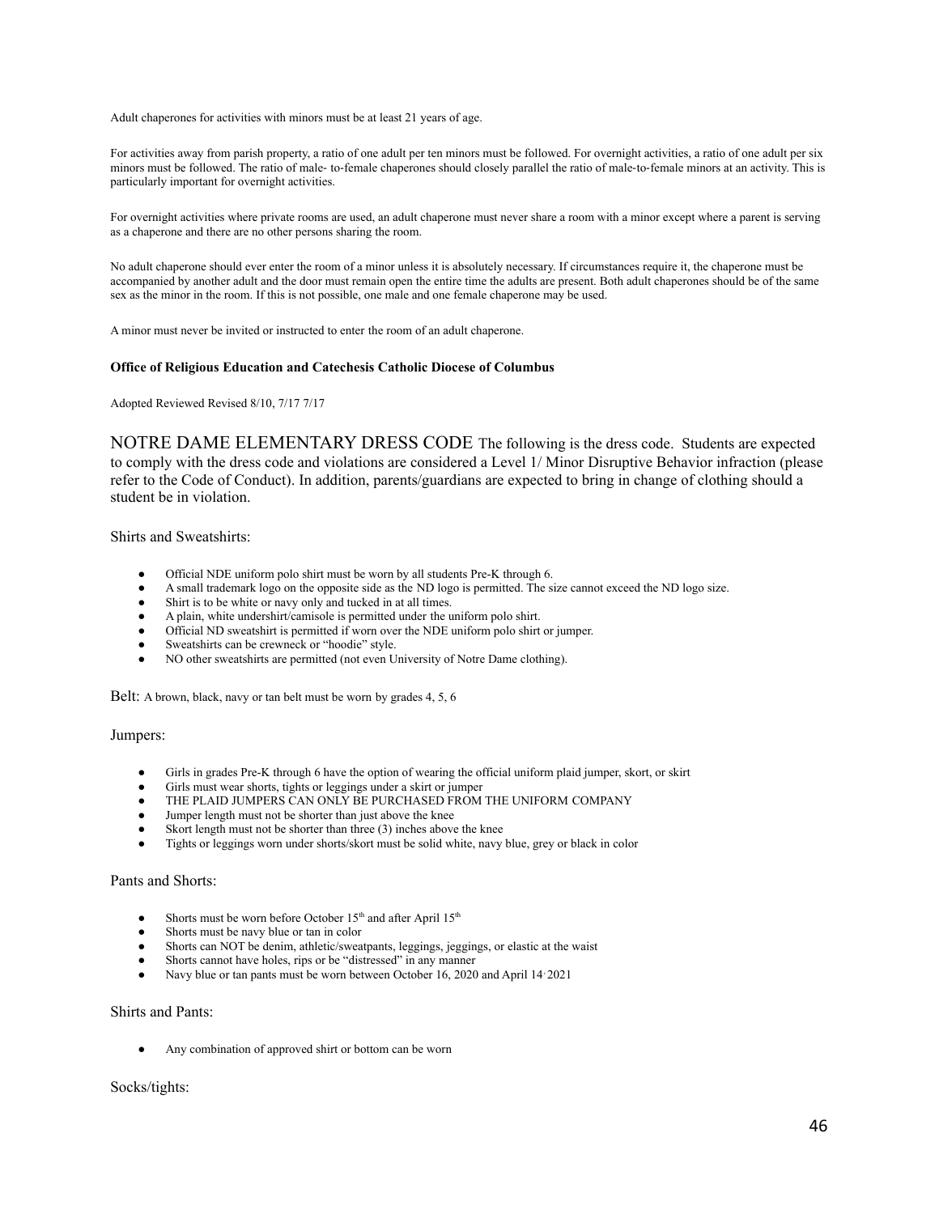Adult chaperones for activities with minors must be at least 21 years of age.

For activities away from parish property, a ratio of one adult per ten minors must be followed. For overnight activities, a ratio of one adult per six minors must be followed. The ratio of male- to-female chaperones should closely parallel the ratio of male-to-female minors at an activity. This is particularly important for overnight activities.

For overnight activities where private rooms are used, an adult chaperone must never share a room with a minor except where a parent is serving as a chaperone and there are no other persons sharing the room.

No adult chaperone should ever enter the room of a minor unless it is absolutely necessary. If circumstances require it, the chaperone must be accompanied by another adult and the door must remain open the entire time the adults are present. Both adult chaperones should be of the same sex as the minor in the room. If this is not possible, one male and one female chaperone may be used.

A minor must never be invited or instructed to enter the room of an adult chaperone.

**Office of Religious Education and Catechesis Catholic Diocese of Columbus**

Adopted Reviewed Revised 8/10, 7/17 7/17

## NOTRE DAME ELEMENTARY DRESS CODE

The following is the dress code. Students are expected to comply with the dress code and violations are considered a Level 1/ Minor Disruptive Behavior infraction (please refer to the Code of Conduct). In addition, parents/guardians are expected to bring in change of clothing should a student be in violation.

Shirts and Sweatshirts:

- Official NDE uniform polo shirt must be worn by all students Pre-K through 6.
- A small trademark logo on the opposite side as the ND logo is permitted. The size cannot exceed the ND logo size.
- Shirt is to be white or navy only and tucked in at all times.
- A plain, white undershirt/camisole is permitted under the uniform polo shirt.
- Official ND sweatshirt is permitted if worn over the NDE uniform polo shirt or jumper.
- Sweatshirts can be crewneck or "hoodie" style.
- NO other sweatshirts are permitted (not even University of Notre Dame clothing).

Belt: A brown, black, navy or tan belt must be worn by grades 4, 5, 6

Jumpers:

- Girls in grades Pre-K through 6 have the option of wearing the official uniform plaid jumper, skort, or skirt
- Girls must wear shorts, tights or leggings under a skirt or jumper
- THE PLAID JUMPERS CAN ONLY BE PURCHASED FROM THE UNIFORM COMPANY
- Jumper length must not be shorter than just above the knee
- Skort length must not be shorter than three (3) inches above the knee
- Tights or leggings worn under shorts/skort must be solid white, navy blue, grey or black in color

Pants and Shorts:

- Shorts must be worn before October 15th and after April 15th
- Shorts must be navy blue or tan in color
- Shorts can NOT be denim, athletic/sweatpants, leggings, jeggings, or elastic at the waist
- Shorts cannot have holes, rips or be "distressed" in any manner
- Navy blue or tan pants must be worn between October 16, 2020 and April 14, 2021

Shirts and Pants:

- Any combination of approved shirt or bottom can be worn

Socks/tights: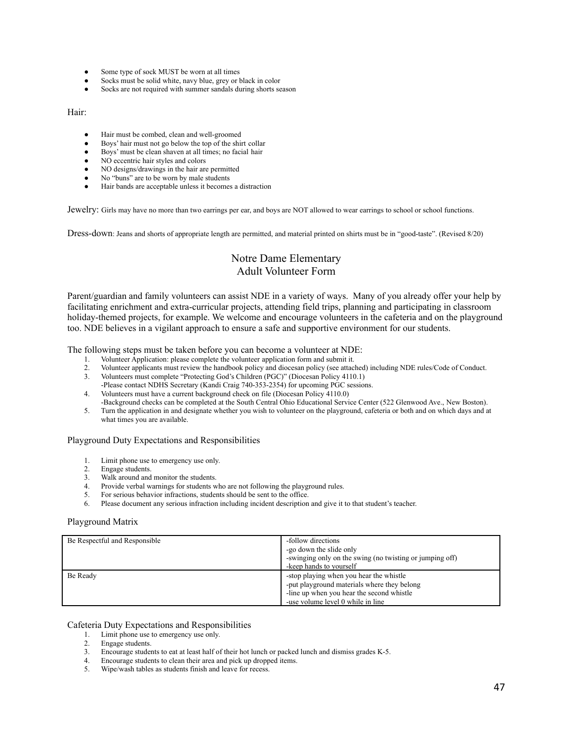- Some type of sock MUST be worn at all times
- Socks must be solid white, navy blue, grey or black in color
- Socks are not required with summer sandals during shorts season

Hair:

- Hair must be combed, clean and well-groomed
- Boys' hair must not go below the top of the shirt collar
- Boys' must be clean shaven at all times; no facial hair
- NO eccentric hair styles and colors
- NO designs/drawings in the hair are permitted
- No "buns" are to be worn by male students
- Hair bands are acceptable unless it becomes a distraction

Jewelry: Girls may have no more than two earrings per ear, and boys are NOT allowed to wear earrings to school or school functions.

Dress-down: Jeans and shorts of appropriate length are permitted, and material printed on shirts must be in "good-taste". (Revised 8/20)

## Notre Dame Elementary
## Adult Volunteer Form

Parent/guardian and family volunteers can assist NDE in a variety of ways. Many of you already offer your help by facilitating enrichment and extra-curricular projects, attending field trips, planning and participating in classroom holiday-themed projects, for example. We welcome and encourage volunteers in the cafeteria and on the playground too. NDE believes in a vigilant approach to ensure a safe and supportive environment for our students.

The following steps must be taken before you can become a volunteer at NDE:

1. Volunteer Application: please complete the volunteer application form and submit it.
2. Volunteer applicants must review the handbook policy and diocesan policy (see attached) including NDE rules/Code of Conduct.
3. Volunteers must complete "Protecting God's Children (PGC)" (Diocesan Policy 4110.1)
   -Please contact NDHS Secretary (Kandi Craig 740-353-2354) for upcoming PGC sessions.
4. Volunteers must have a current background check on file (Diocesan Policy 4110.0)
   -Background checks can be completed at the South Central Ohio Educational Service Center (522 Glenwood Ave., New Boston).
5. Turn the application in and designate whether you wish to volunteer on the playground, cafeteria or both and on which days and at what times you are available.

### Playground Duty Expectations and Responsibilities

1. Limit phone use to emergency use only.
2. Engage students.
3. Walk around and monitor the students.
4. Provide verbal warnings for students who are not following the playground rules.
5. For serious behavior infractions, students should be sent to the office.
6. Please document any serious infraction including incident description and give it to that student's teacher.

### Playground Matrix

| | |
|---|---|
| Be Respectful and Responsible | -follow directions<br>-go down the slide only<br>-swinging only on the swing (no twisting or jumping off)<br>-keep hands to yourself |
| Be Ready | -stop playing when you hear the whistle<br>-put playground materials where they belong<br>-line up when you hear the second whistle<br>-use volume level 0 while in line |

### Cafeteria Duty Expectations and Responsibilities

1. Limit phone use to emergency use only.
2. Engage students.
3. Encourage students to eat at least half of their hot lunch or packed lunch and dismiss grades K-5.
4. Encourage students to clean their area and pick up dropped items.
5. Wipe/wash tables as students finish and leave for recess.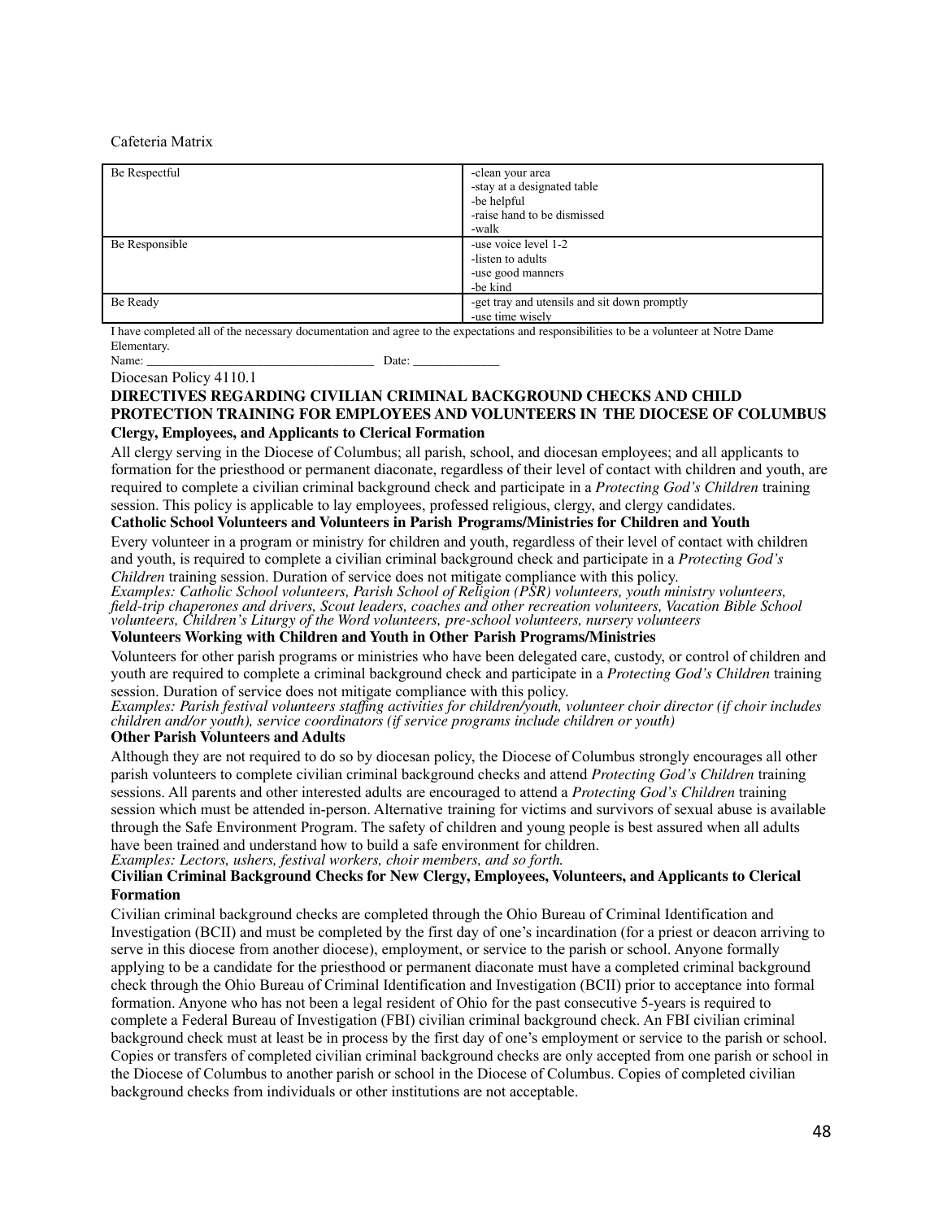Cafeteria Matrix

| | |
|---|---|
| Be Respectful | -clean your area<br>-stay at a designated table<br>-be helpful<br>-raise hand to be dismissed<br>-walk |
| Be Responsible | -use voice level 1-2<br>-listen to adults<br>-use good manners<br>-be kind |
| Be Ready | -get tray and utensils and sit down promptly<br>-use time wisely |

I have completed all of the necessary documentation and agree to the expectations and responsibilities to be a volunteer at Notre Dame Elementary.

Name: ___________________________________ Date: _____________

Diocesan Policy 4110.1

**DIRECTIVES REGARDING CIVILIAN CRIMINAL BACKGROUND CHECKS AND CHILD PROTECTION TRAINING FOR EMPLOYEES AND VOLUNTEERS IN THE DIOCESE OF COLUMBUS**

**Clergy, Employees, and Applicants to Clerical Formation**

All clergy serving in the Diocese of Columbus; all parish, school, and diocesan employees; and all applicants to formation for the priesthood or permanent diaconate, regardless of their level of contact with children and youth, are required to complete a civilian criminal background check and participate in a *Protecting God's Children* training session. This policy is applicable to lay employees, professed religious, clergy, and clergy candidates.

**Catholic School Volunteers and Volunteers in Parish Programs/Ministries for Children and Youth**

Every volunteer in a program or ministry for children and youth, regardless of their level of contact with children and youth, is required to complete a civilian criminal background check and participate in a *Protecting God's Children* training session. Duration of service does not mitigate compliance with this policy.

*Examples: Catholic School volunteers, Parish School of Religion (PSR) volunteers, youth ministry volunteers, field-trip chaperones and drivers, Scout leaders, coaches and other recreation volunteers, Vacation Bible School volunteers, Children's Liturgy of the Word volunteers, pre-school volunteers, nursery volunteers*

**Volunteers Working with Children and Youth in Other Parish Programs/Ministries**

Volunteers for other parish programs or ministries who have been delegated care, custody, or control of children and youth are required to complete a criminal background check and participate in a *Protecting God's Children* training session. Duration of service does not mitigate compliance with this policy.

*Examples: Parish festival volunteers staffing activities for children/youth, volunteer choir director (if choir includes children and/or youth), service coordinators (if service programs include children or youth)*

**Other Parish Volunteers and Adults**

Although they are not required to do so by diocesan policy, the Diocese of Columbus strongly encourages all other parish volunteers to complete civilian criminal background checks and attend *Protecting God's Children* training sessions. All parents and other interested adults are encouraged to attend a *Protecting God's Children* training session which must be attended in-person. Alternative training for victims and survivors of sexual abuse is available through the Safe Environment Program. The safety of children and young people is best assured when all adults have been trained and understand how to build a safe environment for children.

*Examples: Lectors, ushers, festival workers, choir members, and so forth.*

**Civilian Criminal Background Checks for New Clergy, Employees, Volunteers, and Applicants to Clerical Formation**

Civilian criminal background checks are completed through the Ohio Bureau of Criminal Identification and Investigation (BCII) and must be completed by the first day of one's incardination (for a priest or deacon arriving to serve in this diocese from another diocese), employment, or service to the parish or school. Anyone formally applying to be a candidate for the priesthood or permanent diaconate must have a completed criminal background check through the Ohio Bureau of Criminal Identification and Investigation (BCII) prior to acceptance into formal formation. Anyone who has not been a legal resident of Ohio for the past consecutive 5-years is required to complete a Federal Bureau of Investigation (FBI) civilian criminal background check. An FBI civilian criminal background check must at least be in process by the first day of one's employment or service to the parish or school. Copies or transfers of completed civilian criminal background checks are only accepted from one parish or school in the Diocese of Columbus to another parish or school in the Diocese of Columbus. Copies of completed civilian background checks from individuals or other institutions are not acceptable.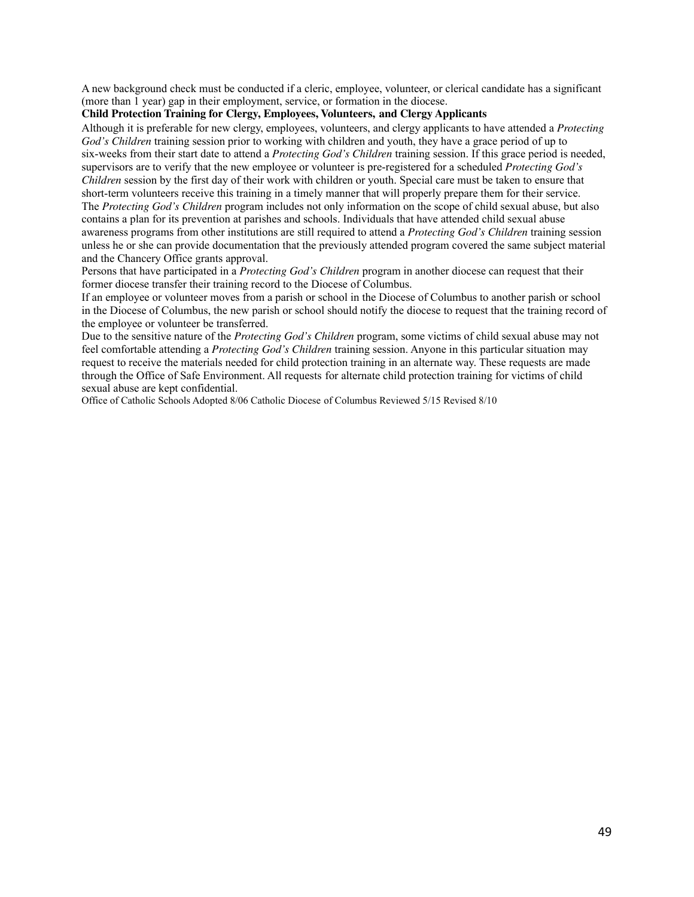A new background check must be conducted if a cleric, employee, volunteer, or clerical candidate has a significant (more than 1 year) gap in their employment, service, or formation in the diocese.

**Child Protection Training for Clergy, Employees, Volunteers, and Clergy Applicants**

Although it is preferable for new clergy, employees, volunteers, and clergy applicants to have attended a *Protecting God's Children* training session prior to working with children and youth, they have a grace period of up to six-weeks from their start date to attend a *Protecting God's Children* training session. If this grace period is needed, supervisors are to verify that the new employee or volunteer is pre-registered for a scheduled *Protecting God's Children* session by the first day of their work with children or youth. Special care must be taken to ensure that short-term volunteers receive this training in a timely manner that will properly prepare them for their service.

The *Protecting God's Children* program includes not only information on the scope of child sexual abuse, but also contains a plan for its prevention at parishes and schools. Individuals that have attended child sexual abuse awareness programs from other institutions are still required to attend a *Protecting God's Children* training session unless he or she can provide documentation that the previously attended program covered the same subject material and the Chancery Office grants approval.

Persons that have participated in a *Protecting God's Children* program in another diocese can request that their former diocese transfer their training record to the Diocese of Columbus.

If an employee or volunteer moves from a parish or school in the Diocese of Columbus to another parish or school in the Diocese of Columbus, the new parish or school should notify the diocese to request that the training record of the employee or volunteer be transferred.

Due to the sensitive nature of the *Protecting God's Children* program, some victims of child sexual abuse may not feel comfortable attending a *Protecting God's Children* training session. Anyone in this particular situation may request to receive the materials needed for child protection training in an alternate way. These requests are made through the Office of Safe Environment. All requests for alternate child protection training for victims of child sexual abuse are kept confidential.

Office of Catholic Schools Adopted 8/06 Catholic Diocese of Columbus Reviewed 5/15 Revised 8/10